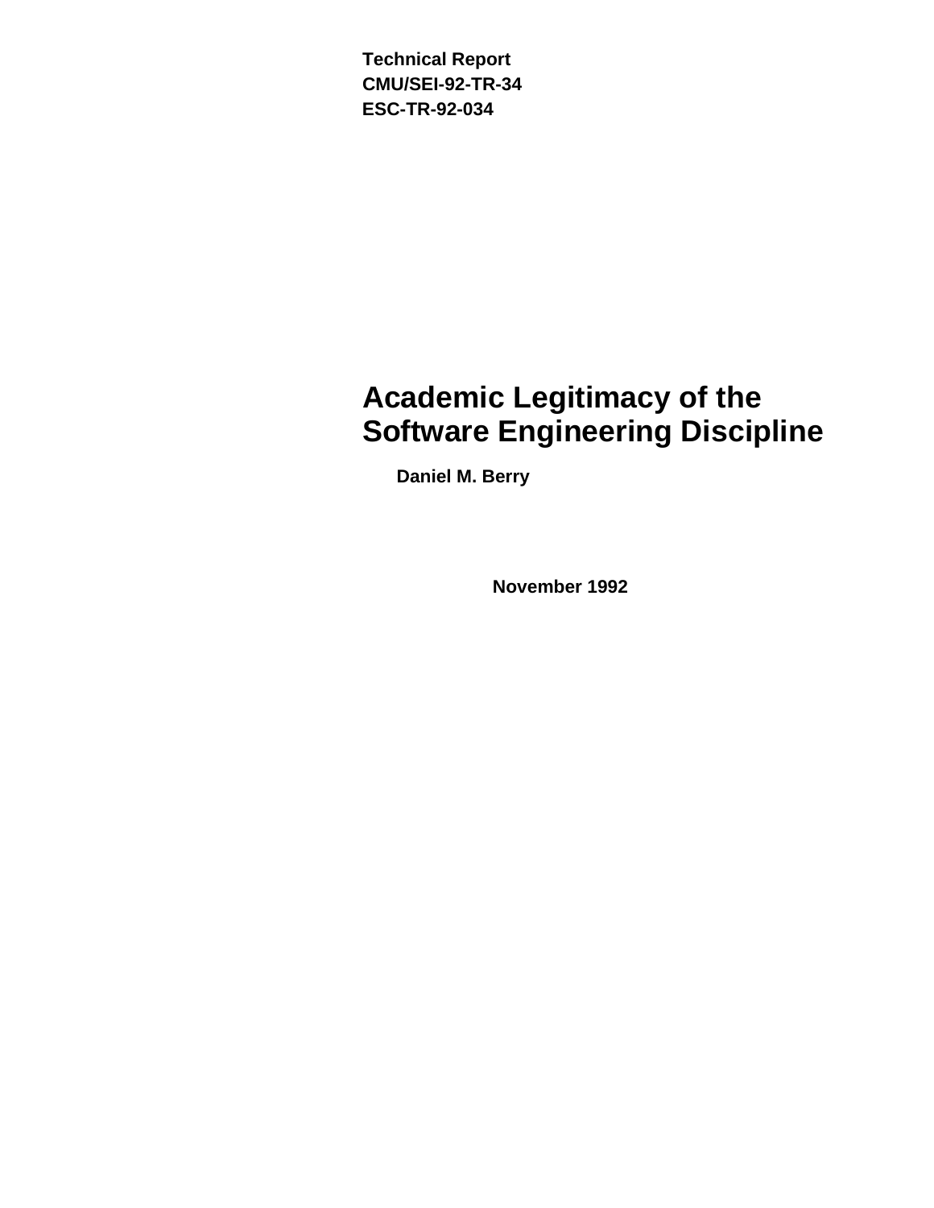Technical Report
CMU/SEI-92-TR-34
ESC-TR-92-034

# Academic Legitimacy of the Software Engineering Discipline

**Daniel M. Berry**

**November 1992**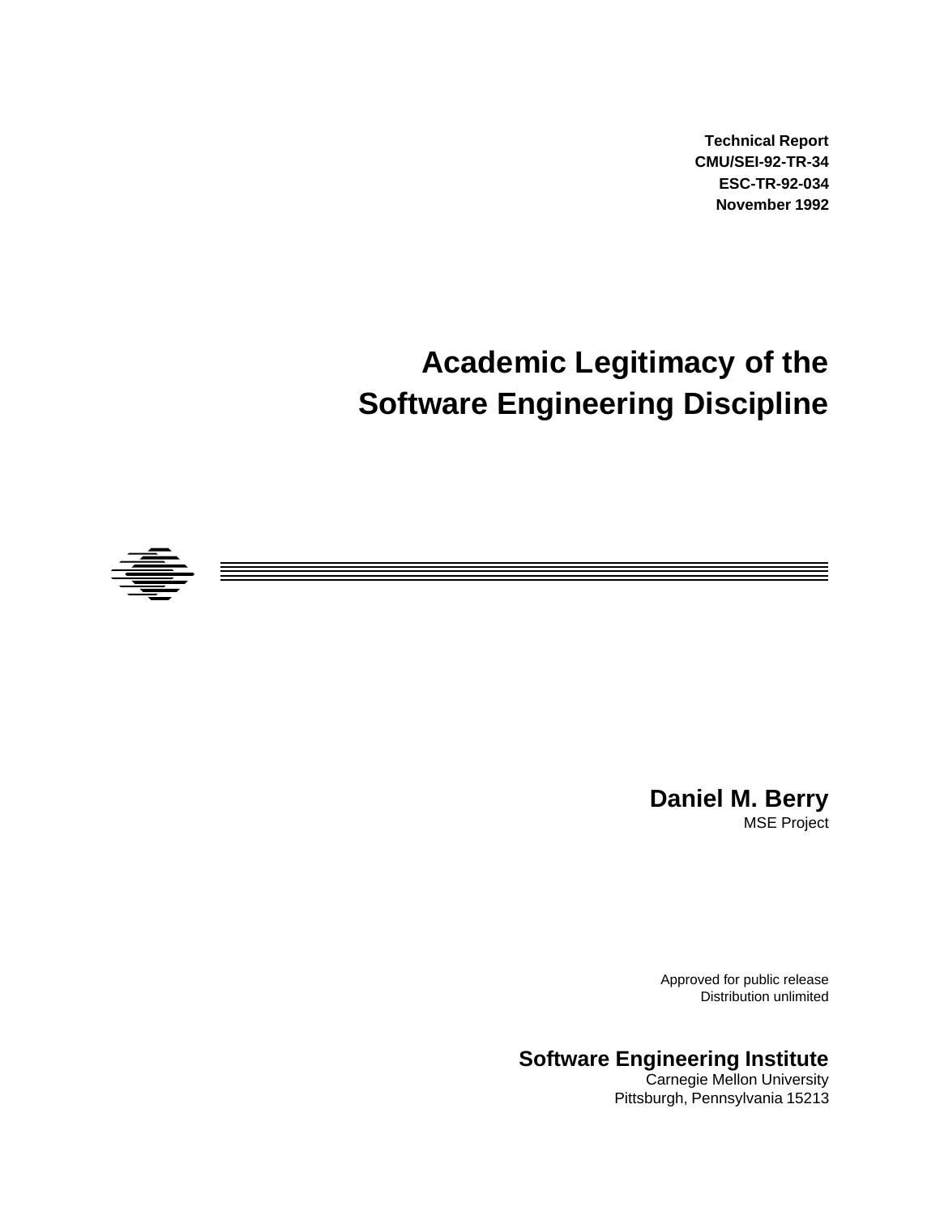**Technical Report**
**CMU/SEI-92-TR-34**
**ESC-TR-92-034**
**November 1992**

# Academic Legitimacy of the Software Engineering Discipline

## Daniel M. Berry

MSE Project

Approved for public release
Distribution unlimited

## Software Engineering Institute

Carnegie Mellon University
Pittsburgh, Pennsylvania 15213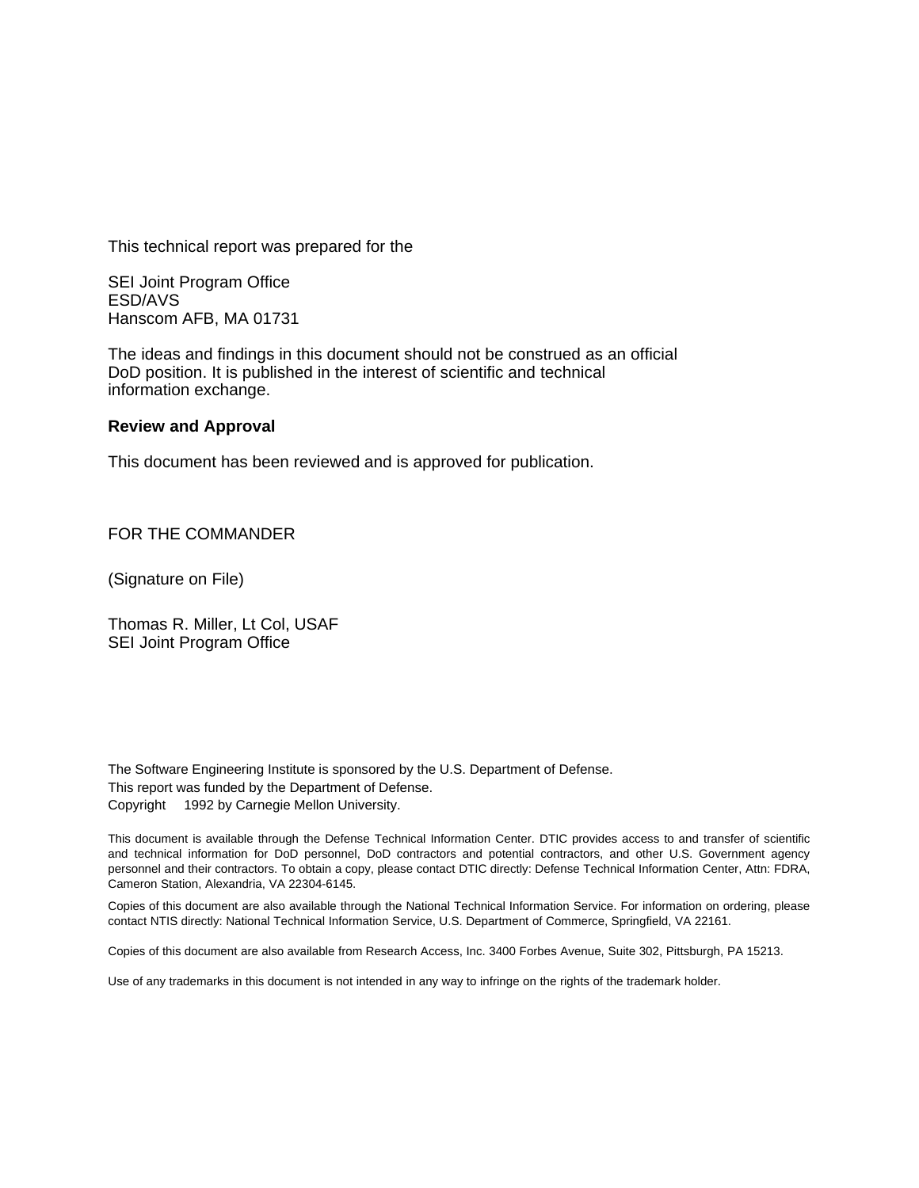This technical report was prepared for the

SEI Joint Program Office
ESD/AVS
Hanscom AFB, MA 01731

The ideas and findings in this document should not be construed as an official DoD position. It is published in the interest of scientific and technical information exchange.

**Review and Approval**

This document has been reviewed and is approved for publication.

FOR THE COMMANDER

(Signature on File)

Thomas R. Miller, Lt Col, USAF
SEI Joint Program Office

The Software Engineering Institute is sponsored by the U.S. Department of Defense.
This report was funded by the Department of Defense.
Copyright 1992 by Carnegie Mellon University.

This document is available through the Defense Technical Information Center. DTIC provides access to and transfer of scientific and technical information for DoD personnel, DoD contractors and potential contractors, and other U.S. Government agency personnel and their contractors. To obtain a copy, please contact DTIC directly: Defense Technical Information Center, Attn: FDRA, Cameron Station, Alexandria, VA 22304-6145.

Copies of this document are also available through the National Technical Information Service. For information on ordering, please contact NTIS directly: National Technical Information Service, U.S. Department of Commerce, Springfield, VA 22161.

Copies of this document are also available from Research Access, Inc. 3400 Forbes Avenue, Suite 302, Pittsburgh, PA 15213.

Use of any trademarks in this document is not intended in any way to infringe on the rights of the trademark holder.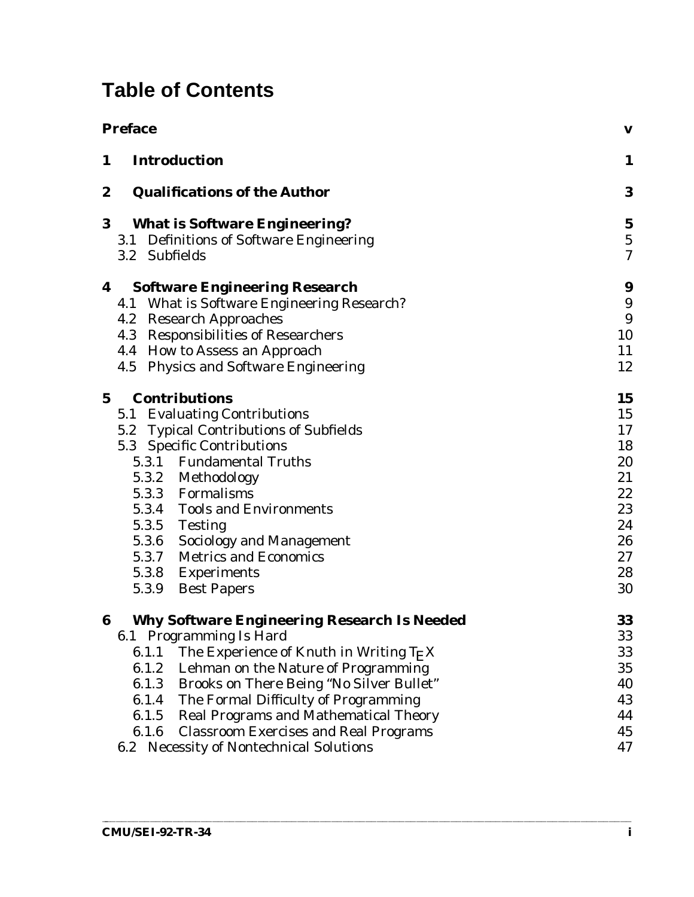# Table of Contents

| | | |
|---|---|---|
| **Preface** | | **v** |
| **1** | **Introduction** | **1** |
| **2** | **Qualifications of the Author** | **3** |
| **3** | **What is Software Engineering?** | **5** |
| | 3.1 Definitions of Software Engineering | 5 |
| | 3.2 Subfields | 7 |
| **4** | **Software Engineering Research** | **9** |
| | 4.1 What is Software Engineering Research? | 9 |
| | 4.2 Research Approaches | 9 |
| | 4.3 Responsibilities of Researchers | 10 |
| | 4.4 How to Assess an Approach | 11 |
| | 4.5 Physics and Software Engineering | 12 |
| **5** | **Contributions** | **15** |
| | 5.1 Evaluating Contributions | 15 |
| | 5.2 Typical Contributions of Subfields | 17 |
| | 5.3 Specific Contributions | 18 |
| | 5.3.1 Fundamental Truths | 20 |
| | 5.3.2 Methodology | 21 |
| | 5.3.3 Formalisms | 22 |
| | 5.3.4 Tools and Environments | 23 |
| | 5.3.5 Testing | 24 |
| | 5.3.6 Sociology and Management | 26 |
| | 5.3.7 Metrics and Economics | 27 |
| | 5.3.8 Experiments | 28 |
| | 5.3.9 Best Papers | 30 |
| **6** | **Why Software Engineering Research Is Needed** | **33** |
| | 6.1 Programming Is Hard | 33 |
| | 6.1.1 The Experience of Knuth in Writing TEX | 33 |
| | 6.1.2 Lehman on the Nature of Programming | 35 |
| | 6.1.3 Brooks on There Being "No Silver Bullet" | 40 |
| | 6.1.4 The Formal Difficulty of Programming | 43 |
| | 6.1.5 Real Programs and Mathematical Theory | 44 |
| | 6.1.6 Classroom Exercises and Real Programs | 45 |
| | 6.2 Necessity of Nontechnical Solutions | 47 |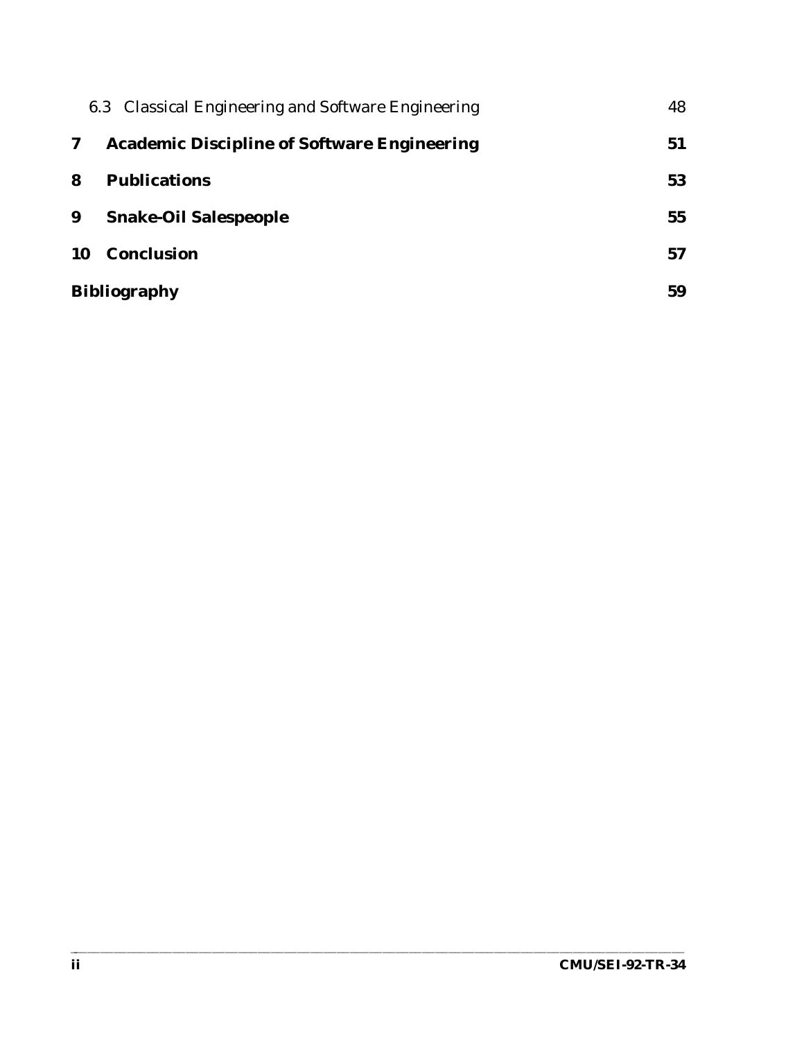6.3 Classical Engineering and Software Engineering 48

**7 Academic Discipline of Software Engineering 51**

**8 Publications 53**

**9 Snake-Oil Salespeople 55**

**10 Conclusion 57**

**Bibliography 59**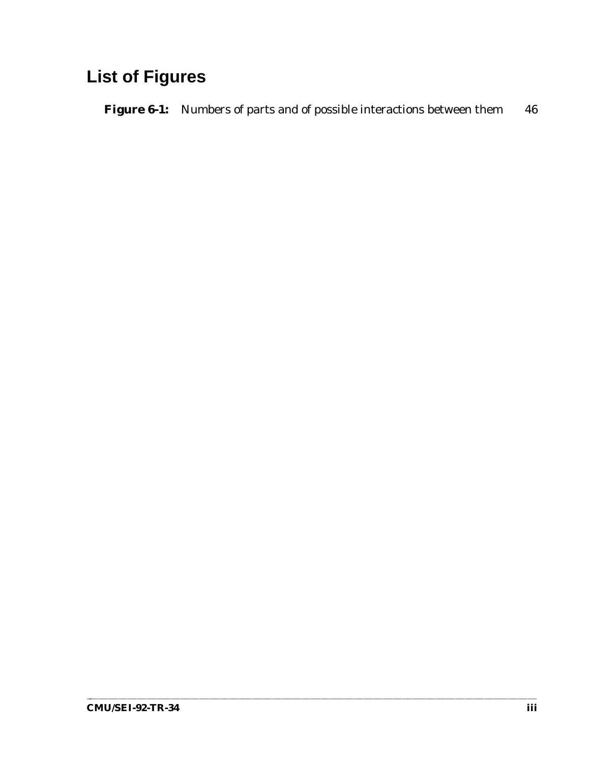# List of Figures

**Figure 6-1:** Numbers of parts and of possible interactions between them 46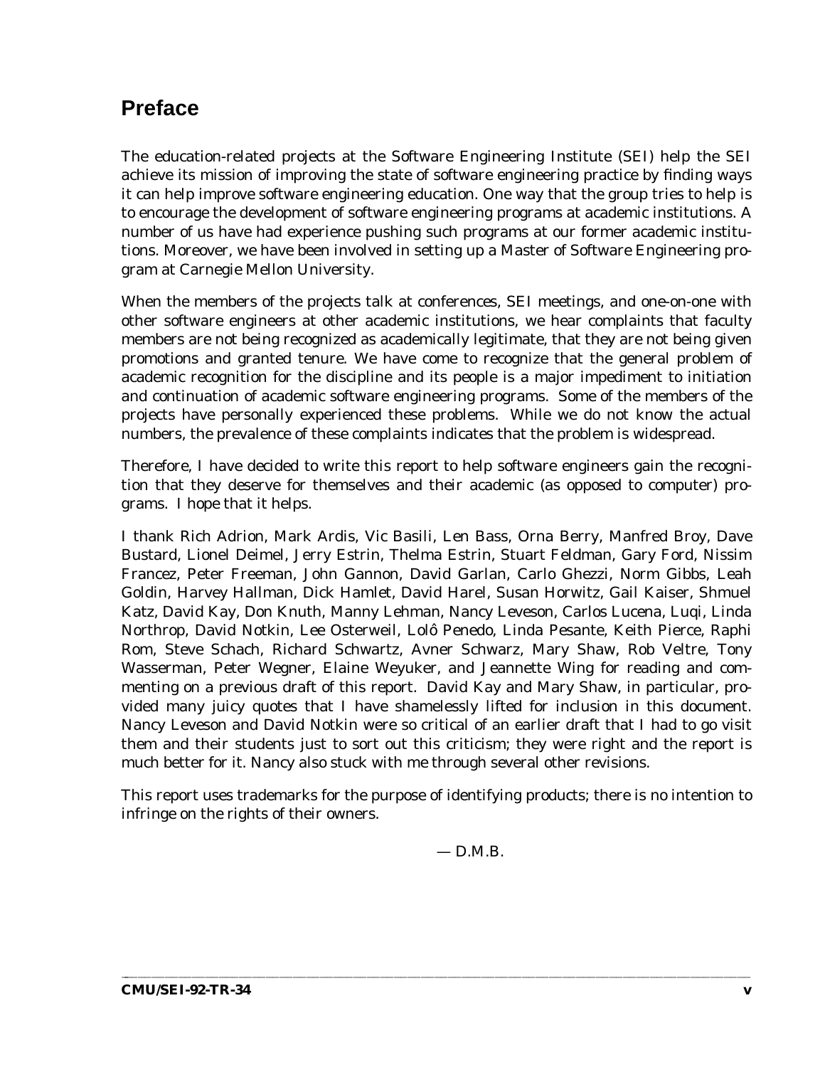# Preface

The education-related projects at the Software Engineering Institute (SEI) help the SEI achieve its mission of improving the state of software engineering practice by finding ways it can help improve software engineering education. One way that the group tries to help is to encourage the development of software engineering programs at academic institutions. A number of us have had experience pushing such programs at our former academic institutions. Moreover, we have been involved in setting up a Master of Software Engineering program at Carnegie Mellon University.

When the members of the projects talk at conferences, SEI meetings, and one-on-one with other software engineers at other academic institutions, we hear complaints that faculty members are not being recognized as academically legitimate, that they are not being given promotions and granted tenure. We have come to recognize that the general problem of academic recognition for the discipline and its people is a major impediment to initiation and continuation of academic software engineering programs. Some of the members of the projects have personally experienced these problems. While we do not know the actual numbers, the prevalence of these complaints indicates that the problem is widespread.

Therefore, I have decided to write this report to help software engineers gain the recognition that they deserve for themselves and their academic (as opposed to computer) programs. I hope that it helps.

I thank Rich Adrion, Mark Ardis, Vic Basili, Len Bass, Orna Berry, Manfred Broy, Dave Bustard, Lionel Deimel, Jerry Estrin, Thelma Estrin, Stuart Feldman, Gary Ford, Nissim Francez, Peter Freeman, John Gannon, David Garlan, Carlo Ghezzi, Norm Gibbs, Leah Goldin, Harvey Hallman, Dick Hamlet, David Harel, Susan Horwitz, Gail Kaiser, Shmuel Katz, David Kay, Don Knuth, Manny Lehman, Nancy Leveson, Carlos Lucena, Luqi, Linda Northrop, David Notkin, Lee Osterweil, Lolô Penedo, Linda Pesante, Keith Pierce, Raphi Rom, Steve Schach, Richard Schwartz, Avner Schwarz, Mary Shaw, Rob Veltre, Tony Wasserman, Peter Wegner, Elaine Weyuker, and Jeannette Wing for reading and commenting on a previous draft of this report. David Kay and Mary Shaw, in particular, provided many juicy quotes that I have shamelessly lifted for inclusion in this document. Nancy Leveson and David Notkin were so critical of an earlier draft that I had to go visit them and their students just to sort out this criticism; they were right and the report is much better for it. Nancy also stuck with me through several other revisions.

This report uses trademarks for the purpose of identifying products; there is no intention to infringe on the rights of their owners.

— D.M.B.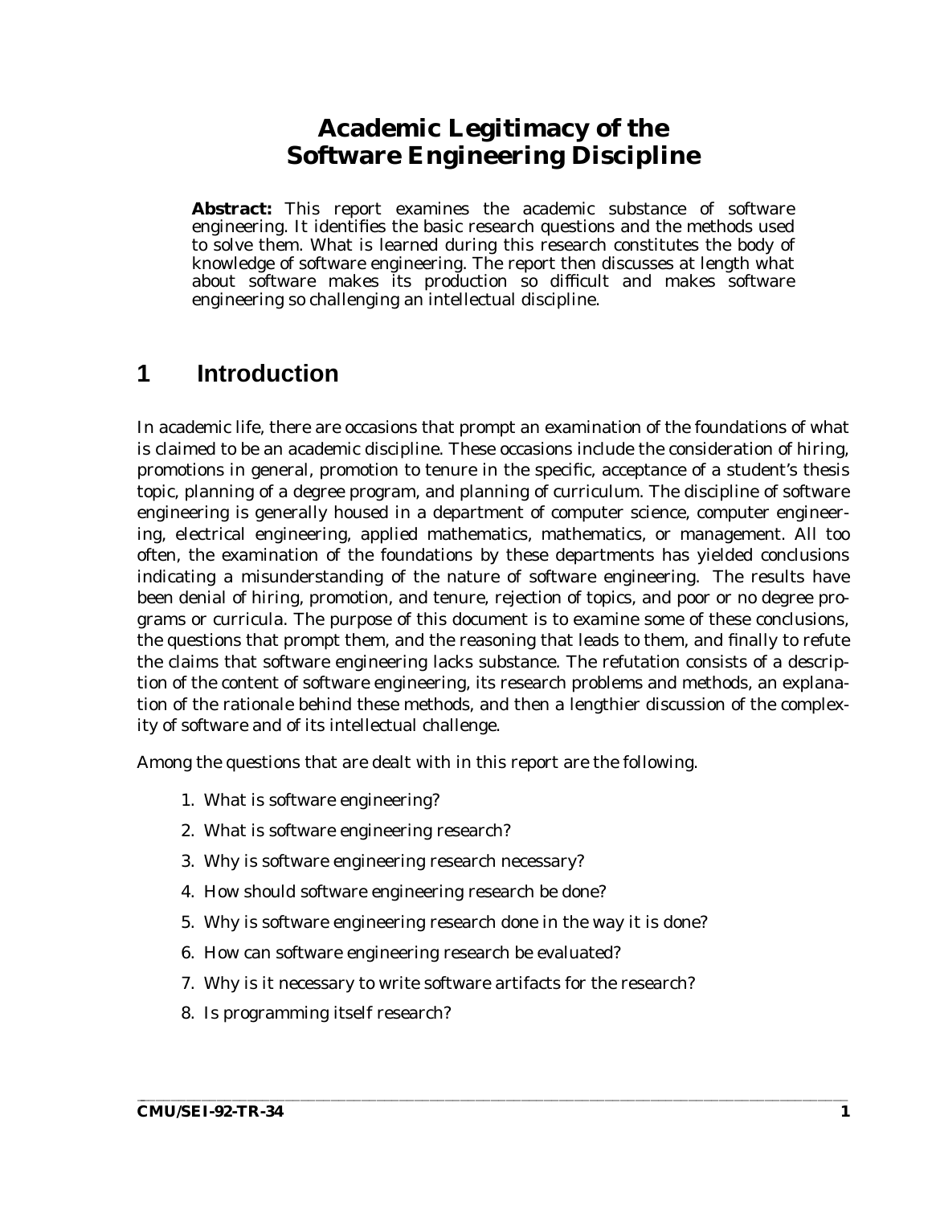# Academic Legitimacy of the Software Engineering Discipline

**Abstract:** This report examines the academic substance of software engineering. It identifies the basic research questions and the methods used to solve them. What is learned during this research constitutes the body of knowledge of software engineering. The report then discusses at length what about software makes its production so difficult and makes software engineering so challenging an intellectual discipline.

## 1 Introduction

In academic life, there are occasions that prompt an examination of the foundations of what is claimed to be an academic discipline. These occasions include the consideration of hiring, promotions in general, promotion to tenure in the specific, acceptance of a student's thesis topic, planning of a degree program, and planning of curriculum. The discipline of software engineering is generally housed in a department of computer science, computer engineering, electrical engineering, applied mathematics, mathematics, or management. All too often, the examination of the foundations by these departments has yielded conclusions indicating a misunderstanding of the nature of software engineering. The results have been denial of hiring, promotion, and tenure, rejection of topics, and poor or no degree programs or curricula. The purpose of this document is to examine some of these conclusions, the questions that prompt them, and the reasoning that leads to them, and finally to refute the claims that software engineering lacks substance. The refutation consists of a description of the content of software engineering, its research problems and methods, an explanation of the rationale behind these methods, and then a lengthier discussion of the complexity of software and of its intellectual challenge.

Among the questions that are dealt with in this report are the following.

1. What is software engineering?
2. What is software engineering research?
3. Why is software engineering research necessary?
4. How should software engineering research be done?
5. Why is software engineering research done in the way it is done?
6. How can software engineering research be evaluated?
7. Why is it necessary to write software artifacts for the research?
8. Is programming itself research?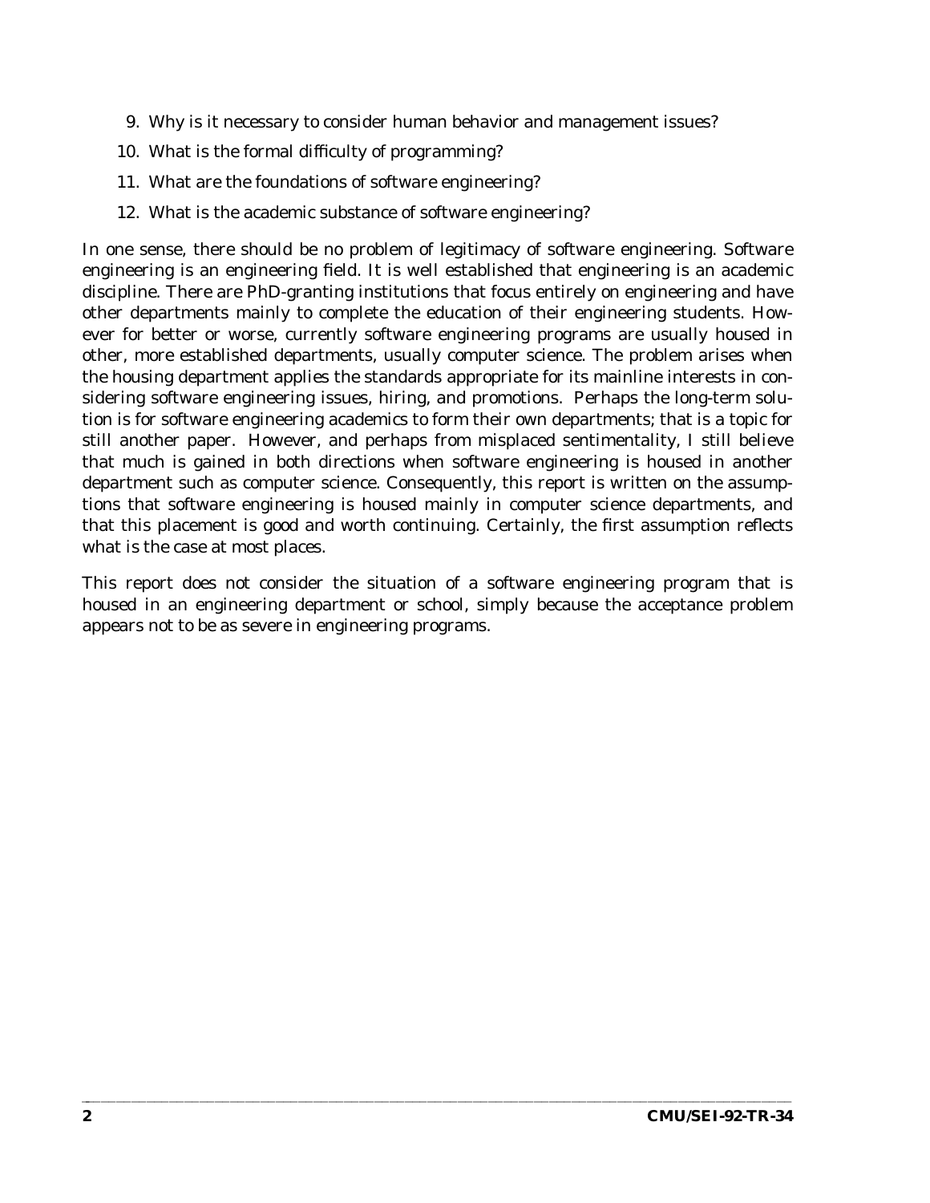9. Why is it necessary to consider human behavior and management issues?
10. What is the formal difficulty of programming?
11. What are the foundations of software engineering?
12. What is the academic substance of software engineering?

In one sense, there should be no problem of legitimacy of software engineering. Software engineering is an engineering field. It is well established that engineering is an academic discipline. There are PhD-granting institutions that focus entirely on engineering and have other departments mainly to complete the education of their engineering students. However for better or worse, currently software engineering programs are usually housed in other, more established departments, usually computer science. The problem arises when the housing department applies the standards appropriate for its mainline interests in considering software engineering issues, hiring, and promotions. Perhaps the long-term solution is for software engineering academics to form their own departments; that is a topic for still another paper. However, and perhaps from misplaced sentimentality, I still believe that much is gained in both directions when software engineering is housed in another department such as computer science. Consequently, this report is written on the assumptions that software engineering is housed mainly in computer science departments, and that this placement is good and worth continuing. Certainly, the first assumption reflects what is the case at most places.

This report does not consider the situation of a software engineering program that is housed in an engineering department or school, simply because the acceptance problem appears not to be as severe in engineering programs.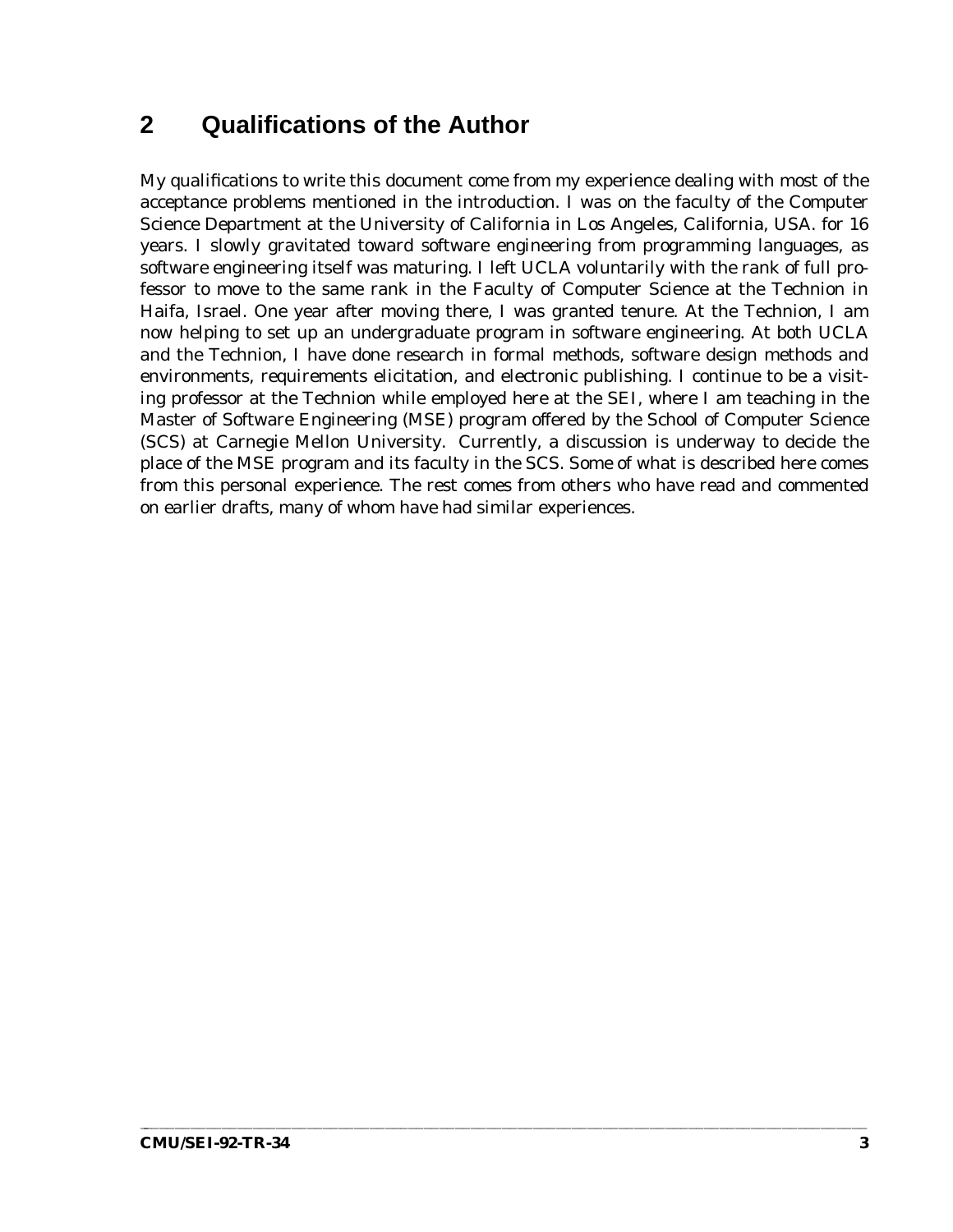## 2 Qualifications of the Author

My qualifications to write this document come from my experience dealing with most of the acceptance problems mentioned in the introduction. I was on the faculty of the Computer Science Department at the University of California in Los Angeles, California, USA. for 16 years. I slowly gravitated toward software engineering from programming languages, as software engineering itself was maturing. I left UCLA voluntarily with the rank of full professor to move to the same rank in the Faculty of Computer Science at the Technion in Haifa, Israel. One year after moving there, I was granted tenure. At the Technion, I am now helping to set up an undergraduate program in software engineering. At both UCLA and the Technion, I have done research in formal methods, software design methods and environments, requirements elicitation, and electronic publishing. I continue to be a visiting professor at the Technion while employed here at the SEI, where I am teaching in the Master of Software Engineering (MSE) program offered by the School of Computer Science (SCS) at Carnegie Mellon University. Currently, a discussion is underway to decide the place of the MSE program and its faculty in the SCS. Some of what is described here comes from this personal experience. The rest comes from others who have read and commented on earlier drafts, many of whom have had similar experiences.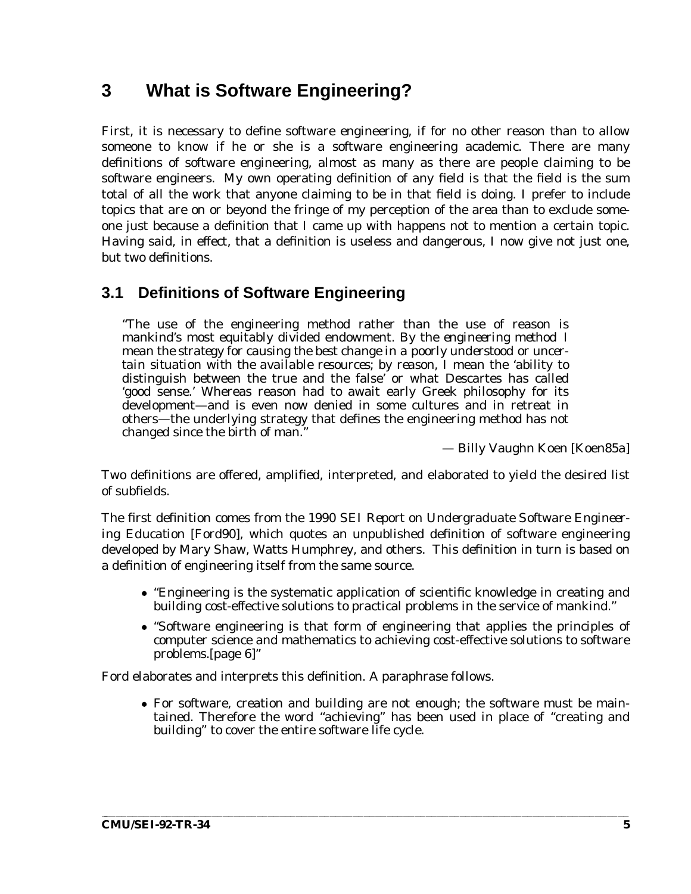# 3 What is Software Engineering?

First, it is necessary to define software engineering, if for no other reason than to allow someone to know if he or she is a software engineering academic. There are many definitions of software engineering, almost as many as there are people claiming to be software engineers. My own operating definition of any field is that the field is the sum total of all the work that anyone claiming to be in that field is doing. I prefer to include topics that are on or beyond the fringe of my perception of the area than to exclude someone just because a definition that I came up with happens not to mention a certain topic. Having said, in effect, that a definition is useless and dangerous, I now give not just one, but two definitions.

## 3.1 Definitions of Software Engineering

> "The use of the engineering method rather than the use of reason is mankind's most equitably divided endowment. By the *engineering method* I mean the *strategy for causing the best change in a poorly understood or uncertain situation with the available resources*; by *reason*, I mean the 'ability to distinguish between the true and the false' or what Descartes has called 'good sense.' Whereas reason had to await early Greek philosophy for its development—and is even now denied in some cultures and in retreat in others—the underlying strategy that defines the engineering method has not changed since the birth of man."
>
> — Billy Vaughn Koen [Koen85a]

Two definitions are offered, amplified, interpreted, and elaborated to yield the desired list of subfields.

The first definition comes from the 1990 *SEI Report on Undergraduate Software Engineering Education* [Ford90], which quotes an unpublished definition of software engineering developed by Mary Shaw, Watts Humphrey, and others. This definition in turn is based on a definition of engineering itself from the same source.

- "Engineering is the systematic application of scientific knowledge in creating and building cost-effective solutions to practical problems in the service of mankind."
- "Software engineering is that form of engineering that applies the principles of computer science and mathematics to achieving cost-effective solutions to software problems.[page 6]"

Ford elaborates and interprets this definition. A paraphrase follows.

- For software, creation and building are not enough; the software must be maintained. Therefore the word "achieving" has been used in place of "creating and building" to cover the entire software life cycle.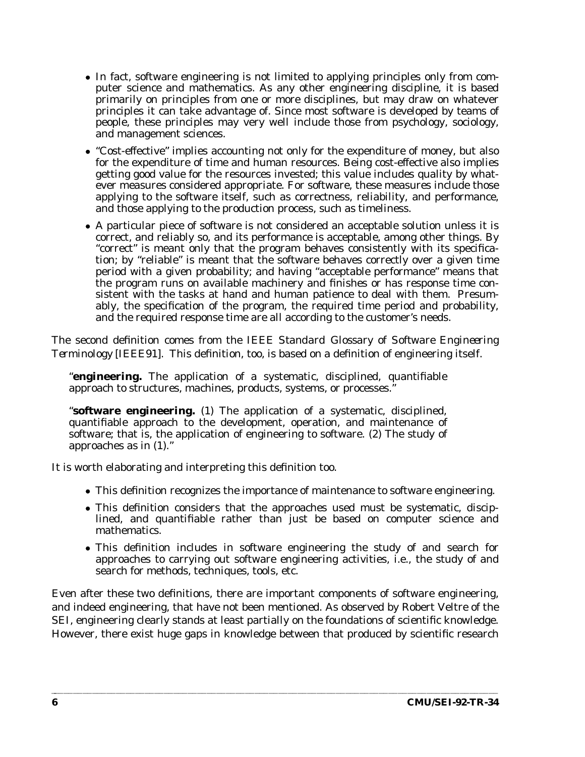- In fact, software engineering is not limited to applying principles only from computer science and mathematics. As any other engineering discipline, it is based primarily on principles from one or more disciplines, but may draw on whatever principles it can take advantage of. Since most software is developed by teams of people, these principles may very well include those from psychology, sociology, and management sciences.
- "Cost-effective" implies accounting not only for the expenditure of money, but also for the expenditure of time and human resources. Being cost-effective also implies getting good value for the resources invested; this value includes quality by whatever measures considered appropriate. For software, these measures include those applying to the software itself, such as correctness, reliability, and performance, and those applying to the production process, such as timeliness.
- A particular piece of software is not considered an acceptable solution unless it is correct, and reliably so, and its performance is acceptable, among other things. By "correct" is meant only that the program behaves consistently with its specification; by "reliable" is meant that the software behaves correctly over a given time period with a given probability; and having "acceptable performance" means that the program runs on available machinery and finishes or has response time consistent with the tasks at hand and human patience to deal with them. Presumably, the specification of the program, the required time period and probability, and the required response time are all according to the customer's needs.

The second definition comes from the *IEEE Standard Glossary of Software Engineering Terminology* [IEEE91]. This definition, too, is based on a definition of engineering itself.

> "**engineering.** The application of a systematic, disciplined, quantifiable approach to structures, machines, products, systems, or processes."

> "**software engineering.** (1) The application of a systematic, disciplined, quantifiable approach to the development, operation, and maintenance of software; that is, the application of engineering to software. (2) The study of approaches as in (1)."

It is worth elaborating and interpreting this definition too.

- This definition recognizes the importance of maintenance to software engineering.
- This definition considers that the approaches used must be systematic, disciplined, and quantifiable rather than just be based on computer science and mathematics.
- This definition includes in software engineering the study of and search for approaches to carrying out software engineering activities, i.e., the study of and search for methods, techniques, tools, etc.

Even after these two definitions, there are important components of software engineering, and indeed engineering, that have not been mentioned. As observed by Robert Veltre of the SEI, engineering clearly stands at least partially on the foundations of scientific knowledge. However, there exist huge gaps in knowledge between that produced by scientific research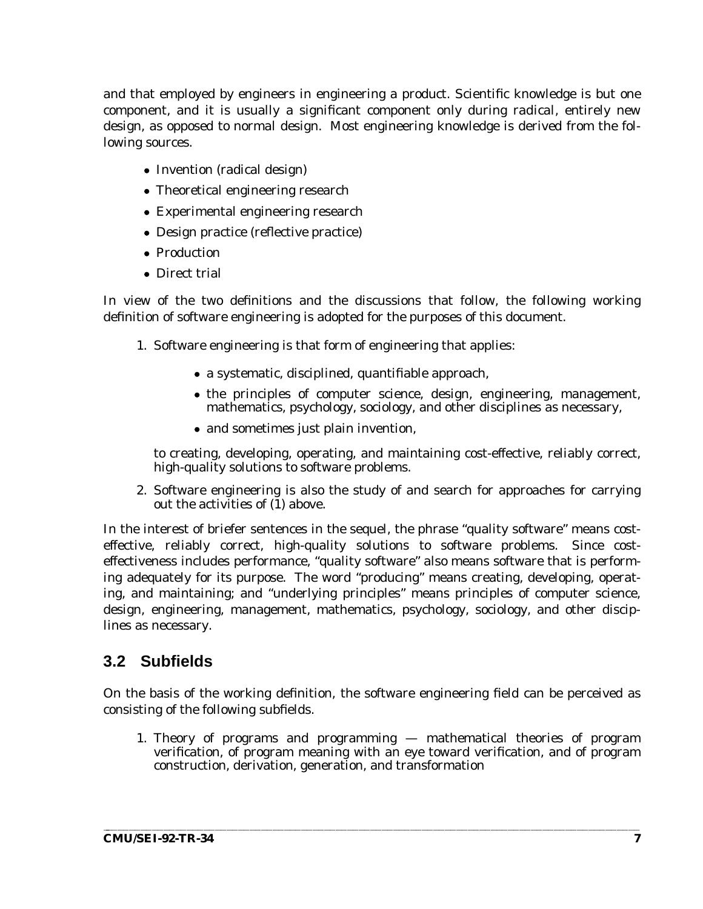and that employed by engineers in engineering a product. Scientific knowledge is but one component, and it is usually a significant component only during radical, entirely new design, as opposed to normal design. Most engineering knowledge is derived from the following sources.

- Invention (radical design)
- Theoretical engineering research
- Experimental engineering research
- Design practice (reflective practice)
- Production
- Direct trial

In view of the two definitions and the discussions that follow, the following working definition of software engineering is adopted for the purposes of this document.

1. Software engineering is that form of engineering that applies:

    - a systematic, disciplined, quantifiable approach,
    - the principles of computer science, design, engineering, management, mathematics, psychology, sociology, and other disciplines as necessary,
    - and sometimes just plain invention,

    to creating, developing, operating, and maintaining cost-effective, reliably correct, high-quality solutions to software problems.

2. Software engineering is also the study of and search for approaches for carrying out the activities of (1) above.

In the interest of briefer sentences in the sequel, the phrase "quality software" means cost-effective, reliably correct, high-quality solutions to software problems. Since cost-effectiveness includes performance, "quality software" also means software that is performing adequately for its purpose. The word "producing" means creating, developing, operating, and maintaining; and "underlying principles" means principles of computer science, design, engineering, management, mathematics, psychology, sociology, and other disciplines as necessary.

## 3.2 Subfields

On the basis of the working definition, the software engineering field can be perceived as consisting of the following subfields.

1. Theory of programs and programming — mathematical theories of program verification, of program meaning with an eye toward verification, and of program construction, derivation, generation, and transformation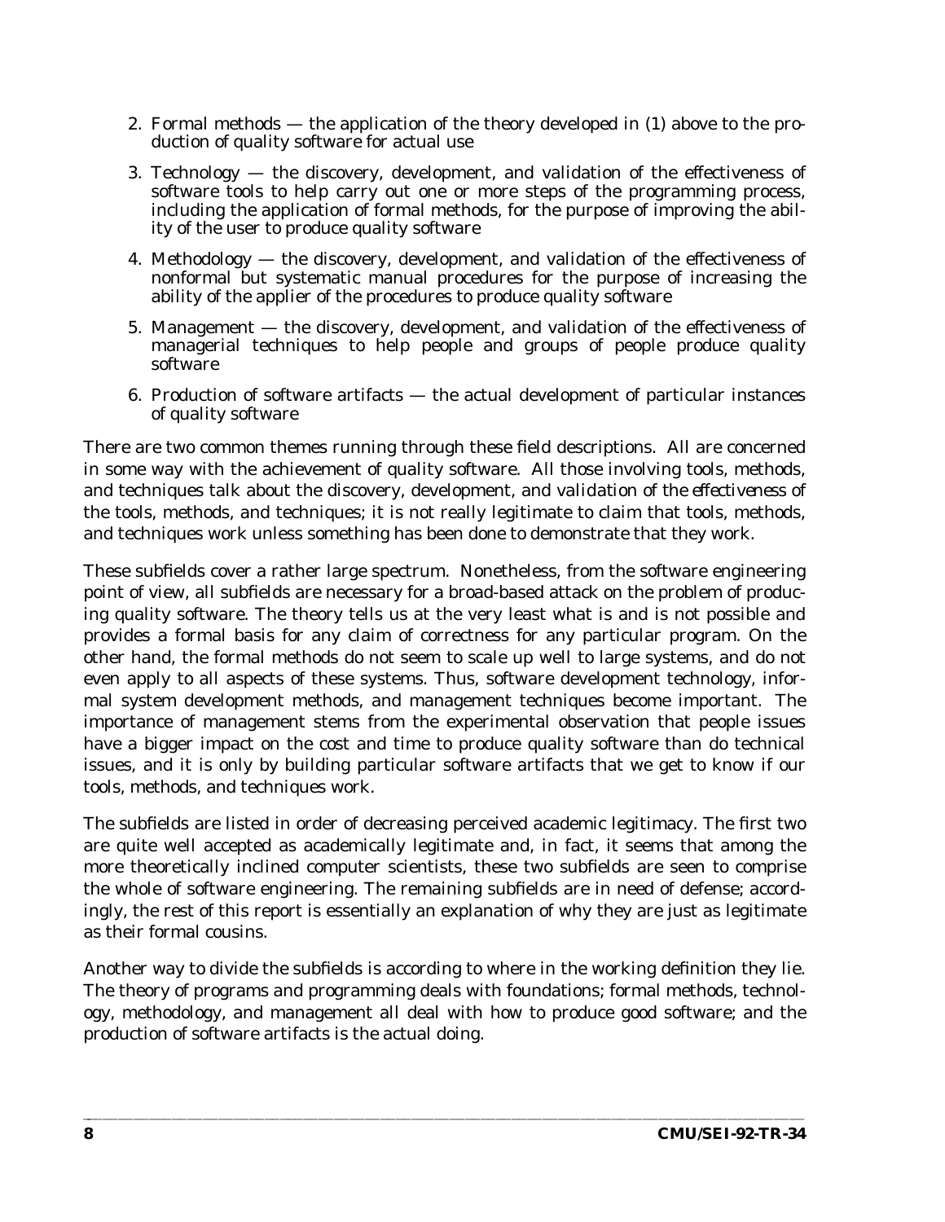2. Formal methods — the application of the theory developed in (1) above to the production of quality software for actual use

3. Technology — the discovery, development, and validation of the effectiveness of software tools to help carry out one or more steps of the programming process, including the application of formal methods, for the purpose of improving the ability of the user to produce quality software

4. Methodology — the discovery, development, and validation of the effectiveness of nonformal but systematic manual procedures for the purpose of increasing the ability of the applier of the procedures to produce quality software

5. Management — the discovery, development, and validation of the effectiveness of managerial techniques to help people and groups of people produce quality software

6. Production of software artifacts — the actual development of particular instances of quality software

There are two common themes running through these field descriptions. All are concerned in some way with the achievement of quality software. All those involving tools, methods, and techniques talk about the discovery, development, and validation of the *effectiveness* of the tools, methods, and techniques; it is not really legitimate to claim that tools, methods, and techniques work unless something has been done to demonstrate that they work.

These subfields cover a rather large spectrum. Nonetheless, from the software engineering point of view, all subfields are necessary for a broad-based attack on the problem of producing quality software. The theory tells us at the very least what is and is not possible and provides a formal basis for any claim of correctness for any particular program. On the other hand, the formal methods do not seem to scale up well to large systems, and do not even apply to all aspects of these systems. Thus, software development technology, informal system development methods, and management techniques become important. The importance of management stems from the experimental observation that people issues have a bigger impact on the cost and time to produce quality software than do technical issues, and it is only by building particular software artifacts that we get to know if our tools, methods, and techniques work.

The subfields are listed in order of decreasing perceived academic legitimacy. The first two are quite well accepted as academically legitimate and, in fact, it seems that among the more theoretically inclined computer scientists, these two subfields are seen to comprise the whole of software engineering. The remaining subfields are in need of defense; accordingly, the rest of this report is essentially an explanation of why they are just as legitimate as their formal cousins.

Another way to divide the subfields is according to where in the working definition they lie. The theory of programs and programming deals with foundations; formal methods, technology, methodology, and management all deal with how to produce good software; and the production of software artifacts is the actual doing.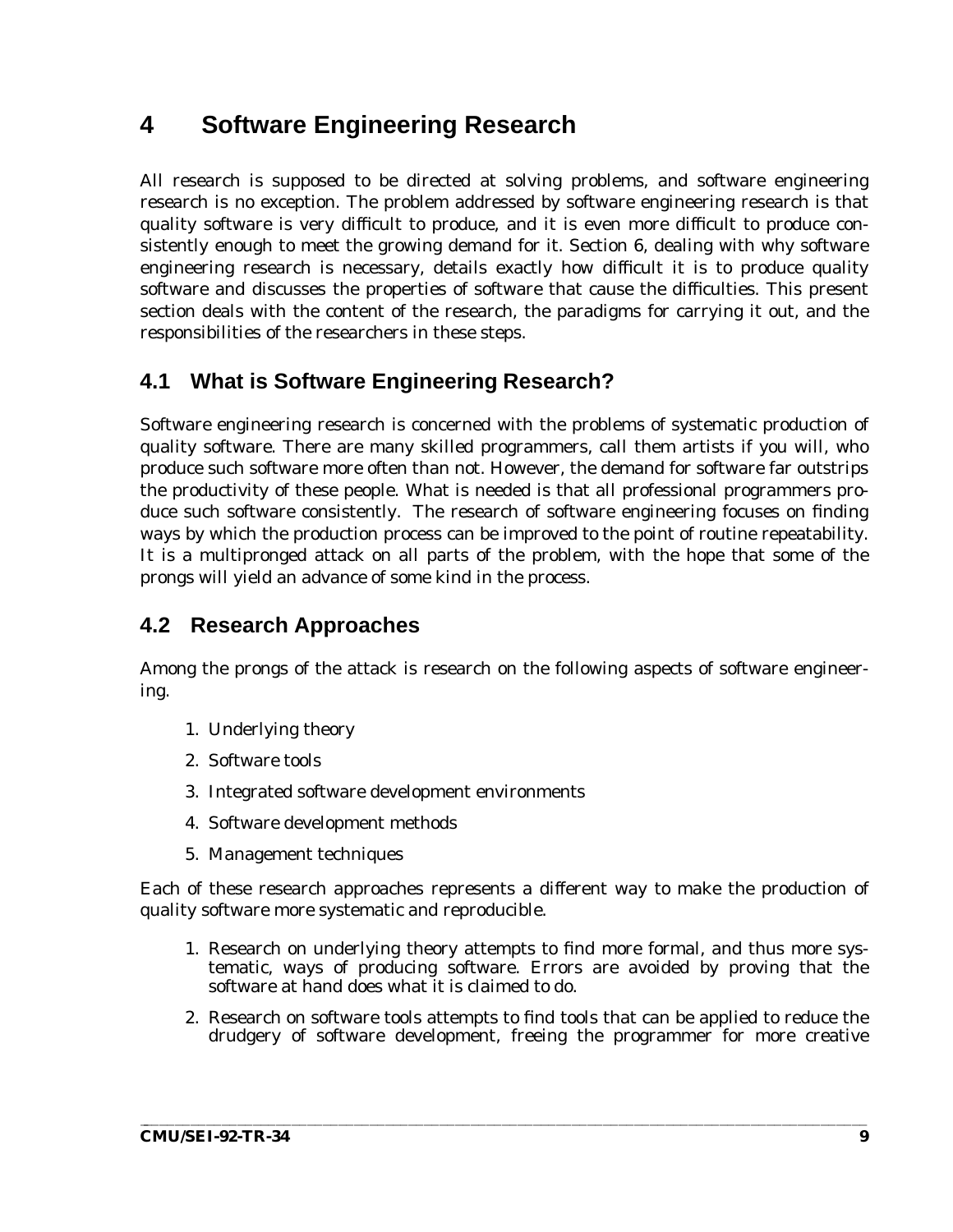# 4 Software Engineering Research

All research is supposed to be directed at solving problems, and software engineering research is no exception. The problem addressed by software engineering research is that quality software is very difficult to produce, and it is even more difficult to produce consistently enough to meet the growing demand for it. Section 6, dealing with why software engineering research is necessary, details exactly how difficult it is to produce quality software and discusses the properties of software that cause the difficulties. This present section deals with the content of the research, the paradigms for carrying it out, and the responsibilities of the researchers in these steps.

## 4.1 What is Software Engineering Research?

Software engineering research is concerned with the problems of systematic production of quality software. There are many skilled programmers, call them artists if you will, who produce such software more often than not. However, the demand for software far outstrips the productivity of these people. What is needed is that all professional programmers produce such software consistently. The research of software engineering focuses on finding ways by which the production process can be improved to the point of routine repeatability. It is a multipronged attack on all parts of the problem, with the hope that some of the prongs will yield an advance of some kind in the process.

## 4.2 Research Approaches

Among the prongs of the attack is research on the following aspects of software engineering.

1. Underlying theory
2. Software tools
3. Integrated software development environments
4. Software development methods
5. Management techniques

Each of these research approaches represents a different way to make the production of quality software more systematic and reproducible.

1. Research on underlying theory attempts to find more formal, and thus more systematic, ways of producing software. Errors are avoided by proving that the software at hand does what it is claimed to do.
2. Research on software tools attempts to find tools that can be applied to reduce the drudgery of software development, freeing the programmer for more creative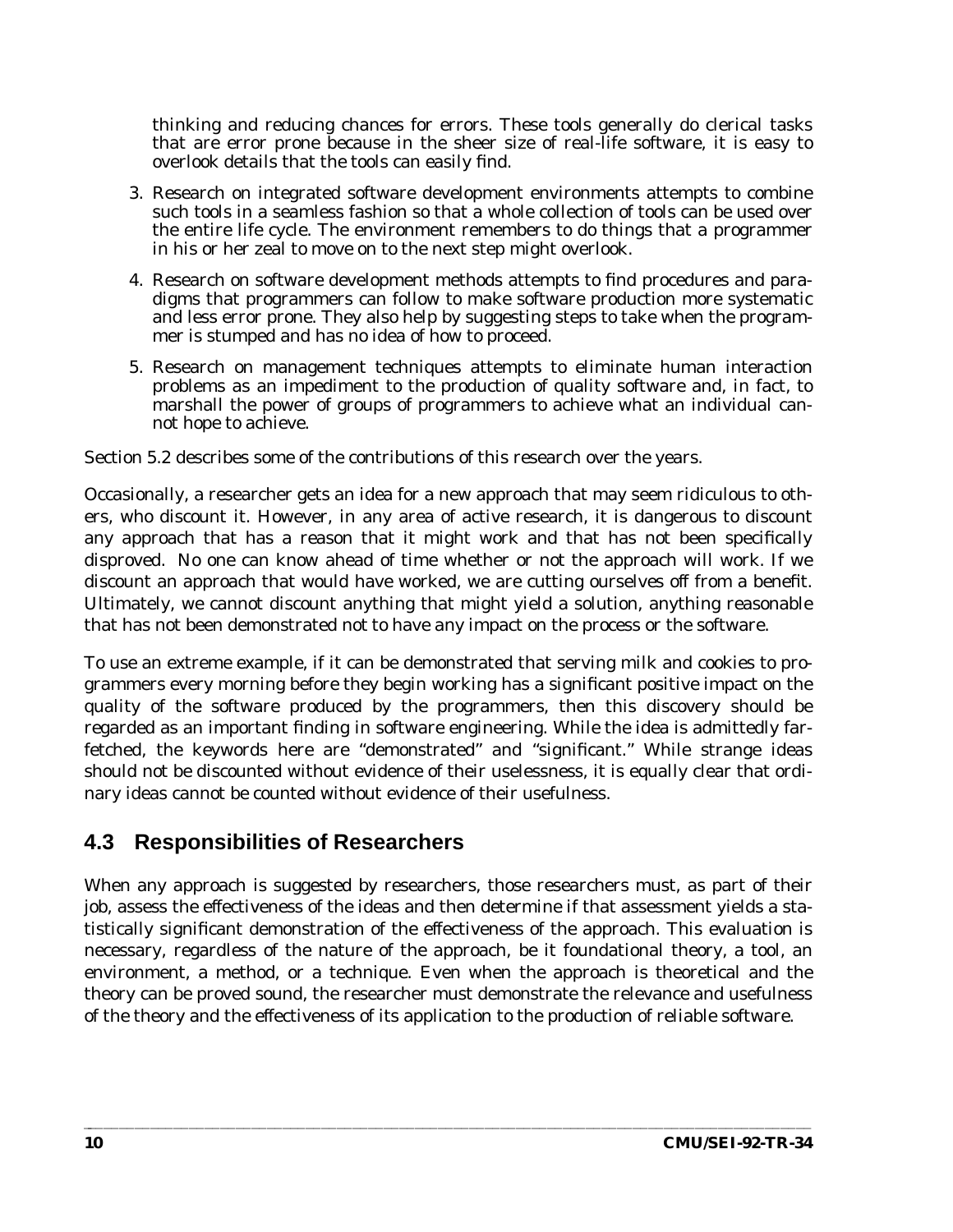thinking and reducing chances for errors. These tools generally do clerical tasks that are error prone because in the sheer size of real-life software, it is easy to overlook details that the tools can easily find.

3. Research on integrated software development environments attempts to combine such tools in a seamless fashion so that a whole collection of tools can be used over the entire life cycle. The environment remembers to do things that a programmer in his or her zeal to move on to the next step might overlook.

4. Research on software development methods attempts to find procedures and paradigms that programmers can follow to make software production more systematic and less error prone. They also help by suggesting steps to take when the programmer is stumped and has no idea of how to proceed.

5. Research on management techniques attempts to eliminate human interaction problems as an impediment to the production of quality software and, in fact, to marshall the power of groups of programmers to achieve what an individual cannot hope to achieve.

Section 5.2 describes some of the contributions of this research over the years.

Occasionally, a researcher gets an idea for a new approach that may seem ridiculous to others, who discount it. However, in any area of active research, it is dangerous to discount any approach that has a reason that it might work and that has not been specifically disproved. No one can know ahead of time whether or not the approach will work. If we discount an approach that would have worked, we are cutting ourselves off from a benefit. Ultimately, we cannot discount anything that might yield a solution, anything reasonable that has not been demonstrated not to have any impact on the process or the software.

To use an extreme example, if it can be demonstrated that serving milk and cookies to programmers every morning before they begin working has a significant positive impact on the quality of the software produced by the programmers, then this discovery should be regarded as an important finding in software engineering. While the idea is admittedly far-fetched, the keywords here are "demonstrated" and "significant." While strange ideas should not be discounted without evidence of their uselessness, it is equally clear that ordinary ideas cannot be counted without evidence of their usefulness.

## 4.3 Responsibilities of Researchers

When any approach is suggested by researchers, those researchers must, as part of their job, assess the effectiveness of the ideas and then determine if that assessment yields a statistically significant demonstration of the effectiveness of the approach. This evaluation is necessary, regardless of the nature of the approach, be it foundational theory, a tool, an environment, a method, or a technique. Even when the approach is theoretical and the theory can be proved sound, the researcher must demonstrate the relevance and usefulness of the theory and the effectiveness of its application to the production of reliable software.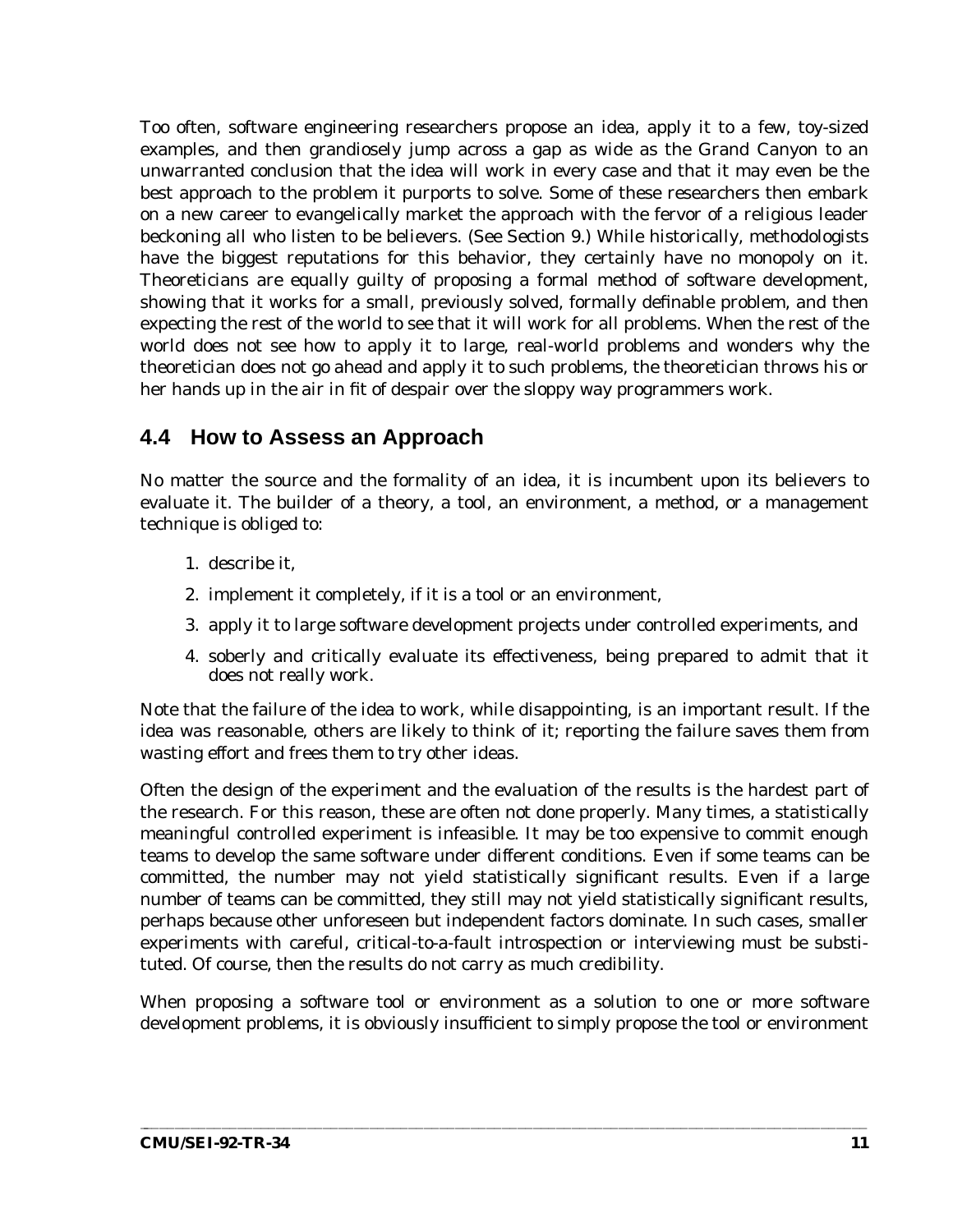Too often, software engineering researchers propose an idea, apply it to a few, toy-sized examples, and then grandiosely jump across a gap as wide as the Grand Canyon to an unwarranted conclusion that the idea will work in every case and that it may even be the best approach to the problem it purports to solve. Some of these researchers then embark on a new career to evangelically market the approach with the fervor of a religious leader beckoning all who listen to be believers. (See Section 9.) While historically, methodologists have the biggest reputations for this behavior, they certainly have no monopoly on it. Theoreticians are equally guilty of proposing a formal method of software development, showing that it works for a small, previously solved, formally definable problem, and then expecting the rest of the world to see that it will work for all problems. When the rest of the world does not see how to apply it to large, real-world problems and wonders why the theoretician does not go ahead and apply it to such problems, the theoretician throws his or her hands up in the air in fit of despair over the sloppy way programmers work.

## 4.4 How to Assess an Approach

No matter the source and the formality of an idea, it is incumbent upon its believers to evaluate it. The builder of a theory, a tool, an environment, a method, or a management technique is obliged to:

1. describe it,
2. implement it completely, if it is a tool or an environment,
3. apply it to large software development projects under controlled experiments, and
4. soberly and critically evaluate its effectiveness, being prepared to admit that it does not really work.

Note that the failure of the idea to work, while disappointing, is an important result. If the idea was reasonable, others are likely to think of it; reporting the failure saves them from wasting effort and frees them to try other ideas.

Often the design of the experiment and the evaluation of the results is the hardest part of the research. For this reason, these are often not done properly. Many times, a statistically meaningful controlled experiment is infeasible. It may be too expensive to commit enough teams to develop the same software under different conditions. Even if some teams can be committed, the number may not yield statistically significant results. Even if a large number of teams can be committed, they still may not yield statistically significant results, perhaps because other unforeseen but independent factors dominate. In such cases, smaller experiments with careful, critical-to-a-fault introspection or interviewing must be substituted. Of course, then the results do not carry as much credibility.

When proposing a software tool or environment as a solution to one or more software development problems, it is obviously insufficient to simply propose the tool or environment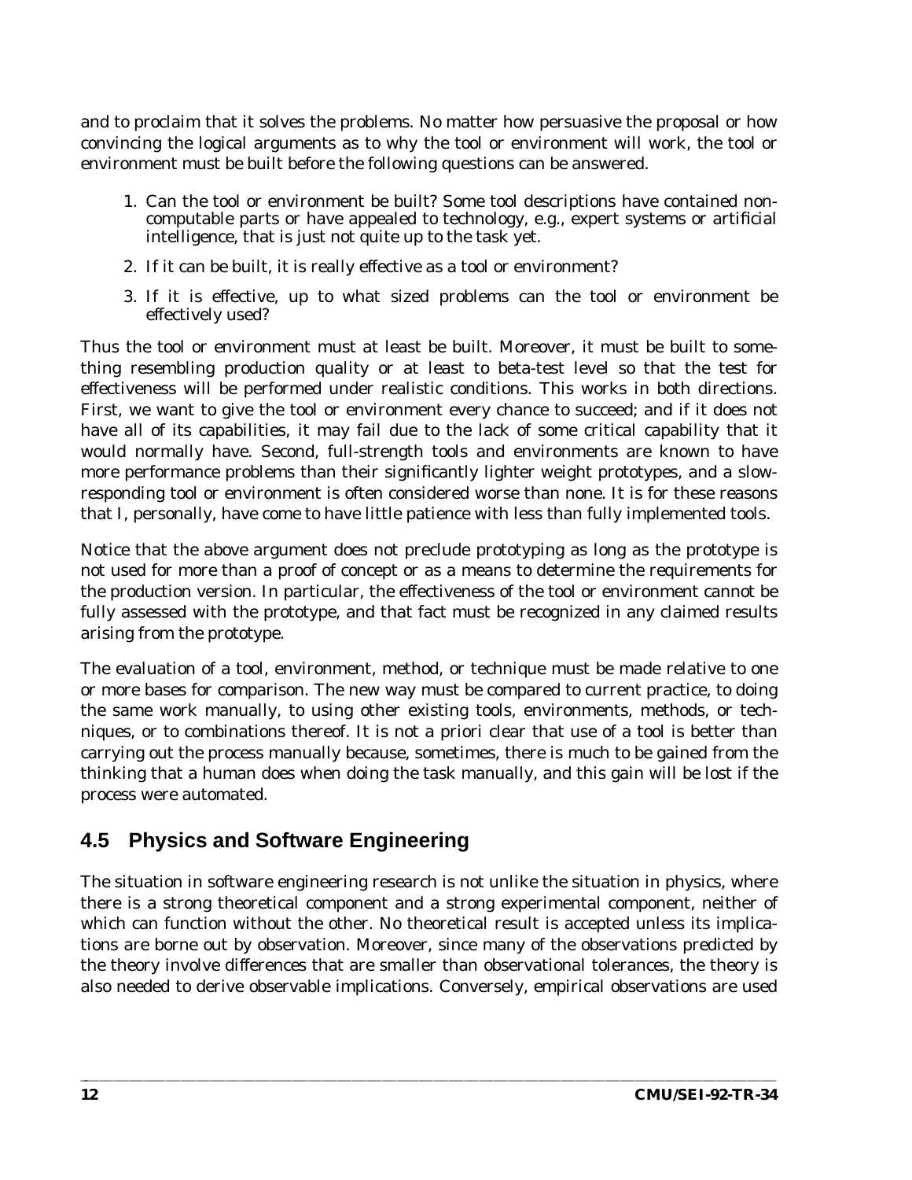and to proclaim that it solves the problems. No matter how persuasive the proposal or how convincing the logical arguments as to why the tool or environment will work, the tool or environment must be built before the following questions can be answered.

1. Can the tool or environment be built? Some tool descriptions have contained non-computable parts or have appealed to technology, e.g., expert systems or artificial intelligence, that is just not quite up to the task yet.
2. If it can be built, it is really effective as a tool or environment?
3. If it is effective, up to what sized problems can the tool or environment be effectively used?

Thus the tool or environment must at least be built. Moreover, it must be built to something resembling production quality or at least to beta-test level so that the test for effectiveness will be performed under realistic conditions. This works in both directions. First, we want to give the tool or environment every chance to succeed; and if it does not have all of its capabilities, it may fail due to the lack of some critical capability that it would normally have. Second, full-strength tools and environments are known to have more performance problems than their significantly lighter weight prototypes, and a slow-responding tool or environment is often considered worse than none. It is for these reasons that I, personally, have come to have little patience with less than fully implemented tools.

Notice that the above argument does not preclude prototyping as long as the prototype is not used for more than a proof of concept or as a means to determine the requirements for the production version. In particular, the effectiveness of the tool or environment cannot be fully assessed with the prototype, and that fact must be recognized in any claimed results arising from the prototype.

The evaluation of a tool, environment, method, or technique must be made relative to one or more bases for comparison. The new way must be compared to current practice, to doing the same work manually, to using other existing tools, environments, methods, or techniques, or to combinations thereof. It is not a priori clear that use of a tool is better than carrying out the process manually because, sometimes, there is much to be gained from the thinking that a human does when doing the task manually, and this gain will be lost if the process were automated.

## 4.5 Physics and Software Engineering

The situation in software engineering research is not unlike the situation in physics, where there is a strong theoretical component and a strong experimental component, neither of which can function without the other. No theoretical result is accepted unless its implications are borne out by observation. Moreover, since many of the observations predicted by the theory involve differences that are smaller than observational tolerances, the theory is also needed to derive observable implications. Conversely, empirical observations are used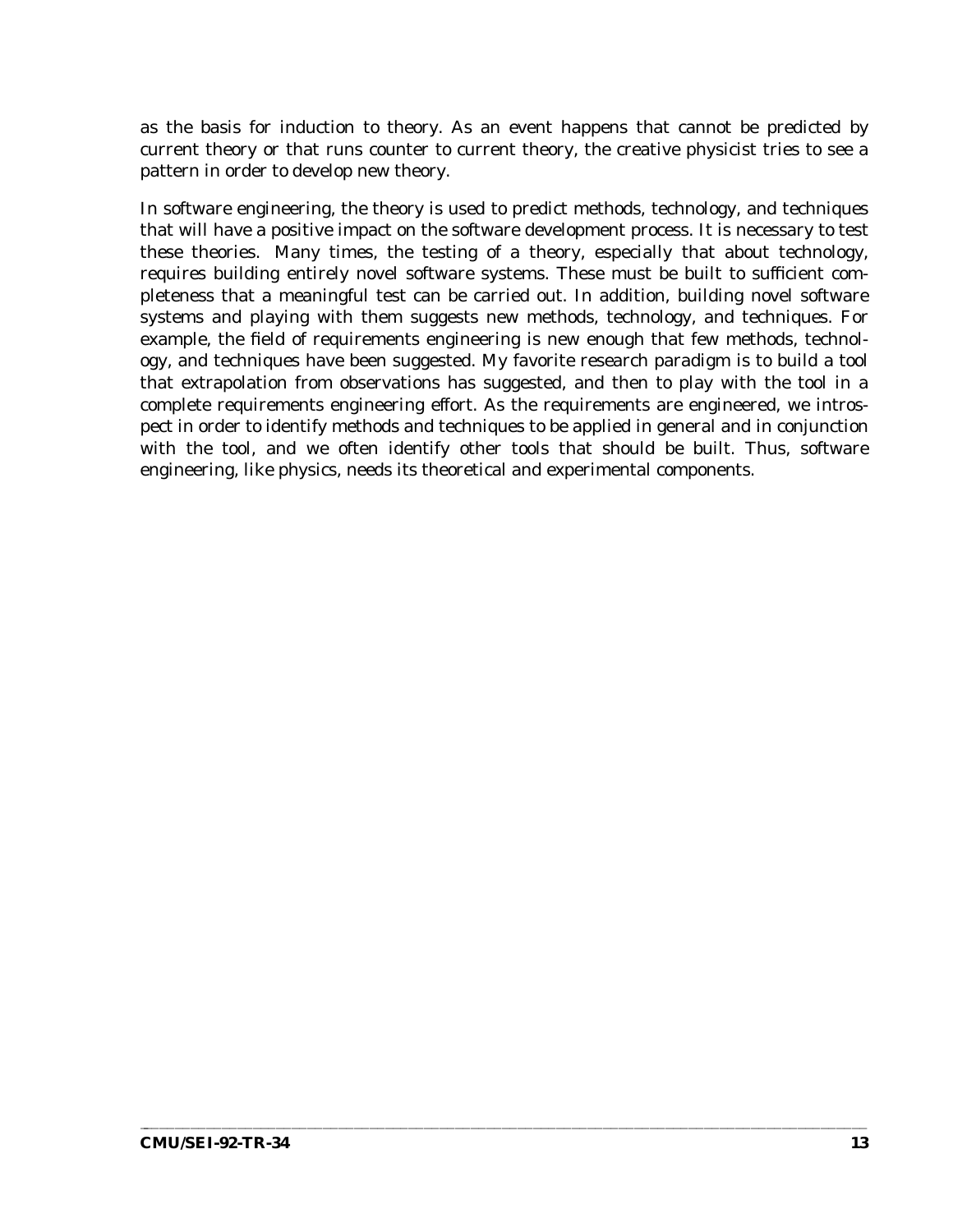as the basis for induction to theory. As an event happens that cannot be predicted by current theory or that runs counter to current theory, the creative physicist tries to see a pattern in order to develop new theory.

In software engineering, the theory is used to predict methods, technology, and techniques that will have a positive impact on the software development process. It is necessary to test these theories. Many times, the testing of a theory, especially that about technology, requires building entirely novel software systems. These must be built to sufficient completeness that a meaningful test can be carried out. In addition, building novel software systems and playing with them suggests new methods, technology, and techniques. For example, the field of requirements engineering is new enough that few methods, technology, and techniques have been suggested. My favorite research paradigm is to build a tool that extrapolation from observations has suggested, and then to play with the tool in a complete requirements engineering effort. As the requirements are engineered, we introspect in order to identify methods and techniques to be applied in general and in conjunction with the tool, and we often identify other tools that should be built. Thus, software engineering, like physics, needs its theoretical and experimental components.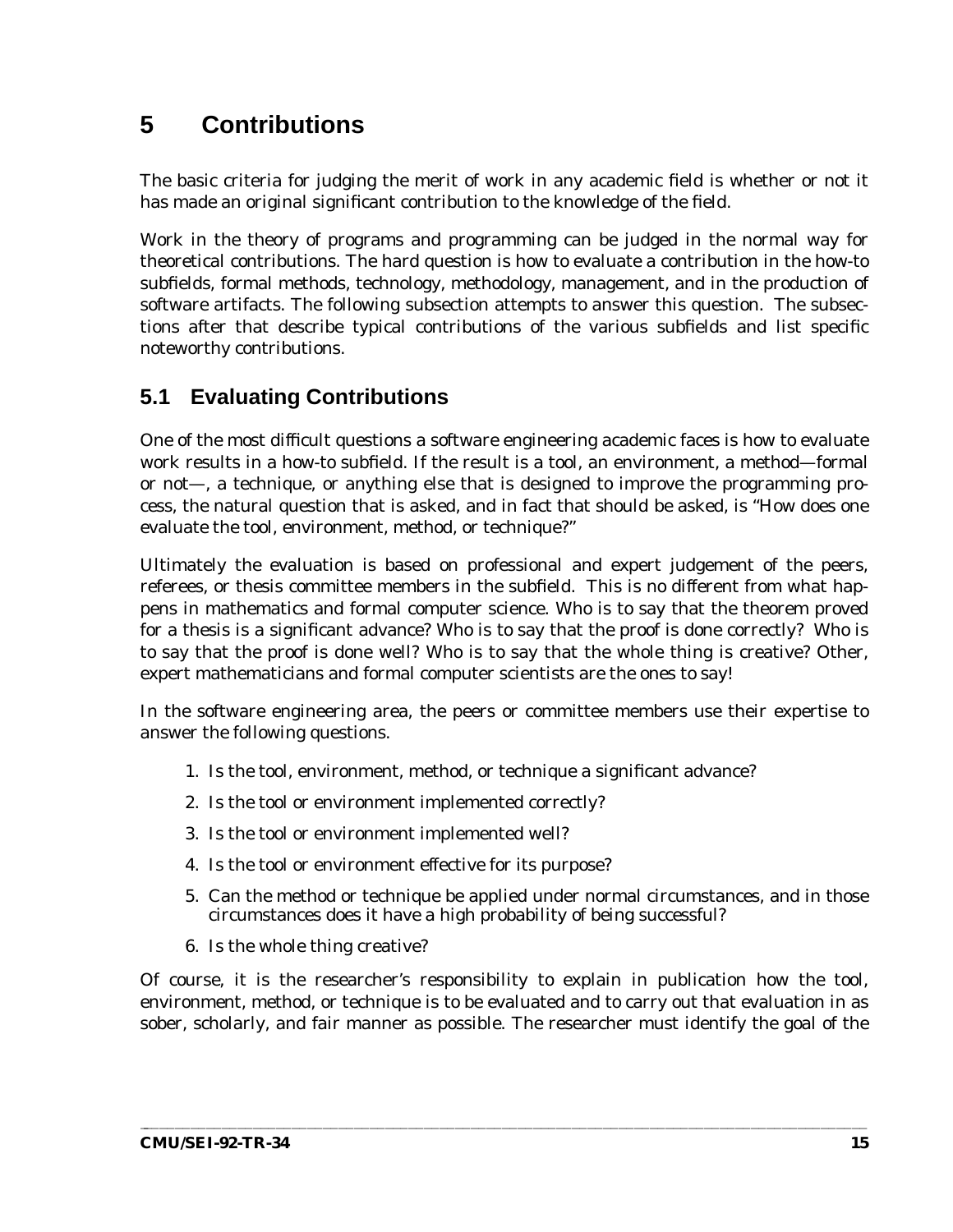# 5 Contributions

The basic criteria for judging the merit of work in any academic field is whether or not it has made an original significant contribution to the knowledge of the field.

Work in the theory of programs and programming can be judged in the normal way for theoretical contributions. The hard question is how to evaluate a contribution in the how-to subfields, formal methods, technology, methodology, management, and in the production of software artifacts. The following subsection attempts to answer this question. The subsections after that describe typical contributions of the various subfields and list specific noteworthy contributions.

## 5.1 Evaluating Contributions

One of the most difficult questions a software engineering academic faces is how to evaluate work results in a how-to subfield. If the result is a tool, an environment, a method—formal or not—, a technique, or anything else that is designed to improve the programming process, the natural question that is asked, and in fact that should be asked, is "How does one evaluate the tool, environment, method, or technique?"

Ultimately the evaluation is based on professional and expert judgement of the peers, referees, or thesis committee members in the subfield. This is no different from what happens in mathematics and formal computer science. Who is to say that the theorem proved for a thesis is a significant advance? Who is to say that the proof is done correctly? Who is to say that the proof is done well? Who is to say that the whole thing is creative? Other, expert mathematicians and formal computer scientists are the ones to say!

In the software engineering area, the peers or committee members use their expertise to answer the following questions.

1. Is the tool, environment, method, or technique a significant advance?
2. Is the tool or environment implemented correctly?
3. Is the tool or environment implemented well?
4. Is the tool or environment effective for its purpose?
5. Can the method or technique be applied under normal circumstances, and in those circumstances does it have a high probability of being successful?
6. Is the whole thing creative?

Of course, it is the researcher's responsibility to explain in publication how the tool, environment, method, or technique is to be evaluated and to carry out that evaluation in as sober, scholarly, and fair manner as possible. The researcher must identify the goal of the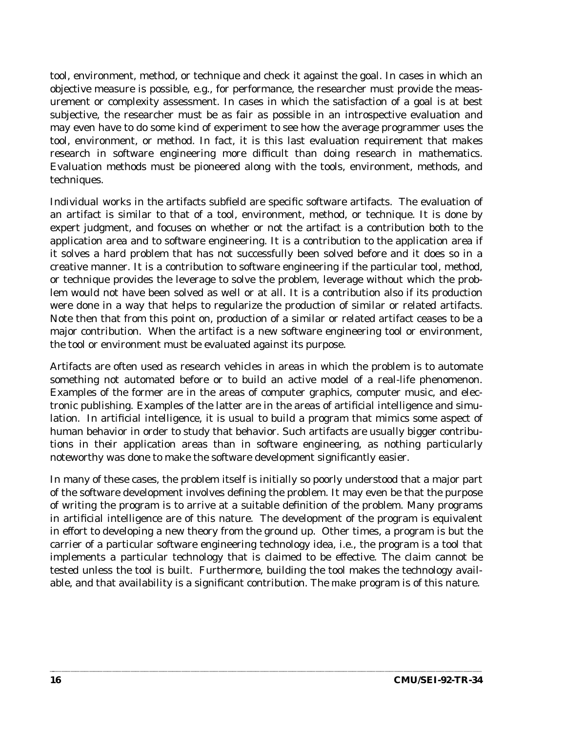tool, environment, method, or technique and check it against the goal. In cases in which an objective measure is possible, e.g., for performance, the researcher must provide the measurement or complexity assessment. In cases in which the satisfaction of a goal is at best subjective, the researcher must be as fair as possible in an introspective evaluation and may even have to do some kind of experiment to see how the average programmer uses the tool, environment, or method. In fact, it is this last evaluation requirement that makes research in software engineering more difficult than doing research in mathematics. Evaluation methods must be pioneered along with the tools, environment, methods, and techniques.

Individual works in the artifacts subfield are specific software artifacts. The evaluation of an artifact is similar to that of a tool, environment, method, or technique. It is done by expert judgment, and focuses on whether or not the artifact is a contribution both to the application area and to software engineering. It is a contribution to the application area if it solves a hard problem that has not successfully been solved before and it does so in a creative manner. It is a contribution to software engineering if the particular tool, method, or technique provides the leverage to solve the problem, leverage without which the problem would not have been solved as well or at all. It is a contribution also if its production were done in a way that helps to regularize the production of similar or related artifacts. Note then that from this point on, production of a similar or related artifact ceases to be a major contribution. When the artifact is a new software engineering tool or environment, the tool or environment must be evaluated against its purpose.

Artifacts are often used as research vehicles in areas in which the problem is to automate something not automated before or to build an active model of a real-life phenomenon. Examples of the former are in the areas of computer graphics, computer music, and electronic publishing. Examples of the latter are in the areas of artificial intelligence and simulation. In artificial intelligence, it is usual to build a program that mimics some aspect of human behavior in order to study that behavior. Such artifacts are usually bigger contributions in their application areas than in software engineering, as nothing particularly noteworthy was done to make the software development significantly easier.

In many of these cases, the problem itself is initially so poorly understood that a major part of the software development involves defining the problem. It may even be that the purpose of writing the program is to arrive at a suitable definition of the problem. Many programs in artificial intelligence are of this nature. The development of the program is equivalent in effort to developing a new theory from the ground up. Other times, a program is but the carrier of a particular software engineering technology idea, i.e., the program is a tool that implements a particular technology that is claimed to be effective. The claim cannot be tested unless the tool is built. Furthermore, building the tool makes the technology available, and that availability is a significant contribution. The make program is of this nature.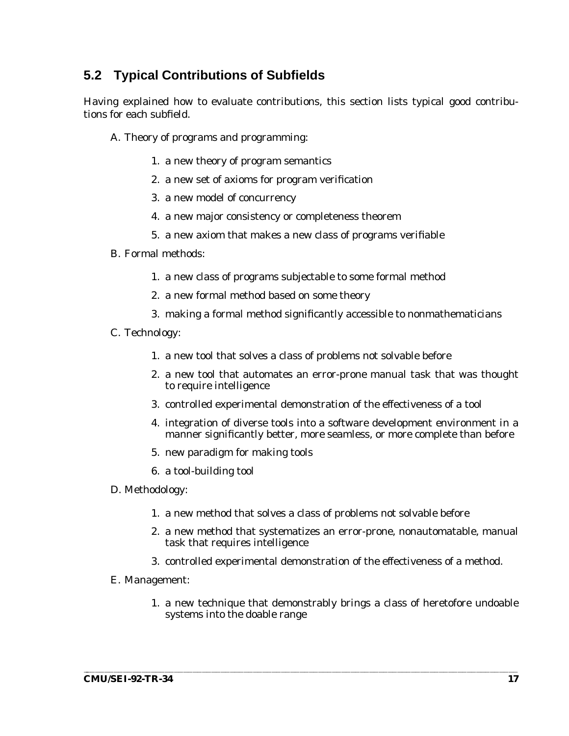## 5.2 Typical Contributions of Subfields

Having explained how to evaluate contributions, this section lists typical good contributions for each subfield.

A. Theory of programs and programming:

1. a new theory of program semantics
2. a new set of axioms for program verification
3. a new model of concurrency
4. a new major consistency or completeness theorem
5. a new axiom that makes a new class of programs verifiable

B. Formal methods:

1. a new class of programs subjectable to some formal method
2. a new formal method based on some theory
3. making a formal method significantly accessible to nonmathematicians

C. Technology:

1. a new tool that solves a class of problems not solvable before
2. a new tool that automates an error-prone manual task that was thought to require intelligence
3. controlled experimental demonstration of the effectiveness of a tool
4. integration of diverse tools into a software development environment in a manner significantly better, more seamless, or more complete than before
5. new paradigm for making tools
6. a tool-building tool

D. Methodology:

1. a new method that solves a class of problems not solvable before
2. a new method that systematizes an error-prone, nonautomatable, manual task that requires intelligence
3. controlled experimental demonstration of the effectiveness of a method.

E. Management:

1. a new technique that demonstrably brings a class of heretofore undoable systems into the doable range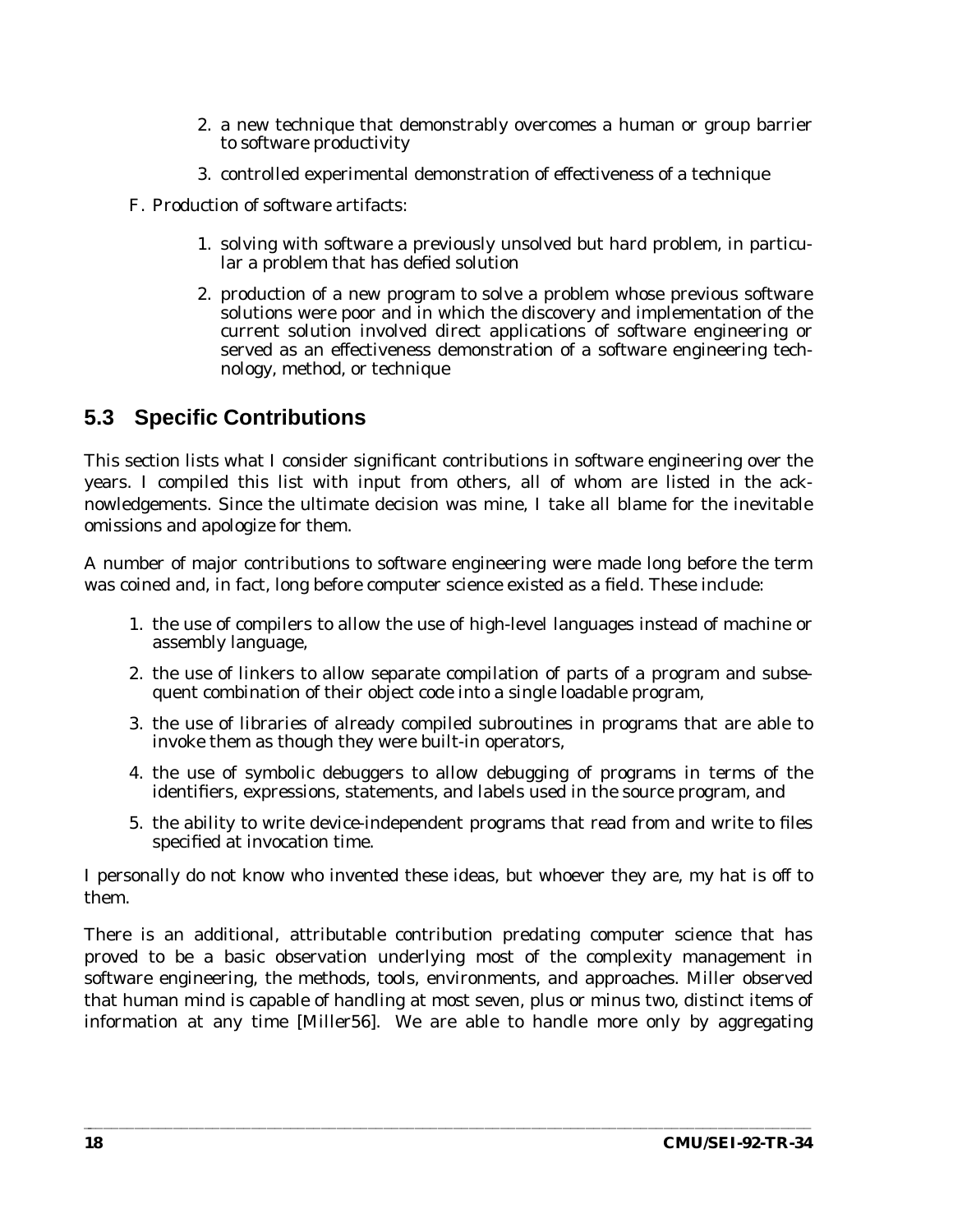2. a new technique that demonstrably overcomes a human or group barrier to software productivity

3. controlled experimental demonstration of effectiveness of a technique

F. Production of software artifacts:

1. solving with software a previously unsolved but hard problem, in particular a problem that has defied solution

2. production of a new program to solve a problem whose previous software solutions were poor and in which the discovery and implementation of the current solution involved direct applications of software engineering or served as an effectiveness demonstration of a software engineering technology, method, or technique

## 5.3 Specific Contributions

This section lists what I consider significant contributions in software engineering over the years. I compiled this list with input from others, all of whom are listed in the acknowledgements. Since the ultimate decision was mine, I take all blame for the inevitable omissions and apologize for them.

A number of major contributions to software engineering were made long before the term was coined and, in fact, long before computer science existed as a field. These include:

1. the use of compilers to allow the use of high-level languages instead of machine or assembly language,
2. the use of linkers to allow separate compilation of parts of a program and subsequent combination of their object code into a single loadable program,
3. the use of libraries of already compiled subroutines in programs that are able to invoke them as though they were built-in operators,
4. the use of symbolic debuggers to allow debugging of programs in terms of the identifiers, expressions, statements, and labels used in the source program, and
5. the ability to write device-independent programs that read from and write to files specified at invocation time.

I personally do not know who invented these ideas, but whoever they are, my hat is off to them.

There is an additional, attributable contribution predating computer science that has proved to be a basic observation underlying most of the complexity management in software engineering, the methods, tools, environments, and approaches. Miller observed that human mind is capable of handling at most seven, plus or minus two, distinct items of information at any time [Miller56]. We are able to handle more only by aggregating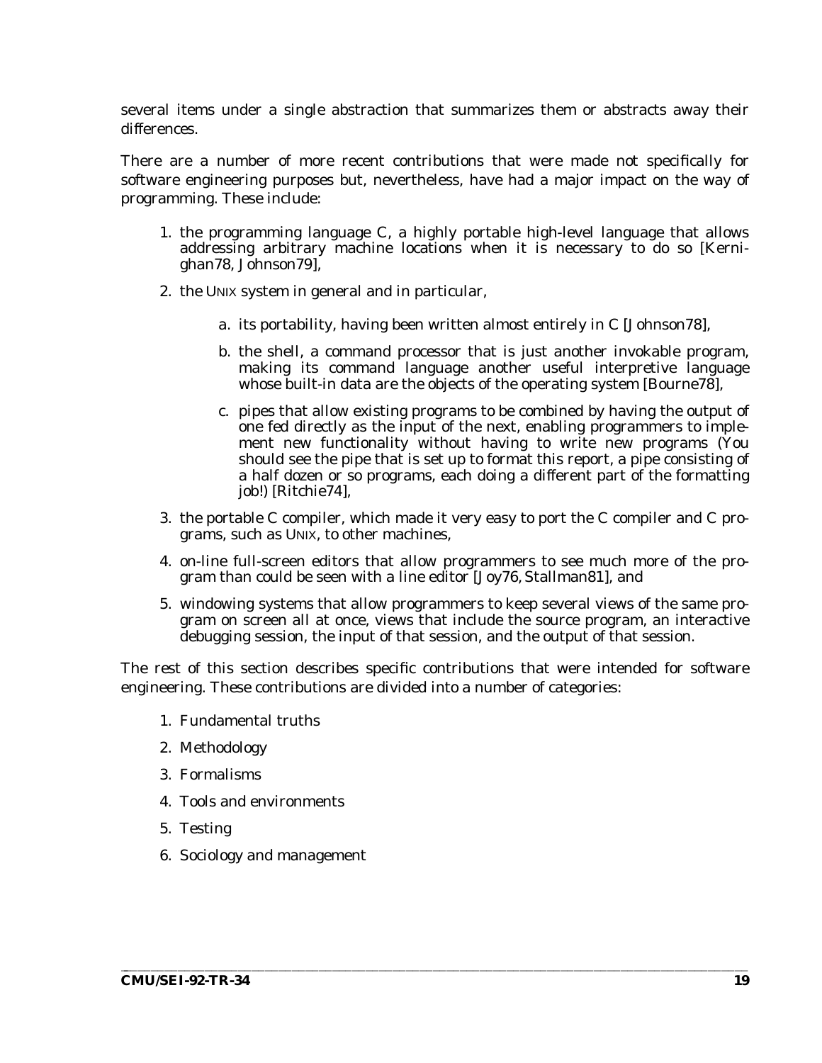several items under a single abstraction that summarizes them or abstracts away their differences.

There are a number of more recent contributions that were made not specifically for software engineering purposes but, nevertheless, have had a major impact on the way of programming. These include:

1. the programming language C, a highly portable high-level language that allows addressing arbitrary machine locations when it is necessary to do so [Kernighan78, Johnson79],
2. the UNIX system in general and in particular,
    a. its portability, having been written almost entirely in C [Johnson78],
    b. the shell, a command processor that is just another invokable program, making its command language another useful interpretive language whose built-in data are the objects of the operating system [Bourne78],
    c. pipes that allow existing programs to be combined by having the output of one fed directly as the input of the next, enabling programmers to implement new functionality without having to write new programs (You should see the pipe that is set up to format this report, a pipe consisting of a half dozen or so programs, each doing a different part of the formatting job!) [Ritchie74],
3. the portable C compiler, which made it very easy to port the C compiler and C programs, such as UNIX, to other machines,
4. on-line full-screen editors that allow programmers to see much more of the program than could be seen with a line editor [Joy76, Stallman81], and
5. windowing systems that allow programmers to keep several views of the same program on screen all at once, views that include the source program, an interactive debugging session, the input of that session, and the output of that session.

The rest of this section describes specific contributions that were intended for software engineering. These contributions are divided into a number of categories:

1. Fundamental truths
2. Methodology
3. Formalisms
4. Tools and environments
5. Testing
6. Sociology and management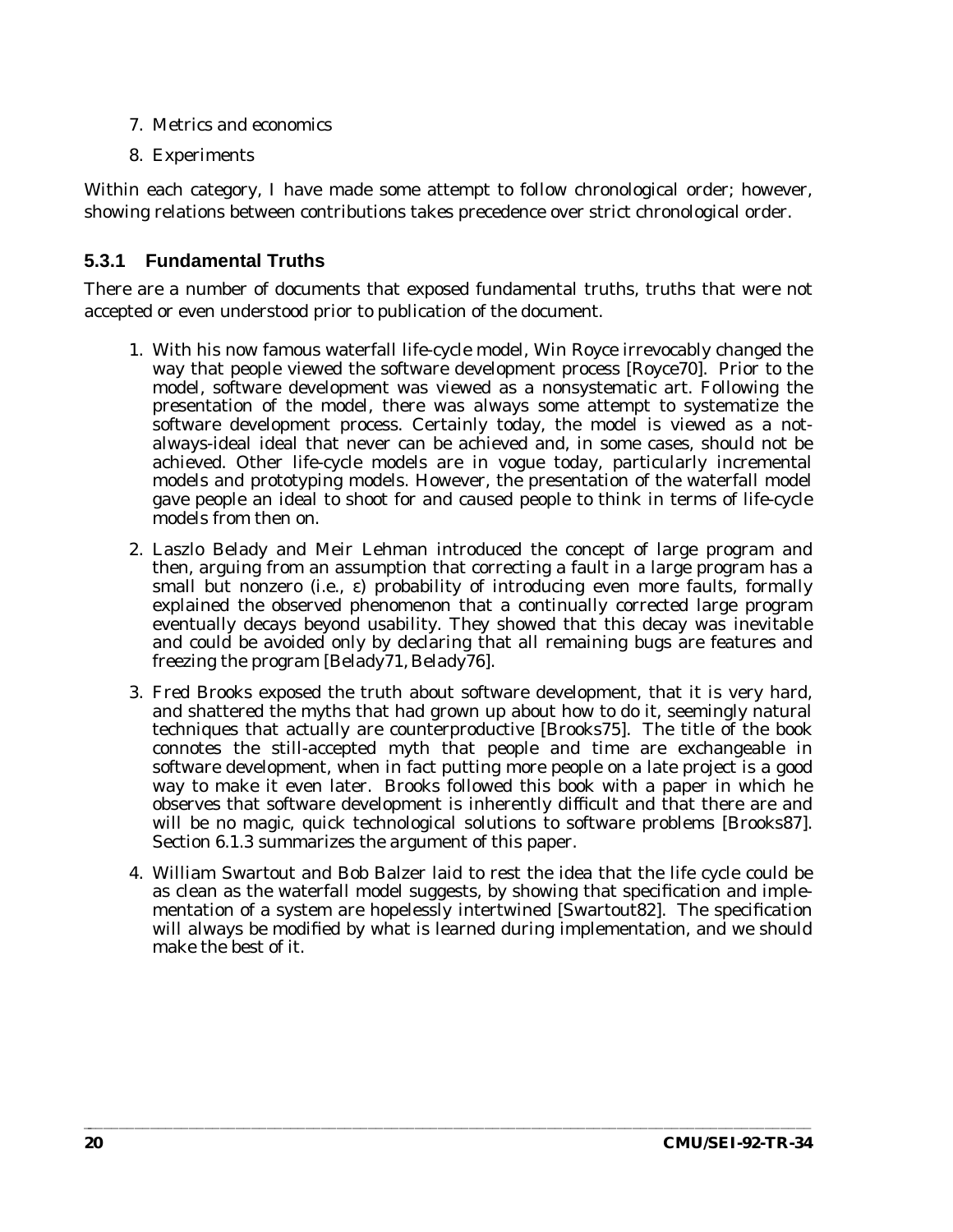7. Metrics and economics
8. Experiments

Within each category, I have made some attempt to follow chronological order; however, showing relations between contributions takes precedence over strict chronological order.

### 5.3.1 Fundamental Truths

There are a number of documents that exposed fundamental truths, truths that were not accepted or even understood prior to publication of the document.

1. With his now famous waterfall life-cycle model, Win Royce irrevocably changed the way that people viewed the software development process [Royce70]. Prior to the model, software development was viewed as a nonsystematic art. Following the presentation of the model, there was always some attempt to systematize the software development process. Certainly today, the model is viewed as a not-always-ideal ideal that never can be achieved and, in some cases, should not be achieved. Other life-cycle models are in vogue today, particularly incremental models and prototyping models. However, the presentation of the waterfall model gave people an ideal to shoot for and caused people to think in terms of life-cycle models from then on.
2. Laszlo Belady and Meir Lehman introduced the concept of large program and then, arguing from an assumption that correcting a fault in a large program has a small but nonzero (i.e., $\varepsilon$) probability of introducing even more faults, formally explained the observed phenomenon that a continually corrected large program eventually decays beyond usability. They showed that this decay was inevitable and could be avoided only by declaring that all remaining bugs are features and freezing the program [Belady71, Belady76].
3. Fred Brooks exposed the truth about software development, that it is very hard, and shattered the myths that had grown up about how to do it, seemingly natural techniques that actually are counterproductive [Brooks75]. The title of the book connotes the still-accepted myth that people and time are exchangeable in software development, when in fact putting more people on a late project is a good way to make it even later. Brooks followed this book with a paper in which he observes that software development is inherently difficult and that there are and will be no magic, quick technological solutions to software problems [Brooks87]. Section 6.1.3 summarizes the argument of this paper.
4. William Swartout and Bob Balzer laid to rest the idea that the life cycle could be as clean as the waterfall model suggests, by showing that specification and implementation of a system are hopelessly intertwined [Swartout82]. The specification will always be modified by what is learned during implementation, and we should make the best of it.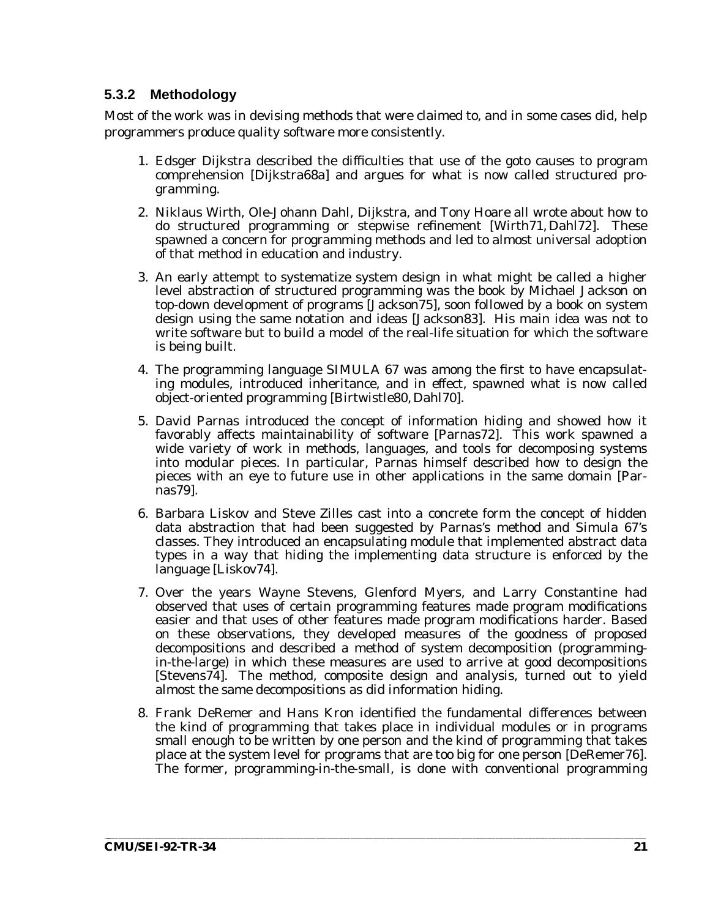### 5.3.2 Methodology

Most of the work was in devising methods that were claimed to, and in some cases did, help programmers produce quality software more consistently.

1. Edsger Dijkstra described the difficulties that use of the goto causes to program comprehension [Dijkstra68a] and argues for what is now called structured programming.

2. Niklaus Wirth, Ole-Johann Dahl, Dijkstra, and Tony Hoare all wrote about how to do structured programming or stepwise refinement [Wirth71, Dahl72]. These spawned a concern for programming methods and led to almost universal adoption of that method in education and industry.

3. An early attempt to systematize system design in what might be called a higher level abstraction of structured programming was the book by Michael Jackson on top-down development of programs [Jackson75], soon followed by a book on system design using the same notation and ideas [Jackson83]. His main idea was not to write software but to build a model of the real-life situation for which the software is being built.

4. The programming language SIMULA 67 was among the first to have encapsulating modules, introduced inheritance, and in effect, spawned what is now called object-oriented programming [Birtwistle80, Dahl70].

5. David Parnas introduced the concept of information hiding and showed how it favorably affects maintainability of software [Parnas72]. This work spawned a wide variety of work in methods, languages, and tools for decomposing systems into modular pieces. In particular, Parnas himself described how to design the pieces with an eye to future use in other applications in the same domain [Parnas79].

6. Barbara Liskov and Steve Zilles cast into a concrete form the concept of hidden data abstraction that had been suggested by Parnas's method and Simula 67's classes. They introduced an encapsulating module that implemented abstract data types in a way that hiding the implementing data structure is enforced by the language [Liskov74].

7. Over the years Wayne Stevens, Glenford Myers, and Larry Constantine had observed that uses of certain programming features made program modifications easier and that uses of other features made program modifications harder. Based on these observations, they developed measures of the goodness of proposed decompositions and described a method of system decomposition (programming-in-the-large) in which these measures are used to arrive at good decompositions [Stevens74]. The method, composite design and analysis, turned out to yield almost the same decompositions as did information hiding.

8. Frank DeRemer and Hans Kron identified the fundamental differences between the kind of programming that takes place in individual modules or in programs small enough to be written by one person and the kind of programming that takes place at the system level for programs that are too big for one person [DeRemer76]. The former, programming-in-the-small, is done with conventional programming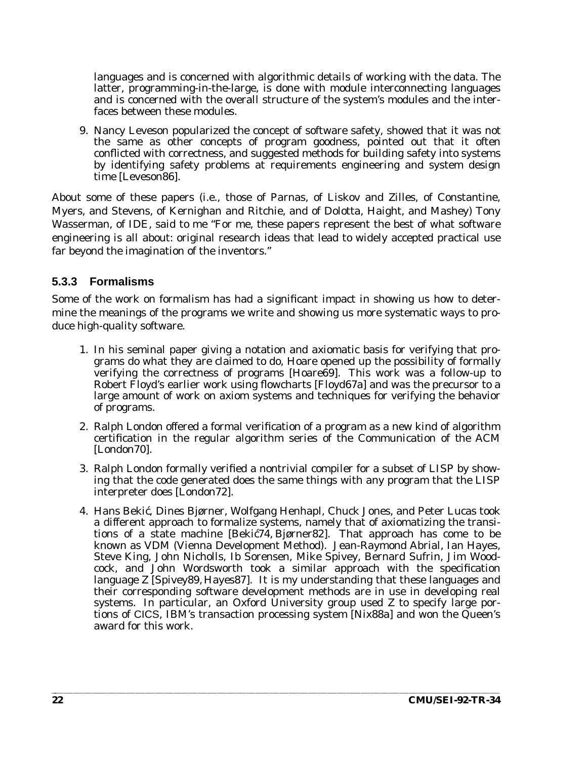languages and is concerned with algorithmic details of working with the data. The latter, programming-in-the-large, is done with module interconnecting languages and is concerned with the overall structure of the system's modules and the interfaces between these modules.

9. Nancy Leveson popularized the concept of software safety, showed that it was not the same as other concepts of program goodness, pointed out that it often conflicted with correctness, and suggested methods for building safety into systems by identifying safety problems at requirements engineering and system design time [Leveson86].

About some of these papers (i.e., those of Parnas, of Liskov and Zilles, of Constantine, Myers, and Stevens, of Kernighan and Ritchie, and of Dolotta, Haight, and Mashey) Tony Wasserman, of IDE, said to me "For me, these papers represent the best of what software engineering is all about: original research ideas that lead to widely accepted practical use far beyond the imagination of the inventors."

### 5.3.3 Formalisms

Some of the work on formalism has had a significant impact in showing us how to determine the meanings of the programs we write and showing us more systematic ways to produce high-quality software.

1. In his seminal paper giving a notation and axiomatic basis for verifying that programs do what they are claimed to do, Hoare opened up the possibility of formally verifying the correctness of programs [Hoare69]. This work was a follow-up to Robert Floyd's earlier work using flowcharts [Floyd67a] and was the precursor to a large amount of work on axiom systems and techniques for verifying the behavior of programs.

2. Ralph London offered a formal verification of a program as a new kind of algorithm certification in the regular algorithm series of the Communication of the ACM [London70].

3. Ralph London formally verified a nontrivial compiler for a subset of LISP by showing that the code generated does the same things with any program that the LISP interpreter does [London72].

4. Hans Bekić, Dines Bjørner, Wolfgang Henhapl, Chuck Jones, and Peter Lucas took a different approach to formalize systems, namely that of axiomatizing the transitions of a state machine [Bekić74, Bjørner82]. That approach has come to be known as VDM (Vienna Development Method). Jean-Raymond Abrial, Ian Hayes, Steve King, John Nicholls, Ib Sorensen, Mike Spivey, Bernard Sufrin, Jim Woodcock, and John Wordsworth took a similar approach with the specification language Z [Spivey89, Hayes87]. It is my understanding that these languages and their corresponding software development methods are in use in developing real systems. In particular, an Oxford University group used Z to specify large portions of CICS, IBM's transaction processing system [Nix88a] and won the Queen's award for this work.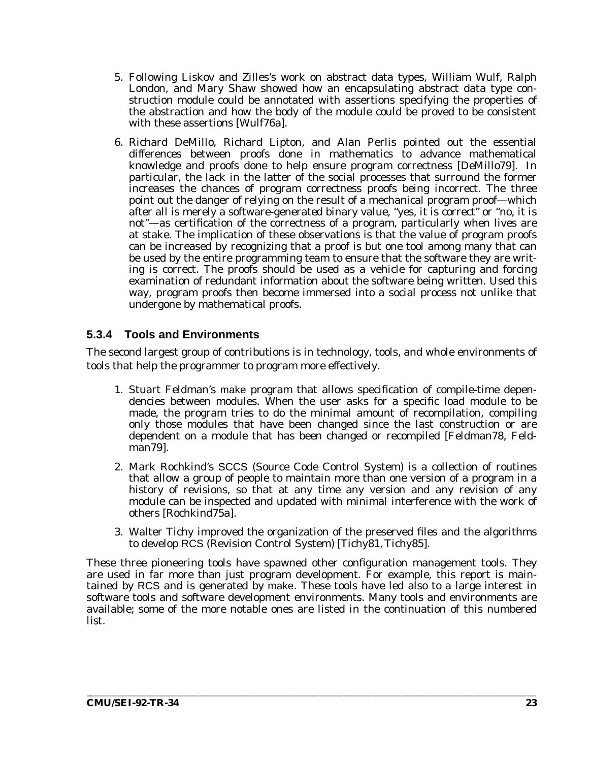5. Following Liskov and Zilles's work on abstract data types, William Wulf, Ralph London, and Mary Shaw showed how an encapsulating abstract data type construction module could be annotated with assertions specifying the properties of the abstraction and how the body of the module could be proved to be consistent with these assertions [Wulf76a].

6. Richard DeMillo, Richard Lipton, and Alan Perlis pointed out the essential differences between proofs done in mathematics to advance mathematical knowledge and proofs done to help ensure program correctness [DeMillo79]. In particular, the lack in the latter of the social processes that surround the former increases the chances of program correctness proofs being incorrect. The three point out the danger of relying on the result of a mechanical program proof—which after all is merely a software-generated binary value, "yes, it is correct" or "no, it is not"—as certification of the correctness of a program, particularly when lives are at stake. The implication of these observations is that the value of program proofs can be increased by recognizing that a proof is but one tool among many that can be used by the entire programming team to ensure that the software they are writing is correct. The proofs should be used as a vehicle for capturing and forcing examination of redundant information about the software being written. Used this way, program proofs then become immersed into a social process not unlike that undergone by mathematical proofs.

### 5.3.4 Tools and Environments

The second largest group of contributions is in technology, tools, and whole environments of tools that help the programmer to program more effectively.

1. Stuart Feldman's make program that allows specification of compile-time dependencies between modules. When the user asks for a specific load module to be made, the program tries to do the minimal amount of recompilation, compiling only those modules that have been changed since the last construction or are dependent on a module that has been changed or recompiled [Feldman78, Feldman79].

2. Mark Rochkind's SCCS (Source Code Control System) is a collection of routines that allow a group of people to maintain more than one version of a program in a history of revisions, so that at any time any version and any revision of any module can be inspected and updated with minimal interference with the work of others [Rochkind75a].

3. Walter Tichy improved the organization of the preserved files and the algorithms to develop RCS (Revision Control System) [Tichy81, Tichy85].

These three pioneering tools have spawned other configuration management tools. They are used in far more than just program development. For example, this report is maintained by RCS and is generated by make. These tools have led also to a large interest in software tools and software development environments. Many tools and environments are available; some of the more notable ones are listed in the continuation of this numbered list.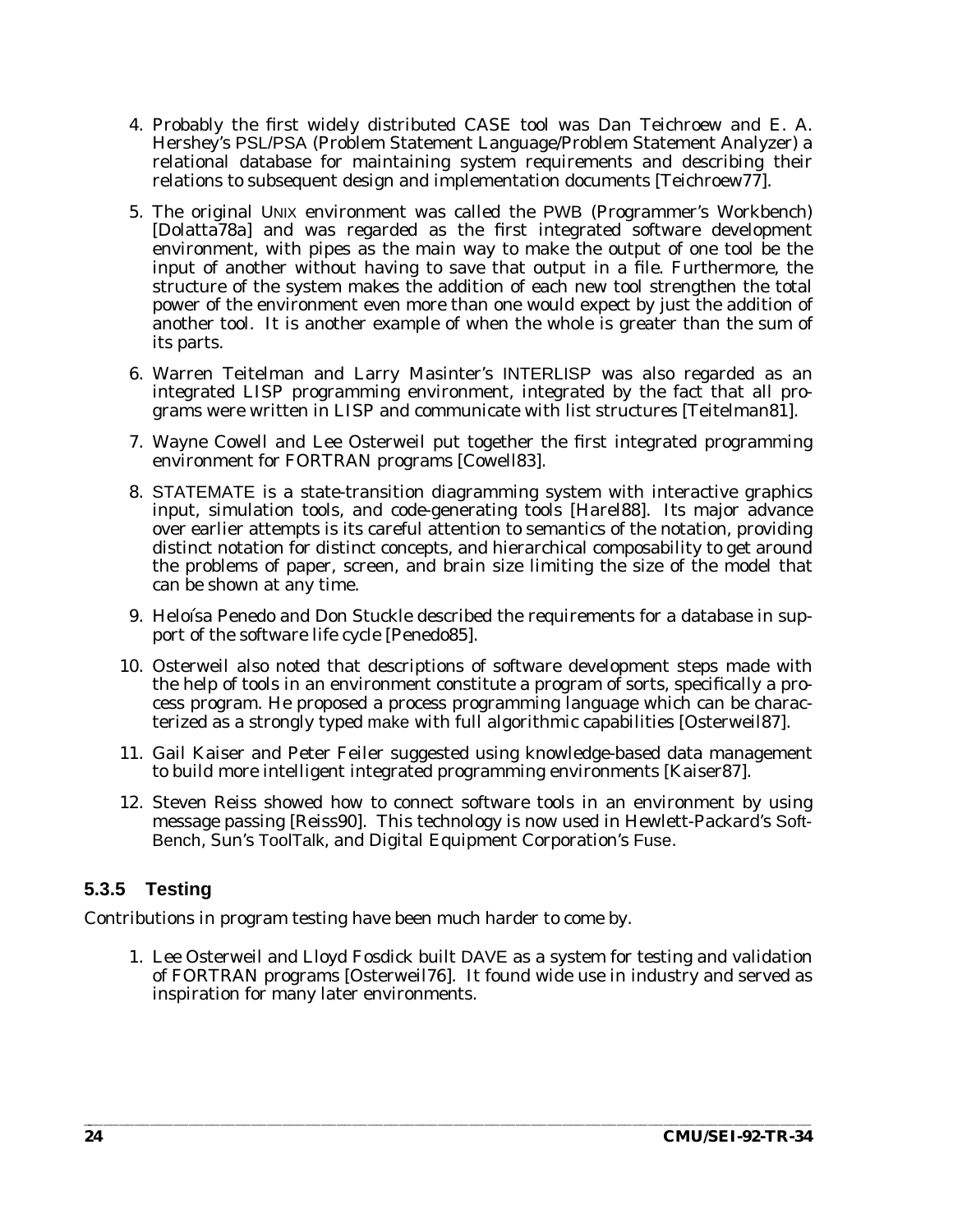4. Probably the first widely distributed CASE tool was Dan Teichroew and E. A. Hershey's PSL/PSA (Problem Statement Language/Problem Statement Analyzer) a relational database for maintaining system requirements and describing their relations to subsequent design and implementation documents [Teichroew77].

5. The original UNIX environment was called the PWB (Programmer's Workbench) [Dolatta78a] and was regarded as the first integrated software development environment, with pipes as the main way to make the output of one tool be the input of another without having to save that output in a file. Furthermore, the structure of the system makes the addition of each new tool strengthen the total power of the environment even more than one would expect by just the addition of another tool. It is another example of when the whole is greater than the sum of its parts.

6. Warren Teitelman and Larry Masinter's INTERLISP was also regarded as an integrated LISP programming environment, integrated by the fact that all programs were written in LISP and communicate with list structures [Teitelman81].

7. Wayne Cowell and Lee Osterweil put together the first integrated programming environment for FORTRAN programs [Cowell83].

8. STATEMATE is a state-transition diagramming system with interactive graphics input, simulation tools, and code-generating tools [Harel88]. Its major advance over earlier attempts is its careful attention to semantics of the notation, providing distinct notation for distinct concepts, and hierarchical composability to get around the problems of paper, screen, and brain size limiting the size of the model that can be shown at any time.

9. Heloísa Penedo and Don Stuckle described the requirements for a database in support of the software life cycle [Penedo85].

10. Osterweil also noted that descriptions of software development steps made with the help of tools in an environment constitute a program of sorts, specifically a process program. He proposed a process programming language which can be characterized as a strongly typed make with full algorithmic capabilities [Osterweil87].

11. Gail Kaiser and Peter Feiler suggested using knowledge-based data management to build more intelligent integrated programming environments [Kaiser87].

12. Steven Reiss showed how to connect software tools in an environment by using message passing [Reiss90]. This technology is now used in Hewlett-Packard's SoftBench, Sun's ToolTalk, and Digital Equipment Corporation's Fuse.

### 5.3.5 Testing

Contributions in program testing have been much harder to come by.

1. Lee Osterweil and Lloyd Fosdick built DAVE as a system for testing and validation of FORTRAN programs [Osterweil76]. It found wide use in industry and served as inspiration for many later environments.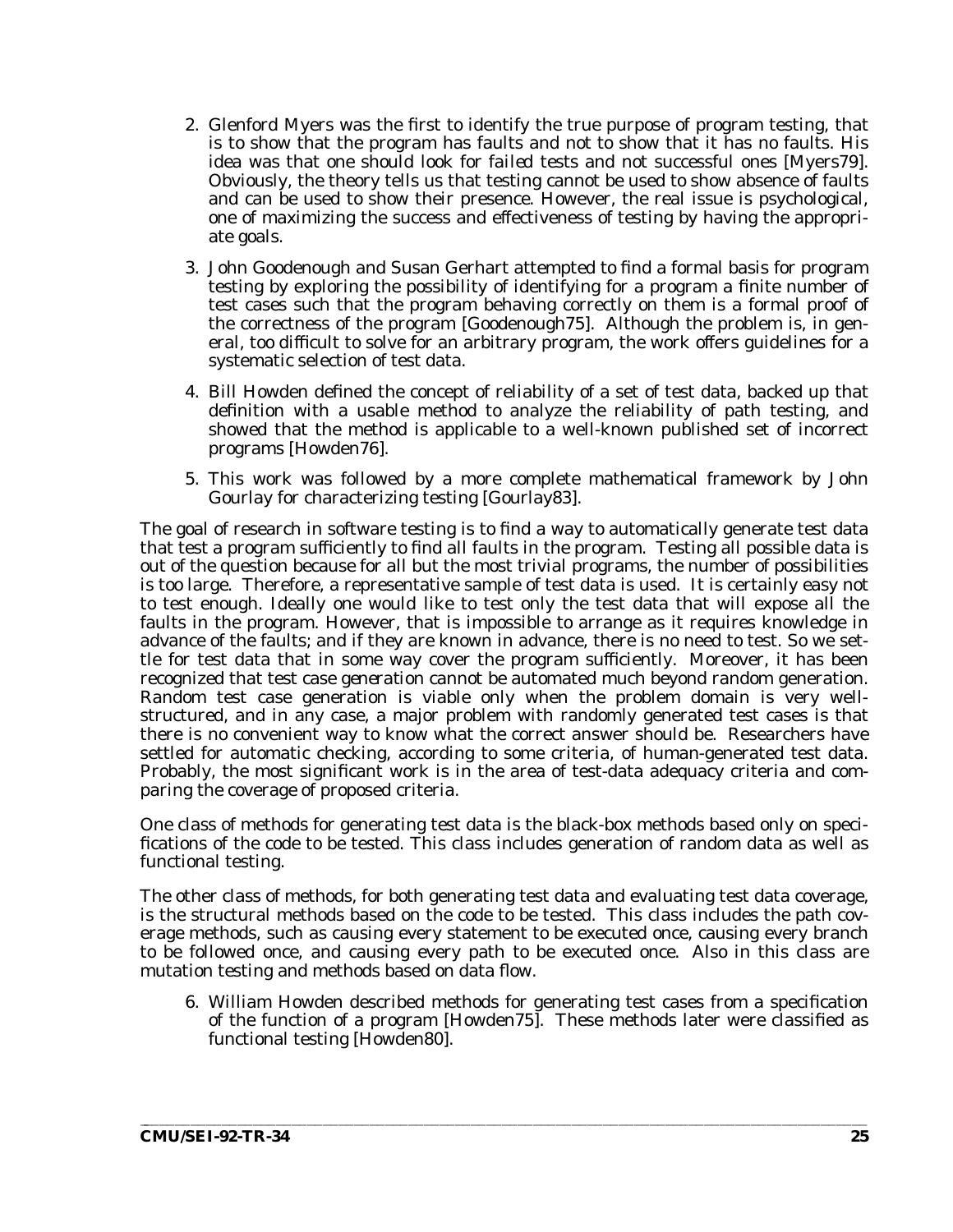2. Glenford Myers was the first to identify the true purpose of program testing, that is to show that the program has faults and not to show that it has no faults. His idea was that one should look for *failed* tests and not successful ones [Myers79]. Obviously, the theory tells us that testing cannot be used to show absence of faults and can be used to show their presence. However, the real issue is psychological, one of maximizing the success and effectiveness of testing by having the appropriate goals.

3. John Goodenough and Susan Gerhart attempted to find a formal basis for program testing by exploring the possibility of identifying for a program a finite number of test cases such that the program behaving correctly on them is a formal proof of the correctness of the program [Goodenough75]. Although the problem is, in general, too difficult to solve for an arbitrary program, the work offers guidelines for a systematic selection of test data.

4. Bill Howden defined the concept of reliability of a set of test data, backed up that definition with a usable method to analyze the reliability of path testing, and showed that the method is applicable to a well-known published set of incorrect programs [Howden76].

5. This work was followed by a more complete mathematical framework by John Gourlay for characterizing testing [Gourlay83].

The goal of research in software testing is to find a way to automatically generate test data that test a program sufficiently to find all faults in the program. Testing all possible data is out of the question because for all but the most trivial programs, the number of possibilities is too large. Therefore, a representative sample of test data is used. It is certainly easy not to test enough. Ideally one would like to test only the test data that will expose all the faults in the program. However, that is impossible to arrange as it requires knowledge in advance of the faults; and if they are known in advance, there is no need to test. So we settle for test data that in some way cover the program sufficiently. Moreover, it has been recognized that test case *generation* cannot be automated much beyond random generation. Random test case generation is viable only when the problem domain is very well-structured, and in any case, a major problem with randomly generated test cases is that there is no convenient way to know what the correct answer should be. Researchers have settled for automatic checking, according to some criteria, of human-generated test data. Probably, the most significant work is in the area of test-data adequacy criteria and comparing the coverage of proposed criteria.

One class of methods for generating test data is the black-box methods based only on specifications of the code to be tested. This class includes generation of random data as well as functional testing.

The other class of methods, for both generating test data and evaluating test data coverage, is the structural methods based on the code to be tested. This class includes the path coverage methods, such as causing every statement to be executed once, causing every branch to be followed once, and causing every path to be executed once. Also in this class are mutation testing and methods based on data flow.

6. William Howden described methods for generating test cases from a specification of the function of a program [Howden75]. These methods later were classified as functional testing [Howden80].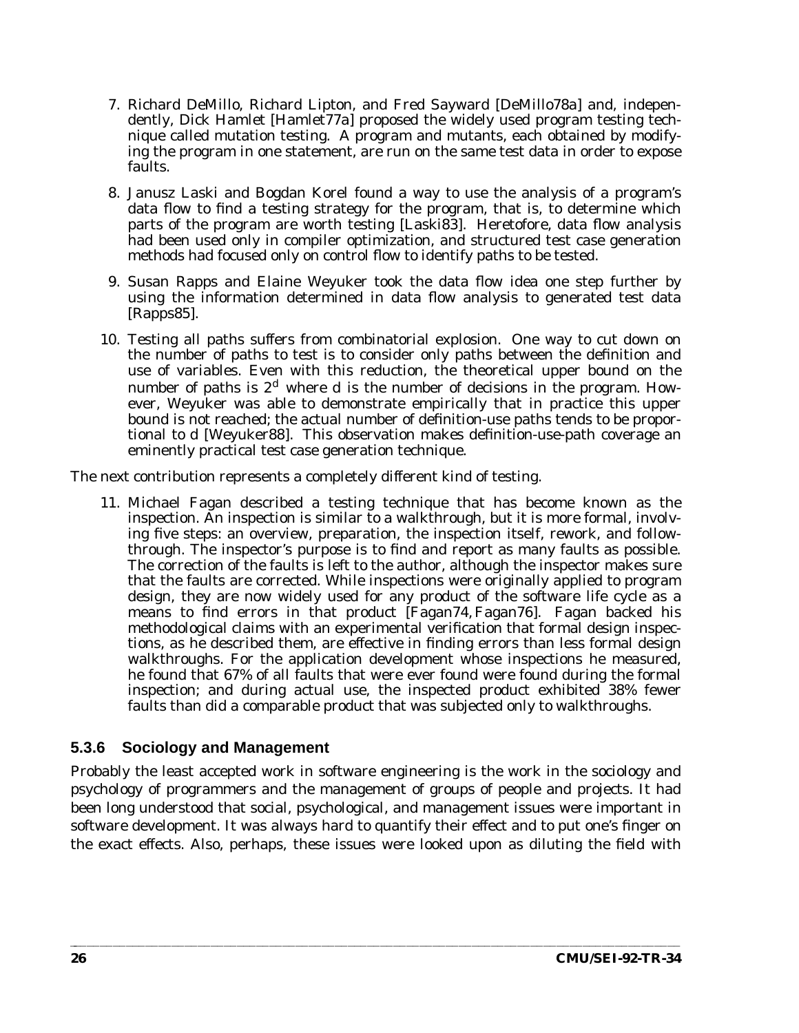7. Richard DeMillo, Richard Lipton, and Fred Sayward [DeMillo78a] and, independently, Dick Hamlet [Hamlet77a] proposed the widely used program testing technique called mutation testing. A program and mutants, each obtained by modifying the program in one statement, are run on the same test data in order to expose faults.

8. Janusz Laski and Bogdan Korel found a way to use the analysis of a program's data flow to find a testing strategy for the program, that is, to determine which parts of the program are worth testing [Laski83]. Heretofore, data flow analysis had been used only in compiler optimization, and structured test case generation methods had focused only on control flow to identify paths to be tested.

9. Susan Rapps and Elaine Weyuker took the data flow idea one step further by using the information determined in data flow analysis to generated test data [Rapps85].

10. Testing all paths suffers from combinatorial explosion. One way to cut down on the number of paths to test is to consider only paths between the definition and use of variables. Even with this reduction, the theoretical upper bound on the number of paths is $2^d$ where d is the number of decisions in the program. However, Weyuker was able to demonstrate empirically that in practice this upper bound is not reached; the actual number of definition-use paths tends to be proportional to d [Weyuker88]. This observation makes definition-use-path coverage an eminently practical test case generation technique.

The next contribution represents a completely different kind of testing.

11. Michael Fagan described a testing technique that has become known as the inspection. An inspection is similar to a walkthrough, but it is more formal, involving five steps: an overview, preparation, the inspection itself, rework, and follow-through. The inspector's purpose is to find and report as many faults as possible. The correction of the faults is left to the author, although the inspector makes sure that the faults are corrected. While inspections were originally applied to program design, they are now widely used for any product of the software life cycle as a means to find errors in that product [Fagan74, Fagan76]. Fagan backed his methodological claims with an experimental verification that formal design inspections, as he described them, are effective in finding errors than less formal design walkthroughs. For the application development whose inspections he measured, he found that 67% of all faults that were ever found were found during the formal inspection; and during actual use, the inspected product exhibited 38% fewer faults than did a comparable product that was subjected only to walkthroughs.

### 5.3.6 Sociology and Management

Probably the least accepted work in software engineering is the work in the sociology and psychology of programmers and the management of groups of people and projects. It had been long understood that social, psychological, and management issues were important in software development. It was always hard to quantify their effect and to put one's finger on the exact effects. Also, perhaps, these issues were looked upon as diluting the field with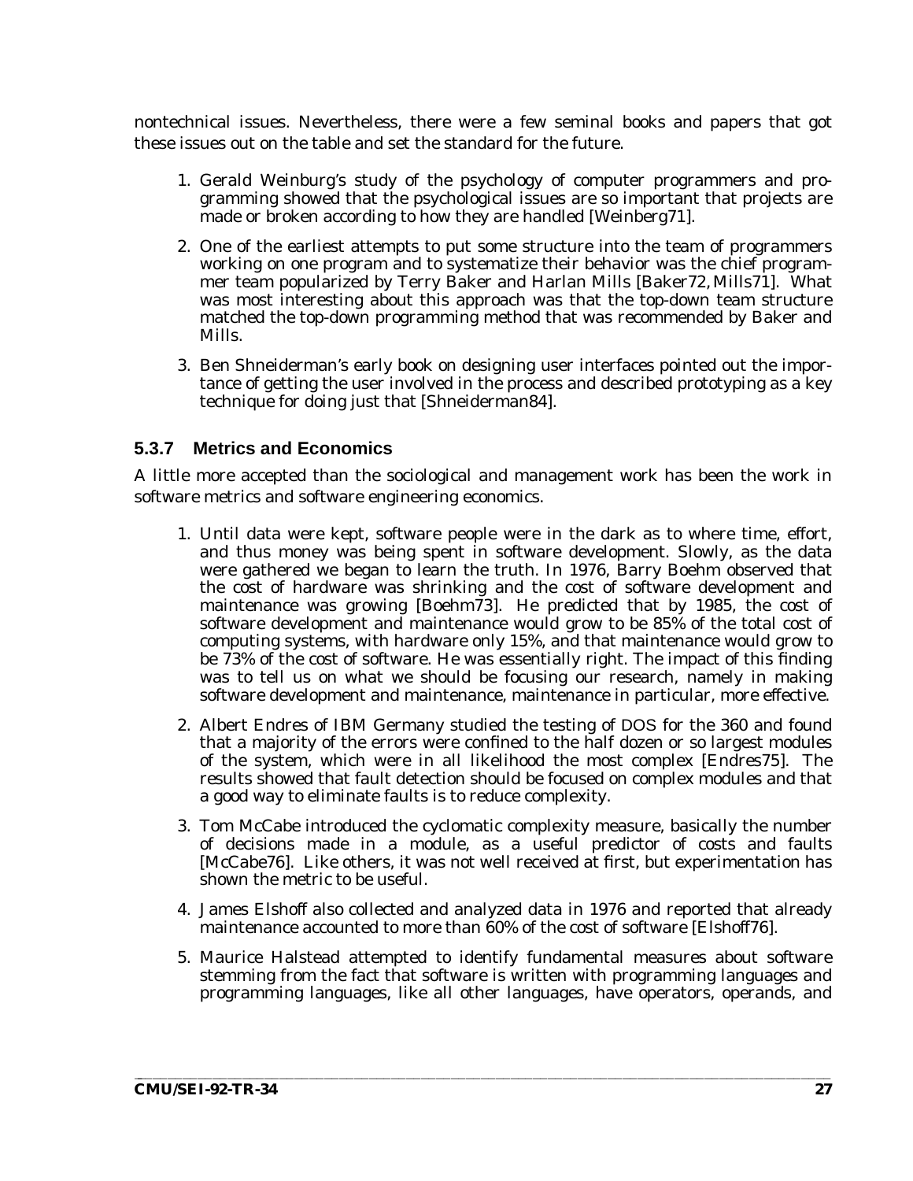nontechnical issues. Nevertheless, there were a few seminal books and papers that got these issues out on the table and set the standard for the future.

1. Gerald Weinburg's study of the psychology of computer programmers and programming showed that the psychological issues are so important that projects are made or broken according to how they are handled [Weinberg71].
2. One of the earliest attempts to put some structure into the team of programmers working on one program and to systematize their behavior was the chief programmer team popularized by Terry Baker and Harlan Mills [Baker72, Mills71]. What was most interesting about this approach was that the top-down team structure matched the top-down programming method that was recommended by Baker and Mills.
3. Ben Shneiderman's early book on designing user interfaces pointed out the importance of getting the user involved in the process and described prototyping as a key technique for doing just that [Shneiderman84].

### 5.3.7 Metrics and Economics

A little more accepted than the sociological and management work has been the work in software metrics and software engineering economics.

1. Until data were kept, software people were in the dark as to where time, effort, and thus money was being spent in software development. Slowly, as the data were gathered we began to learn the truth. In 1976, Barry Boehm observed that the cost of hardware was shrinking and the cost of software development and maintenance was growing [Boehm73]. He predicted that by 1985, the cost of software development and maintenance would grow to be 85% of the total cost of computing systems, with hardware only 15%, and that maintenance would grow to be 73% of the cost of software. He was essentially right. The impact of this finding was to tell us on what we should be focusing our research, namely in making software development and maintenance, maintenance in particular, more effective.
2. Albert Endres of IBM Germany studied the testing of DOS for the 360 and found that a majority of the errors were confined to the half dozen or so largest modules of the system, which were in all likelihood the most complex [Endres75]. The results showed that fault detection should be focused on complex modules and that a good way to eliminate faults is to reduce complexity.
3. Tom McCabe introduced the cyclomatic complexity measure, basically the number of decisions made in a module, as a useful predictor of costs and faults [McCabe76]. Like others, it was not well received at first, but experimentation has shown the metric to be useful.
4. James Elshoff also collected and analyzed data in 1976 and reported that already maintenance accounted to more than 60% of the cost of software [Elshoff76].
5. Maurice Halstead attempted to identify fundamental measures about software stemming from the fact that software is written with programming languages and programming languages, like all other languages, have operators, operands, and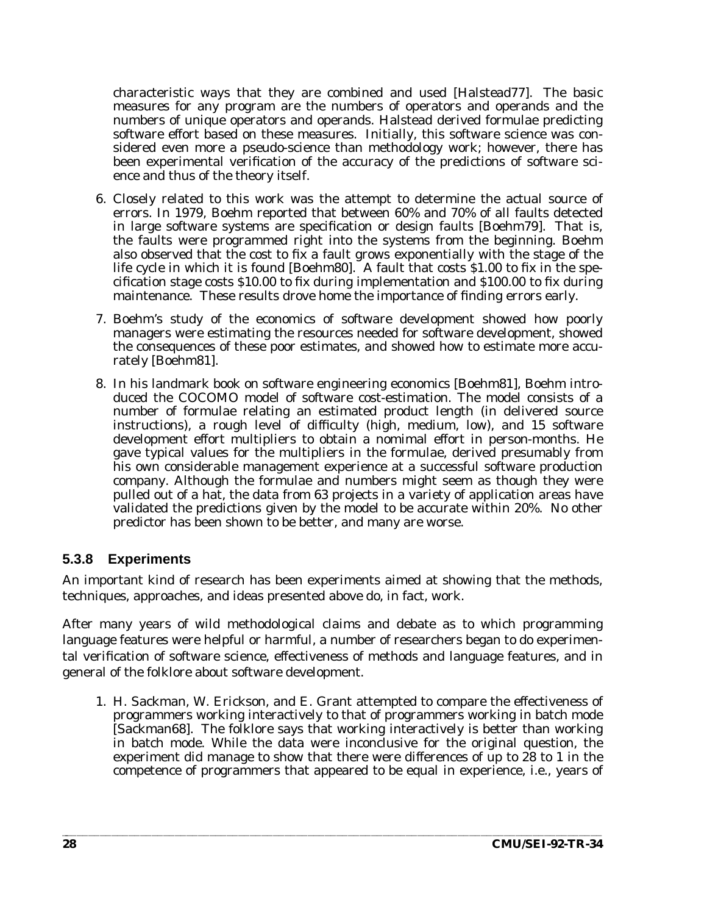characteristic ways that they are combined and used [Halstead77]. The basic measures for any program are the numbers of operators and operands and the numbers of unique operators and operands. Halstead derived formulae predicting software effort based on these measures. Initially, this software science was considered even more a pseudo-science than methodology work; however, there has been experimental verification of the accuracy of the predictions of software science and thus of the theory itself.

6. Closely related to this work was the attempt to determine the actual source of errors. In 1979, Boehm reported that between 60% and 70% of all faults detected in large software systems are specification or design faults [Boehm79]. That is, the faults were programmed right into the systems from the beginning. Boehm also observed that the cost to fix a fault grows exponentially with the stage of the life cycle in which it is found [Boehm80]. A fault that costs $1.00 to fix in the specification stage costs $10.00 to fix during implementation and $100.00 to fix during maintenance. These results drove home the importance of finding errors early.

7. Boehm's study of the economics of software development showed how poorly managers were estimating the resources needed for software development, showed the consequences of these poor estimates, and showed how to estimate more accurately [Boehm81].

8. In his landmark book on software engineering economics [Boehm81], Boehm introduced the COCOMO model of software cost-estimation. The model consists of a number of formulae relating an estimated product length (in delivered source instructions), a rough level of difficulty (high, medium, low), and 15 software development effort multipliers to obtain a nomimal effort in person-months. He gave typical values for the multipliers in the formulae, derived presumably from his own considerable management experience at a successful software production company. Although the formulae and numbers might seem as though they were pulled out of a hat, the data from 63 projects in a variety of application areas have validated the predictions given by the model to be accurate within 20%. No other predictor has been shown to be better, and many are worse.

### 5.3.8 Experiments

An important kind of research has been experiments aimed at showing that the methods, techniques, approaches, and ideas presented above do, in fact, work.

After many years of wild methodological claims and debate as to which programming language features were helpful or harmful, a number of researchers began to do experimental verification of software science, effectiveness of methods and language features, and in general of the folklore about software development.

1. H. Sackman, W. Erickson, and E. Grant attempted to compare the effectiveness of programmers working interactively to that of programmers working in batch mode [Sackman68]. The folklore says that working interactively is better than working in batch mode. While the data were inconclusive for the original question, the experiment did manage to show that there were differences of up to 28 to 1 in the competence of programmers that appeared to be equal in experience, i.e., years of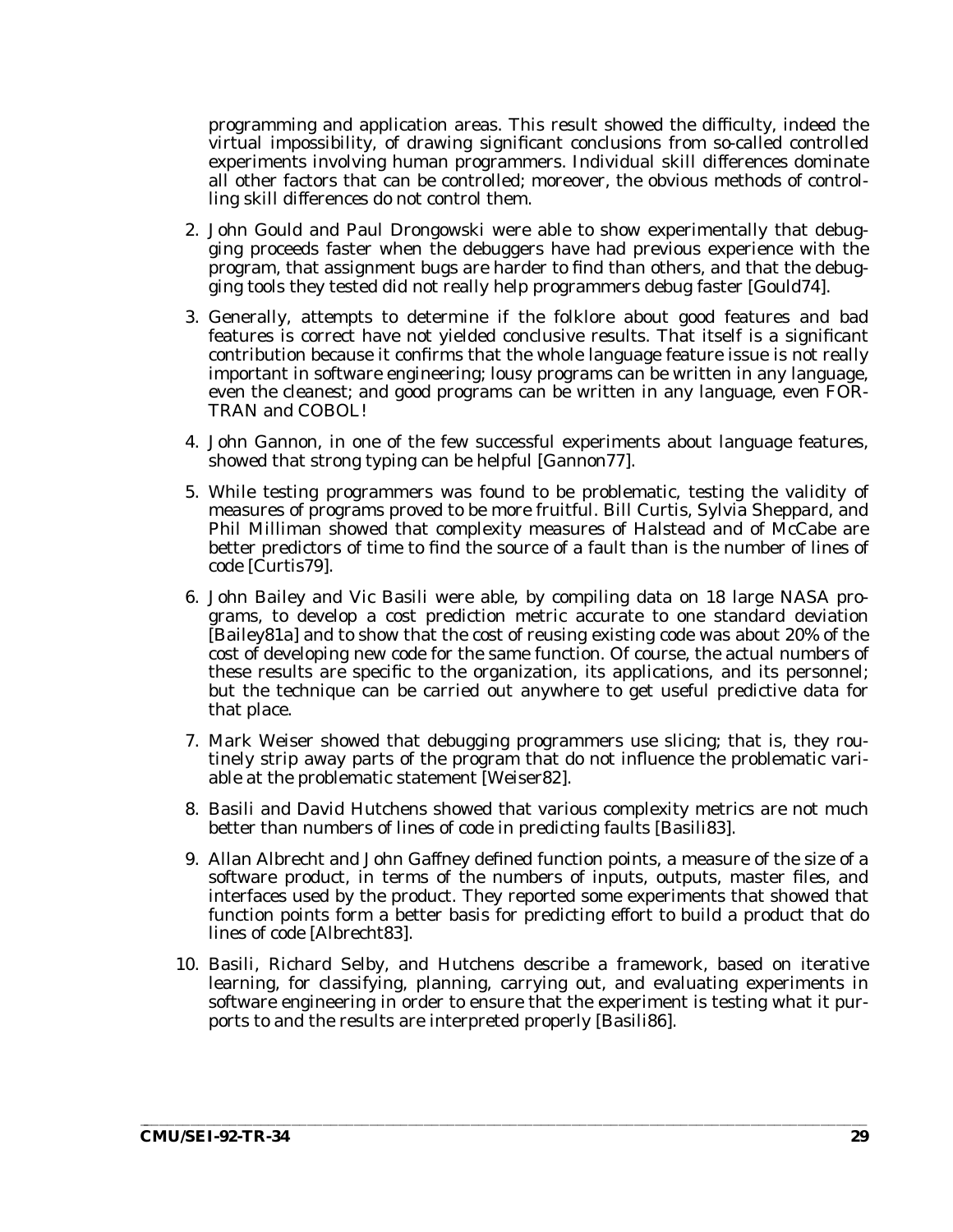programming and application areas. This result showed the difficulty, indeed the virtual impossibility, of drawing significant conclusions from so-called controlled experiments involving human programmers. Individual skill differences dominate all other factors that can be controlled; moreover, the obvious methods of controlling skill differences do not control them.

2. John Gould and Paul Drongowski were able to show experimentally that debugging proceeds faster when the debuggers have had previous experience with the program, that assignment bugs are harder to find than others, and that the debugging tools they tested did not really help programmers debug faster [Gould74].

3. Generally, attempts to determine if the folklore about good features and bad features is correct have not yielded conclusive results. That itself is a significant contribution because it confirms that the whole language feature issue is not really important in software engineering; lousy programs can be written in any language, even the cleanest; and good programs can be written in any language, even FORTRAN and COBOL!

4. John Gannon, in one of the few successful experiments about language features, showed that strong typing can be helpful [Gannon77].

5. While testing programmers was found to be problematic, testing the validity of measures of programs proved to be more fruitful. Bill Curtis, Sylvia Sheppard, and Phil Milliman showed that complexity measures of Halstead and of McCabe are better predictors of time to find the source of a fault than is the number of lines of code [Curtis79].

6. John Bailey and Vic Basili were able, by compiling data on 18 large NASA programs, to develop a cost prediction metric accurate to one standard deviation [Bailey81a] and to show that the cost of reusing existing code was about 20% of the cost of developing new code for the same function. Of course, the actual numbers of these results are specific to the organization, its applications, and its personnel; but the technique can be carried out anywhere to get useful predictive data for that place.

7. Mark Weiser showed that debugging programmers use slicing; that is, they routinely strip away parts of the program that do not influence the problematic variable at the problematic statement [Weiser82].

8. Basili and David Hutchens showed that various complexity metrics are not much better than numbers of lines of code in predicting faults [Basili83].

9. Allan Albrecht and John Gaffney defined function points, a measure of the size of a software product, in terms of the numbers of inputs, outputs, master files, and interfaces used by the product. They reported some experiments that showed that function points form a better basis for predicting effort to build a product that do lines of code [Albrecht83].

10. Basili, Richard Selby, and Hutchens describe a framework, based on iterative learning, for classifying, planning, carrying out, and evaluating experiments in software engineering in order to ensure that the experiment is testing what it purports to and the results are interpreted properly [Basili86].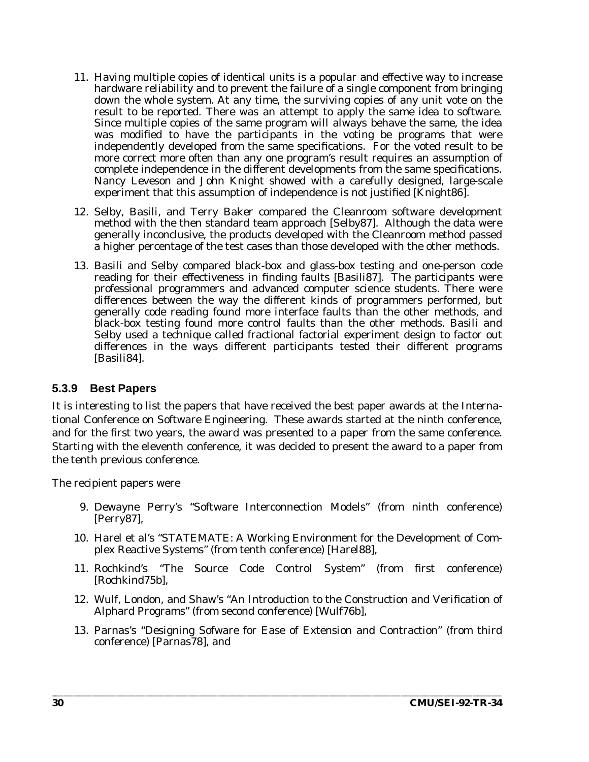11. Having multiple copies of identical units is a popular and effective way to increase hardware reliability and to prevent the failure of a single component from bringing down the whole system. At any time, the surviving copies of any unit vote on the result to be reported. There was an attempt to apply the same idea to software. Since multiple copies of the same program will always behave the same, the idea was modified to have the participants in the voting be programs that were independently developed from the same specifications. For the voted result to be more correct more often than any one program's result requires an assumption of complete independence in the different developments from the same specifications. Nancy Leveson and John Knight showed with a carefully designed, large-scale experiment that this assumption of independence is not justified [Knight86].

12. Selby, Basili, and Terry Baker compared the Cleanroom software development method with the then standard team approach [Selby87]. Although the data were generally inconclusive, the products developed with the Cleanroom method passed a higher percentage of the test cases than those developed with the other methods.

13. Basili and Selby compared black-box and glass-box testing and one-person code reading for their effectiveness in finding faults [Basili87]. The participants were professional programmers and advanced computer science students. There were differences between the way the different kinds of programmers performed, but generally code reading found more interface faults than the other methods, and black-box testing found more control faults than the other methods. Basili and Selby used a technique called fractional factorial experiment design to factor out differences in the ways different participants tested their different programs [Basili84].

### 5.3.9 Best Papers

It is interesting to list the papers that have received the best paper awards at the International Conference on Software Engineering. These awards started at the ninth conference, and for the first two years, the award was presented to a paper from the same conference. Starting with the eleventh conference, it was decided to present the award to a paper from the tenth previous conference.

The recipient papers were

9. Dewayne Perry's "Software Interconnection Models" (from ninth conference) [Perry87],

10. Harel et al's "STATEMATE: A Working Environment for the Development of Complex Reactive Systems" (from tenth conference) [Harel88],

11. Rochkind's "The Source Code Control System" (from first conference) [Rochkind75b],

12. Wulf, London, and Shaw's "An Introduction to the Construction and Verification of Alphard Programs" (from second conference) [Wulf76b],

13. Parnas's "Designing Sofware for Ease of Extension and Contraction" (from third conference) [Parnas78], and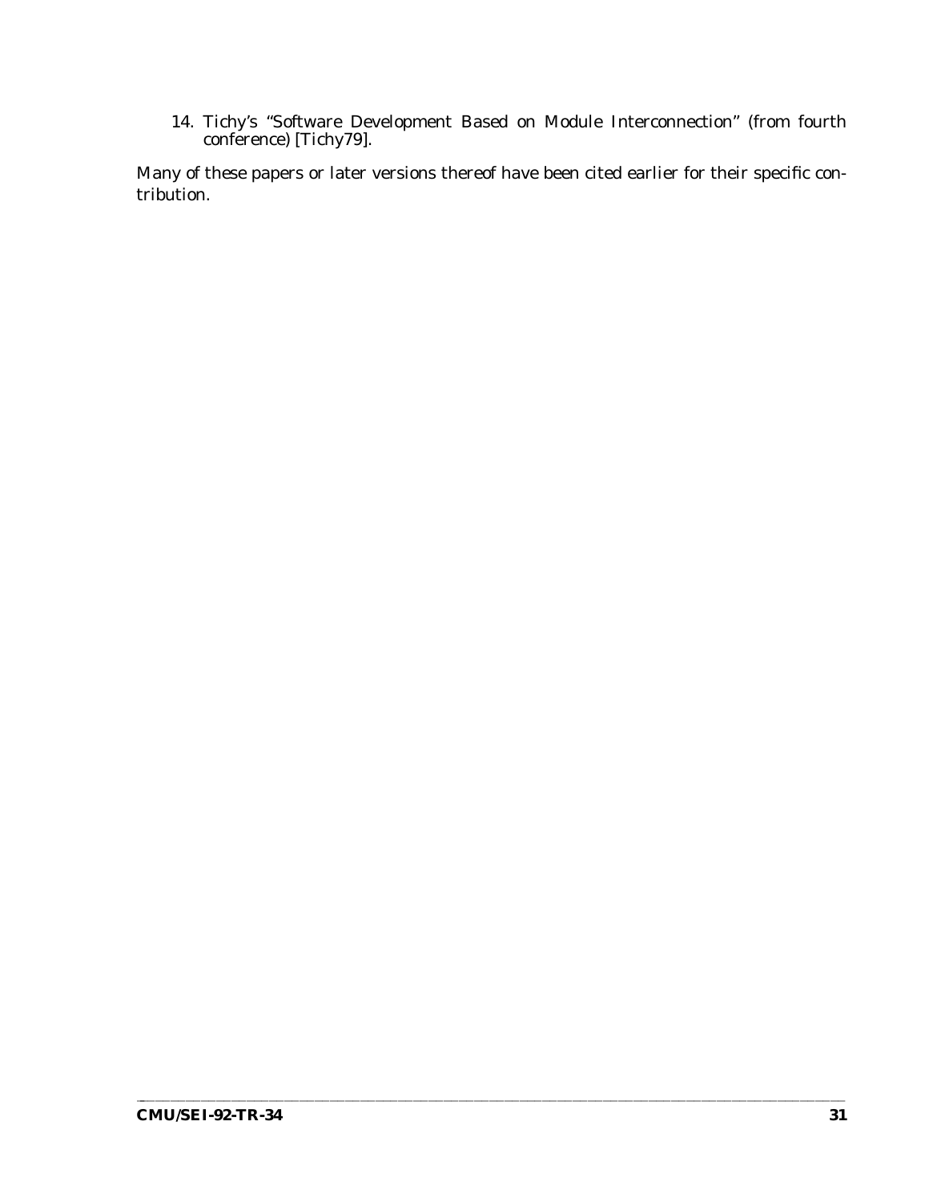14. Tichy's "Software Development Based on Module Interconnection" (from fourth conference) [Tichy79].

Many of these papers or later versions thereof have been cited earlier for their specific contribution.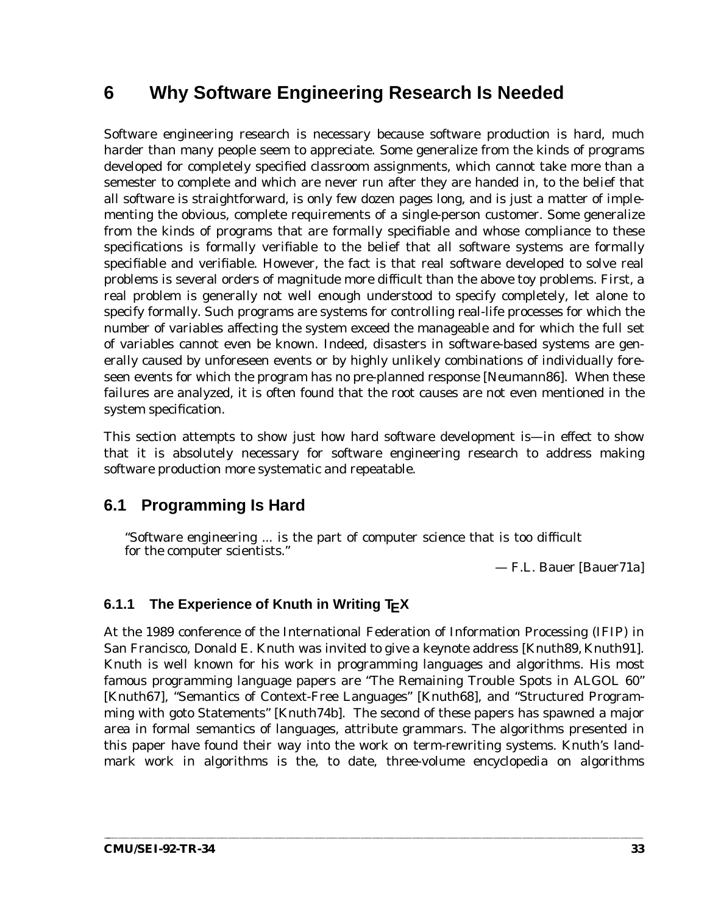# 6 Why Software Engineering Research Is Needed

Software engineering research is necessary because software production is hard, much harder than many people seem to appreciate. Some generalize from the kinds of programs developed for completely specified classroom assignments, which cannot take more than a semester to complete and which are never run after they are handed in, to the belief that all software is straightforward, is only few dozen pages long, and is just a matter of implementing the obvious, complete requirements of a single-person customer. Some generalize from the kinds of programs that are formally specifiable and whose compliance to these specifications is formally verifiable to the belief that all software systems are formally specifiable and verifiable. However, the fact is that real software developed to solve real problems is several orders of magnitude more difficult than the above toy problems. First, a real problem is generally not well enough understood to specify completely, let alone to specify formally. Such programs are systems for controlling real-life processes for which the number of variables affecting the system exceed the manageable and for which the full set of variables cannot even be known. Indeed, disasters in software-based systems are generally caused by unforeseen events or by highly unlikely combinations of individually foreseen events for which the program has no pre-planned response [Neumann86]. When these failures are analyzed, it is often found that the root causes are not even mentioned in the system specification.

This section attempts to show just how hard software development is—in effect to show that it is absolutely necessary for software engineering research to address making software production more systematic and repeatable.

## 6.1 Programming Is Hard

"Software engineering ... is the part of computer science that is too difficult for the computer scientists."

— F.L. Bauer [Bauer71a]

### 6.1.1 The Experience of Knuth in Writing TEX

At the 1989 conference of the International Federation of Information Processing (IFIP) in San Francisco, Donald E. Knuth was invited to give a keynote address [Knuth89, Knuth91]. Knuth is well known for his work in programming languages and algorithms. His most famous programming language papers are "The Remaining Trouble Spots in ALGOL 60" [Knuth67], "Semantics of Context-Free Languages" [Knuth68], and "Structured Programming with goto Statements" [Knuth74b]. The second of these papers has spawned a major area in formal semantics of languages, attribute grammars. The algorithms presented in this paper have found their way into the work on term-rewriting systems. Knuth's landmark work in algorithms is the, to date, three-volume encyclopedia on algorithms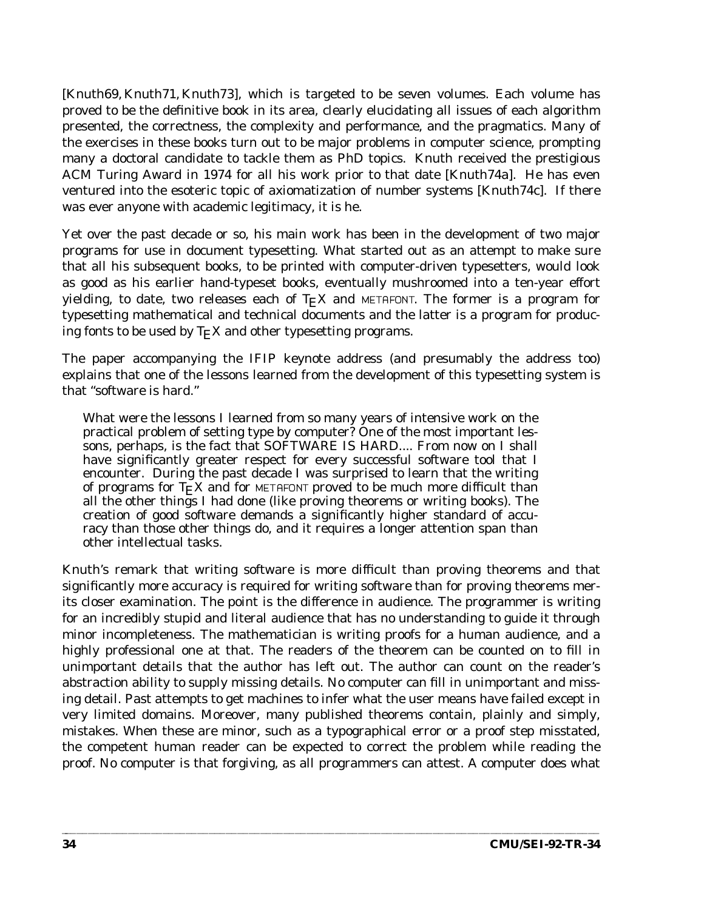[Knuth69, Knuth71, Knuth73], which is targeted to be seven volumes. Each volume has proved to be the definitive book in its area, clearly elucidating all issues of each algorithm presented, the correctness, the complexity and performance, and the pragmatics. Many of the exercises in these books turn out to be major problems in computer science, prompting many a doctoral candidate to tackle them as PhD topics. Knuth received the prestigious ACM Turing Award in 1974 for all his work prior to that date [Knuth74a]. He has even ventured into the esoteric topic of axiomatization of number systems [Knuth74c]. If there was ever anyone with academic legitimacy, it is he.

Yet over the past decade or so, his main work has been in the development of two major programs for use in document typesetting. What started out as an attempt to make sure that all his subsequent books, to be printed with computer-driven typesetters, would look as good as his earlier hand-typeset books, eventually mushroomed into a ten-year effort yielding, to date, two releases each of TEX and METAFONT. The former is a program for typesetting mathematical and technical documents and the latter is a program for producing fonts to be used by TEX and other typesetting programs.

The paper accompanying the IFIP keynote address (and presumably the address too) explains that one of the lessons learned from the development of this typesetting system is that "software is hard."

> What were the lessons I learned from so many years of intensive work on the practical problem of setting type by computer? One of the most important lessons, perhaps, is the fact that SOFTWARE IS HARD.... From now on I shall have significantly greater respect for every successful software tool that I encounter. During the past decade I was surprised to learn that the writing of programs for TEX and for METAFONT proved to be much more difficult than all the other things I had done (like proving theorems or writing books). The creation of good software demands a significantly higher standard of accuracy than those other things do, and it requires a longer attention span than other intellectual tasks.

Knuth's remark that writing software is more difficult than proving theorems and that significantly more accuracy is required for writing software than for proving theorems merits closer examination. The point is the difference in audience. The programmer is writing for an incredibly stupid and literal audience that has no understanding to guide it through minor incompleteness. The mathematician is writing proofs for a human audience, and a highly professional one at that. The readers of the theorem can be counted on to fill in unimportant details that the author has left out. The author can count on the reader's abstraction ability to supply missing details. No computer can fill in unimportant and missing detail. Past attempts to get machines to infer what the user means have failed except in very limited domains. Moreover, many published theorems contain, plainly and simply, mistakes. When these are minor, such as a typographical error or a proof step misstated, the competent human reader can be expected to correct the problem while reading the proof. No computer is that forgiving, as all programmers can attest. A computer does what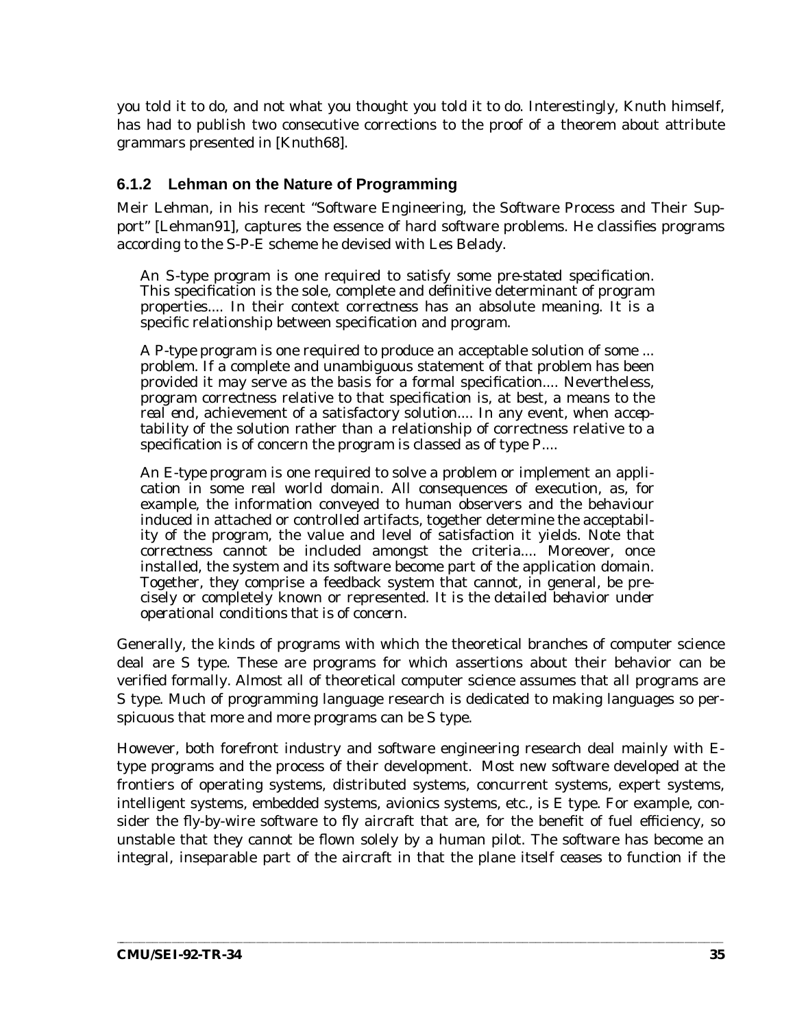you told it to do, and not what you thought you told it to do. Interestingly, Knuth himself, has had to publish two consecutive corrections to the proof of a theorem about attribute grammars presented in [Knuth68].

### 6.1.2 Lehman on the Nature of Programming

Meir Lehman, in his recent "Software Engineering, the Software Process and Their Support" [Lehman91], captures the essence of hard software problems. He classifies programs according to the S-P-E scheme he devised with Les Belady.

> An S-type program is one required to satisfy some pre-stated specification. This specification is the sole, complete and definitive determinant of program properties.... In their context correctness has an absolute meaning. It is a specific relationship between specification and program.
>
> A P-type program is one required to produce an acceptable solution of some ... problem. If a complete and unambiguous statement of that problem has been provided it may serve as the basis for a formal specification.... Nevertheless, program correctness relative to that specification is, at best, a means to the real end, achievement of a satisfactory solution.... In any event, when acceptability of the solution rather than a relationship of correctness relative to a specification is of concern the program is classed as of type P....
>
> An E-type program is one required to solve a problem or implement an application in some real world domain. All consequences of execution, as, for example, the information conveyed to human observers and the behaviour induced in attached or controlled artifacts, together determine the acceptability of the program, the value and level of satisfaction it yields. Note that correctness cannot be included amongst the criteria.... Moreover, once installed, the system and its software become part of the application domain. Together, they comprise a feedback system that cannot, in general, be precisely or completely known or represented. It is the detailed behavior under operational conditions that is of concern.

Generally, the kinds of programs with which the theoretical branches of computer science deal are S type. These are programs for which assertions about their behavior can be verified formally. Almost all of theoretical computer science assumes that all programs are S type. Much of programming language research is dedicated to making languages so perspicuous that more and more programs can be S type.

However, both forefront industry and software engineering research deal mainly with E-type programs and the process of their development. Most new software developed at the frontiers of operating systems, distributed systems, concurrent systems, expert systems, intelligent systems, embedded systems, avionics systems, etc., is E type. For example, consider the fly-by-wire software to fly aircraft that are, for the benefit of fuel efficiency, so unstable that they cannot be flown solely by a human pilot. The software has become an integral, inseparable part of the aircraft in that the plane itself ceases to function if the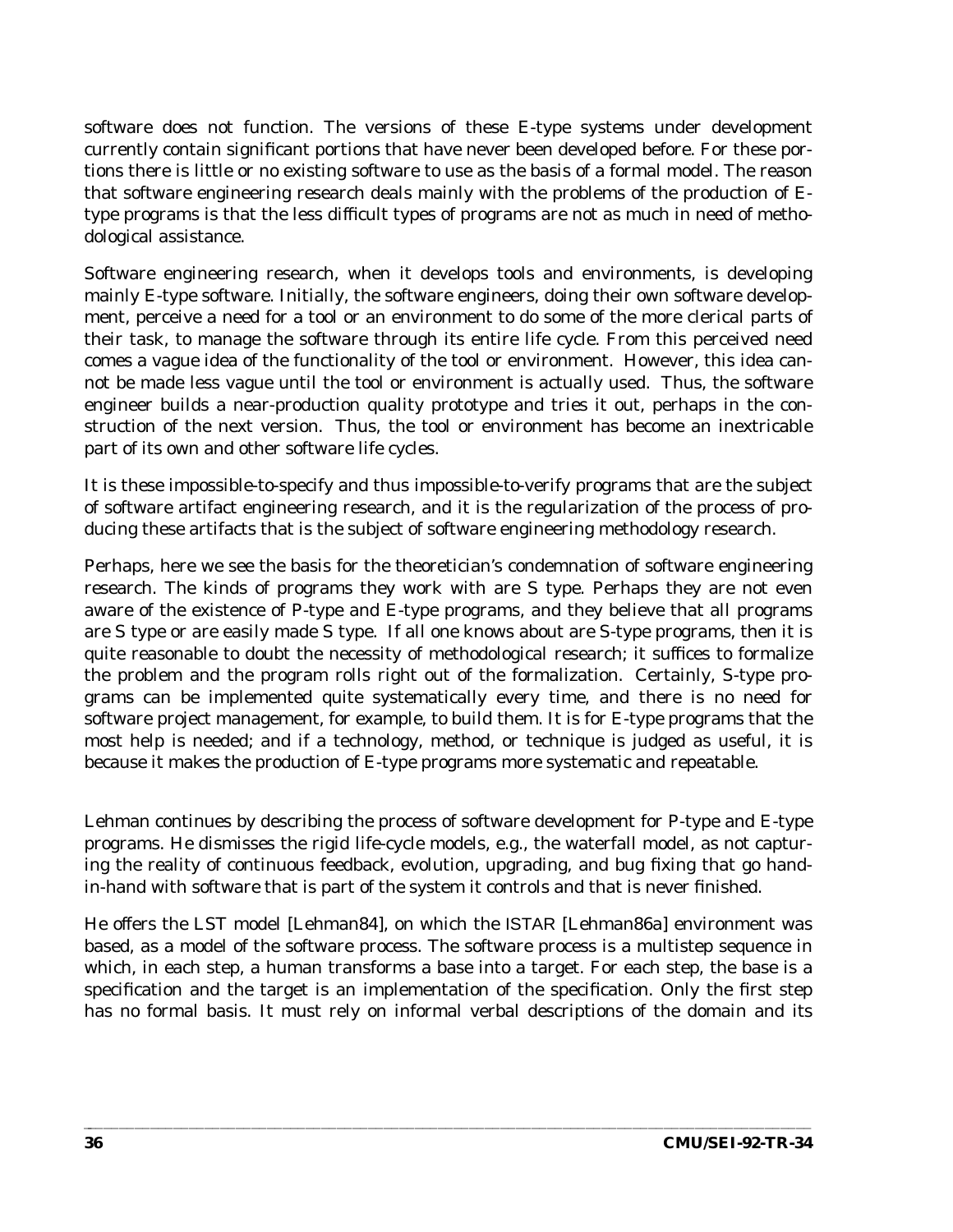software does not function. The versions of these E-type systems under development currently contain significant portions that have never been developed before. For these portions there is little or no existing software to use as the basis of a formal model. The reason that software engineering research deals mainly with the problems of the production of E-type programs is that the less difficult types of programs are not as much in need of methodological assistance.

Software engineering research, when it develops tools and environments, is developing mainly E-type software. Initially, the software engineers, doing their own software development, perceive a need for a tool or an environment to do some of the more clerical parts of their task, to manage the software through its entire life cycle. From this perceived need comes a vague idea of the functionality of the tool or environment. However, this idea cannot be made less vague until the tool or environment is actually used. Thus, the software engineer builds a near-production quality prototype and tries it out, perhaps in the construction of the next version. Thus, the tool or environment has become an inextricable part of its own and other software life cycles.

It is these impossible-to-specify and thus impossible-to-verify programs that are the subject of software artifact engineering research, and it is the regularization of the process of producing these artifacts that is the subject of software engineering methodology research.

Perhaps, here we see the basis for the theoretician's condemnation of software engineering research. The kinds of programs they work with are S type. Perhaps they are not even aware of the existence of P-type and E-type programs, and they believe that all programs are S type or are easily made S type. If all one knows about are S-type programs, then it is quite reasonable to doubt the necessity of methodological research; it suffices to formalize the problem and the program rolls right out of the formalization. Certainly, S-type programs can be implemented quite systematically every time, and there is no need for software project management, for example, to build them. It is for E-type programs that the most help is needed; and if a technology, method, or technique is judged as useful, it is because it makes the production of E-type programs more systematic and repeatable.

Lehman continues by describing the process of software development for P-type and E-type programs. He dismisses the rigid life-cycle models, e.g., the waterfall model, as not capturing the reality of continuous feedback, evolution, upgrading, and bug fixing that go hand-in-hand with software that is part of the system it controls and that is never finished.

He offers the LST model [Lehman84], on which the ISTAR [Lehman86a] environment was based, as a model of the software process. The software process is a multistep sequence in which, in each step, a human transforms a base into a target. For each step, the base is a specification and the target is an implementation of the specification. Only the first step has no formal basis. It must rely on informal verbal descriptions of the domain and its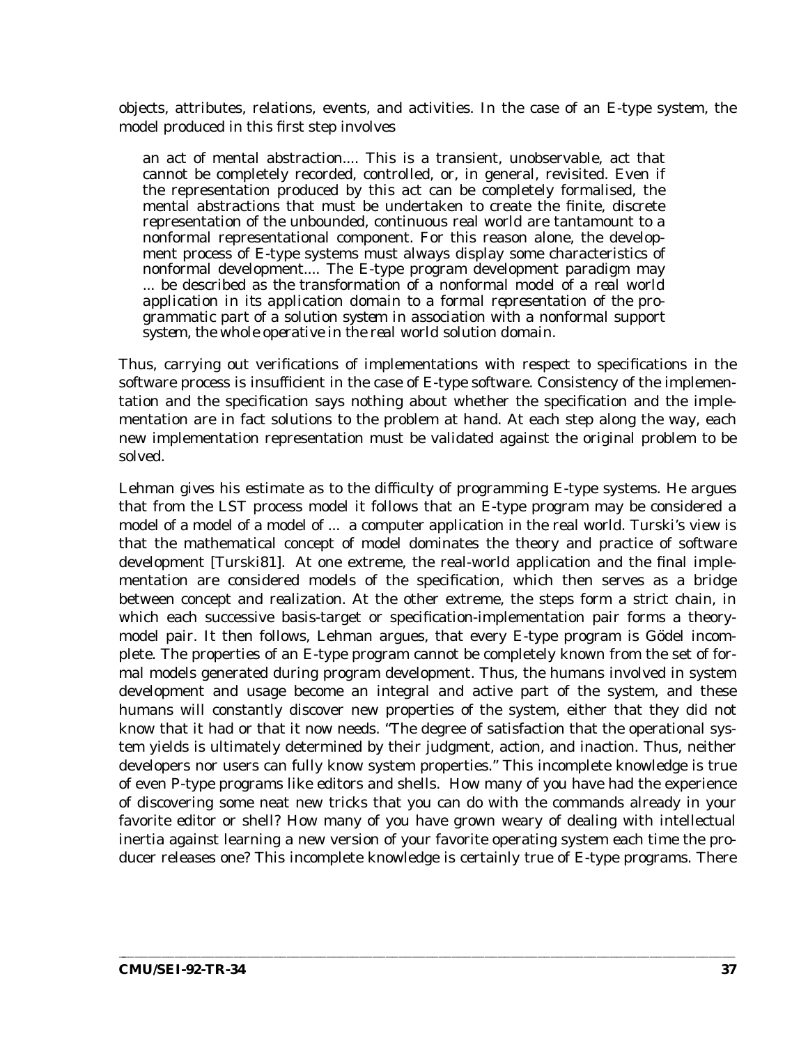objects, attributes, relations, events, and activities. In the case of an E-type system, the model produced in this first step involves

> an act of mental abstraction.... This is a transient, unobservable, act that cannot be completely recorded, controlled, or, in general, revisited. Even if the representation produced by this act can be completely formalised, the mental abstractions that must be undertaken to create the finite, discrete representation of the unbounded, continuous real world are tantamount to a nonformal representational component. For this reason alone, the development process of E-type systems must always display some characteristics of nonformal development.... The E-type program development paradigm may ... be described as the transformation of a *nonformal model of a real world application in its application domain* to a *formal representation of the programmatic part of a solution system in association with a nonformal support system, the whole operative in the real world solution domain.*

Thus, carrying out verifications of implementations with respect to specifications in the software process is insufficient in the case of E-type software. Consistency of the implementation and the specification says nothing about whether the specification and the implementation are in fact solutions to the problem at hand. At each step along the way, each new implementation representation must be validated against the original problem to be solved.

Lehman gives his estimate as to the difficulty of programming E-type systems. He argues that from the LST process model it follows that an E-type program may be considered a model of a model of a model of ... a computer application in the real world. Turski's view is that the mathematical concept of model dominates the theory and practice of software development [Turski81]. At one extreme, the real-world application and the final implementation are considered models of the specification, which then serves as a bridge between concept and realization. At the other extreme, the steps form a strict chain, in which each successive basis-target or specification-implementation pair forms a theory-model pair. It then follows, Lehman argues, that every E-type program is Gödel incomplete. The properties of an E-type program cannot be completely known from the set of formal models generated during program development. Thus, the humans involved in system development and usage become an integral and active part of the system, and these humans will constantly discover new properties of the system, either that they did not know that it had or that it now needs. "The degree of satisfaction that the operational system yields is ultimately determined by their judgment, action, and inaction. Thus, neither developers nor users can fully know system properties." This incomplete knowledge is true of even P-type programs like editors and shells. How many of you have had the experience of discovering some neat new tricks that you can do with the commands already in your favorite editor or shell? How many of you have grown weary of dealing with intellectual inertia against learning a new version of your favorite operating system each time the producer releases one? This incomplete knowledge is certainly true of E-type programs. There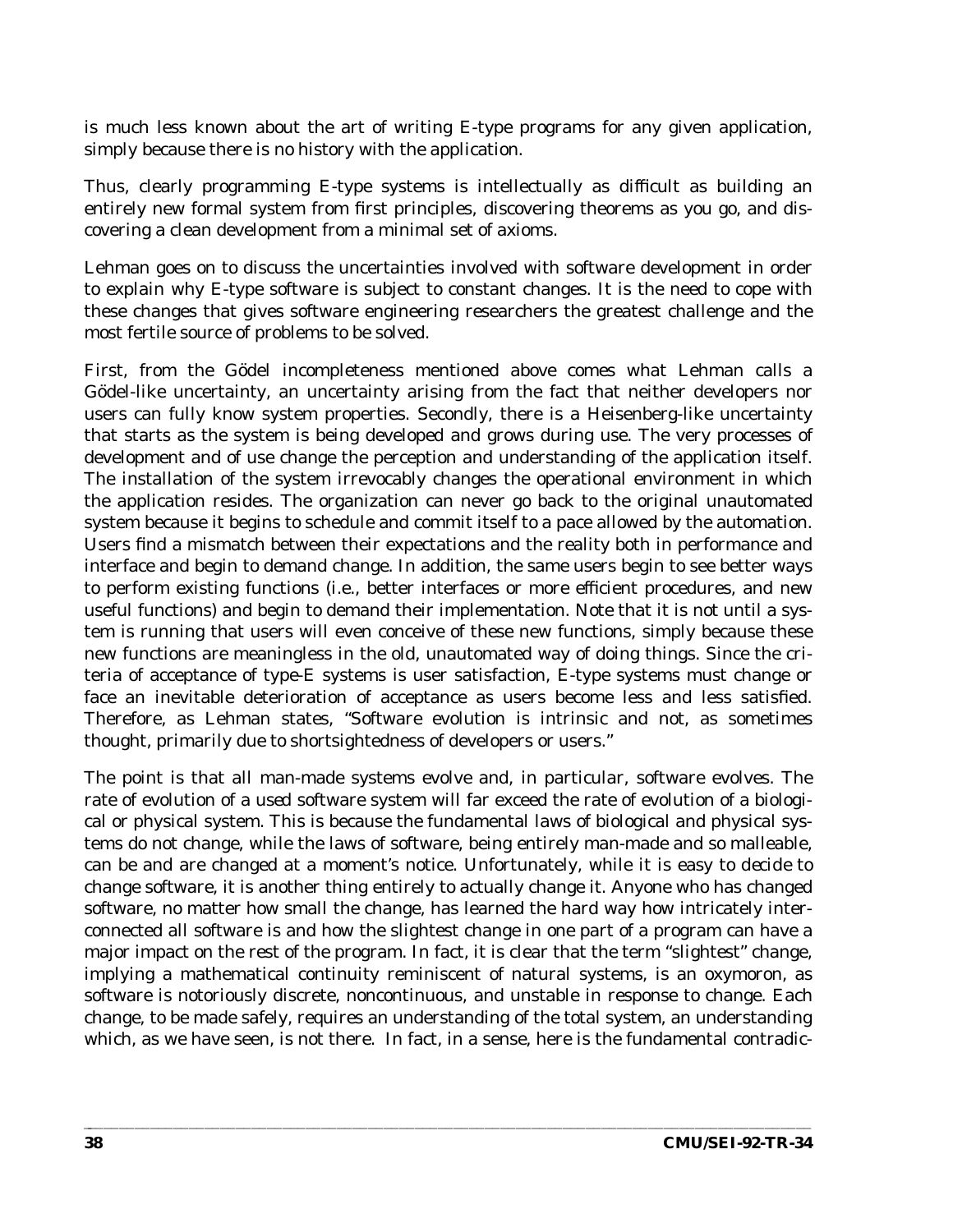is much less known about the art of writing E-type programs for any given application, simply because there is no history with the application.

Thus, clearly programming E-type systems is intellectually as difficult as building an entirely new formal system from first principles, discovering theorems as you go, and discovering a clean development from a minimal set of axioms.

Lehman goes on to discuss the uncertainties involved with software development in order to explain why E-type software is subject to constant changes. It is the need to cope with these changes that gives software engineering researchers the greatest challenge and the most fertile source of problems to be solved.

First, from the Gödel incompleteness mentioned above comes what Lehman calls a Gödel-like uncertainty, an uncertainty arising from the fact that neither developers nor users can fully know system properties. Secondly, there is a Heisenberg-like uncertainty that starts as the system is being developed and grows during use. The very processes of development and of use change the perception and understanding of the application itself. The installation of the system irrevocably changes the operational environment in which the application resides. The organization can never go back to the original unautomated system because it begins to schedule and commit itself to a pace allowed by the automation. Users find a mismatch between their expectations and the reality both in performance and interface and begin to demand change. In addition, the same users begin to see better ways to perform existing functions (i.e., better interfaces or more efficient procedures, and new useful functions) and begin to demand their implementation. Note that it is not until a system is running that users will even conceive of these new functions, simply because these new functions are meaningless in the old, unautomated way of doing things. Since the criteria of acceptance of type-E systems is user satisfaction, E-type systems must change or face an inevitable deterioration of acceptance as users become less and less satisfied. Therefore, as Lehman states, "Software evolution is intrinsic and not, as sometimes thought, primarily due to shortsightedness of developers or users."

The point is that all man-made systems evolve and, in particular, software evolves. The rate of evolution of a used software system will far exceed the rate of evolution of a biological or physical system. This is because the fundamental laws of biological and physical systems do not change, while the laws of software, being entirely man-made and so malleable, can be and are changed at a moment's notice. Unfortunately, while it is easy to decide to change software, it is another thing entirely to actually change it. Anyone who has changed software, no matter how small the change, has learned the hard way how intricately interconnected all software is and how the slightest change in one part of a program can have a major impact on the rest of the program. In fact, it is clear that the term "slightest" change, implying a mathematical continuity reminiscent of natural systems, is an oxymoron, as software is notoriously discrete, noncontinuous, and unstable in response to change. Each change, to be made safely, requires an understanding of the total system, an understanding which, as we have seen, is not there. In fact, in a sense, here is the fundamental contradic-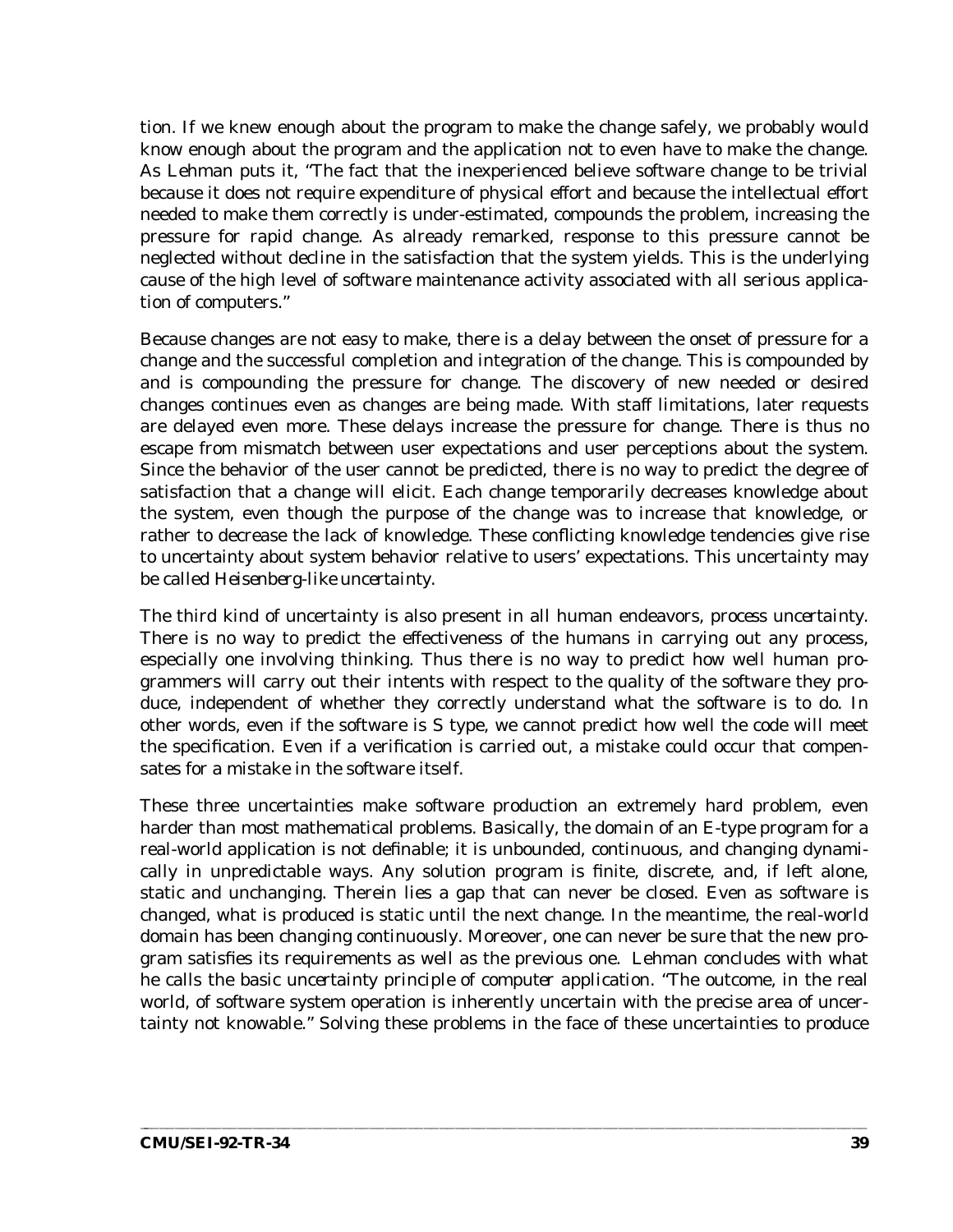tion. If we knew enough about the program to make the change safely, we probably would know enough about the program and the application not to even have to make the change. As Lehman puts it, "The fact that the inexperienced believe software change to be trivial because it does not require expenditure of physical effort and because the intellectual effort needed to make them correctly is under-estimated, compounds the problem, increasing the pressure for rapid change. As already remarked, response to this pressure cannot be neglected without decline in the satisfaction that the system yields. This is the underlying cause of the high level of software maintenance activity associated with all serious application of computers."

Because changes are not easy to make, there is a delay between the onset of pressure for a change and the successful completion and integration of the change. This is compounded by and is compounding the pressure for change. The discovery of new needed or desired changes continues even as changes are being made. With staff limitations, later requests are delayed even more. These delays increase the pressure for change. There is thus no escape from mismatch between user expectations and user perceptions about the system. Since the behavior of the user cannot be predicted, there is no way to predict the degree of satisfaction that a change will elicit. Each change temporarily decreases knowledge about the system, even though the purpose of the change was to increase that knowledge, or rather to decrease the lack of knowledge. These conflicting knowledge tendencies give rise to uncertainty about system behavior relative to users' expectations. This uncertainty may be called *Heisenberg-like uncertainty*.

The third kind of uncertainty is also present in all human endeavors, *process uncertainty*. There is no way to predict the effectiveness of the humans in carrying out any process, especially one involving thinking. Thus there is no way to predict how well human programmers will carry out their intents with respect to the quality of the software they produce, independent of whether they correctly understand what the software is to do. In other words, even if the software is S type, we cannot predict how well the code will meet the specification. Even if a verification is carried out, a mistake could occur that compensates for a mistake in the software itself.

These three uncertainties make software production an extremely hard problem, even harder than most mathematical problems. Basically, the domain of an E-type program for a real-world application is not definable; it is unbounded, continuous, and changing dynamically in unpredictable ways. Any solution program is finite, discrete, and, if left alone, static and unchanging. Therein lies a gap that can never be closed. Even as software is changed, what is produced is static until the next change. In the meantime, the real-world domain has been changing continuously. Moreover, one can never be sure that the new program satisfies its requirements as well as the previous one. Lehman concludes with what he calls the basic *uncertainty principle of computer application*. "The outcome, in the real world, of software system operation is inherently uncertain with the precise area of uncertainty not knowable." Solving these problems in the face of these uncertainties to produce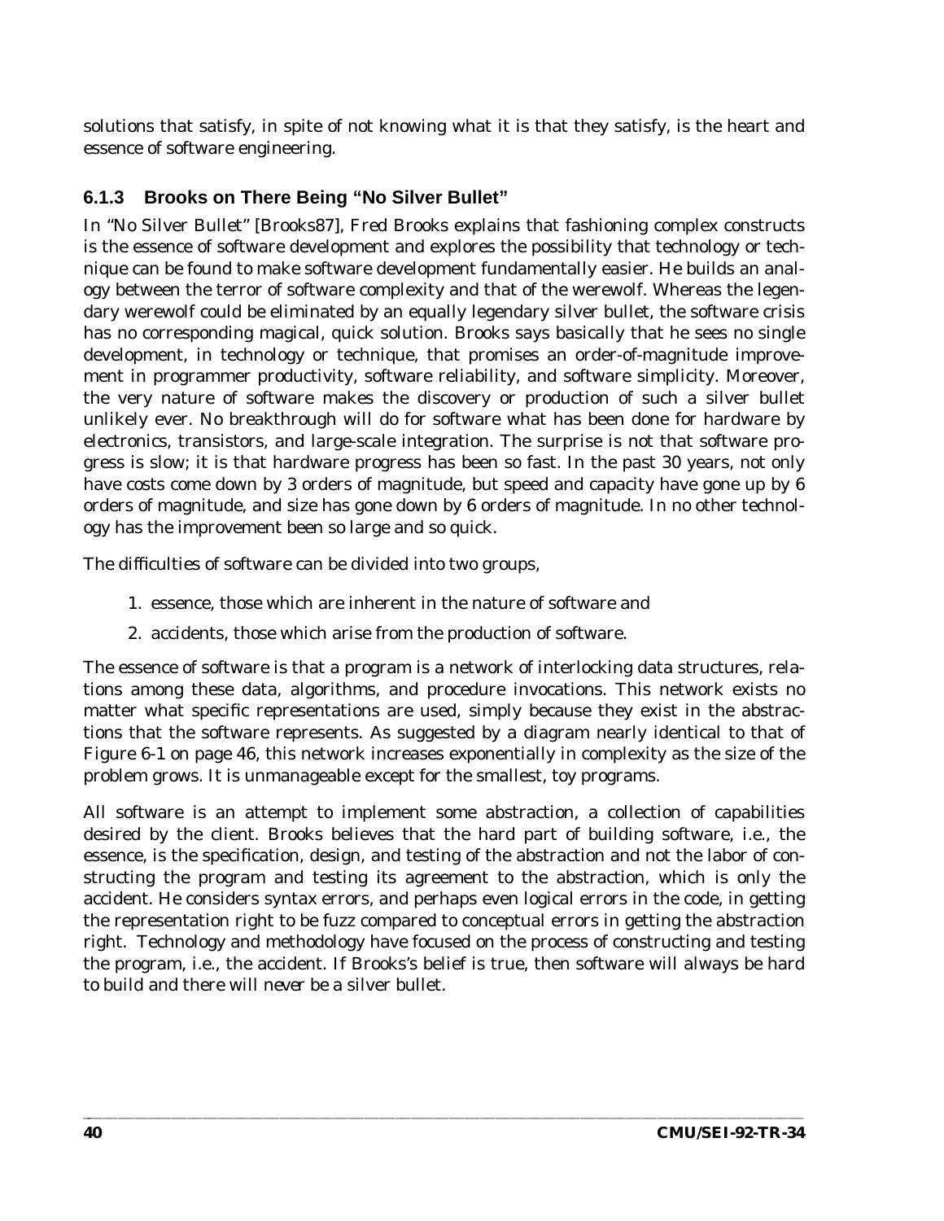solutions that satisfy, in spite of not knowing what it is that they satisfy, is the heart and essence of software engineering.

### 6.1.3 Brooks on There Being "No Silver Bullet"

In "No Silver Bullet" [Brooks87], Fred Brooks explains that fashioning complex constructs is the essence of software development and explores the possibility that technology or technique can be found to make software development fundamentally easier. He builds an analogy between the terror of software complexity and that of the werewolf. Whereas the legendary werewolf could be eliminated by an equally legendary silver bullet, the software crisis has no corresponding magical, quick solution. Brooks says basically that he sees no single development, in technology or technique, that promises an order-of-magnitude improvement in programmer productivity, software reliability, and software simplicity. Moreover, the very nature of software makes the discovery or production of such a silver bullet unlikely ever. No breakthrough will do for software what has been done for hardware by electronics, transistors, and large-scale integration. The surprise is not that software progress is slow; it is that hardware progress has been so fast. In the past 30 years, not only have costs come down by 3 orders of magnitude, but speed and capacity have gone up by 6 orders of magnitude, and size has gone down by 6 orders of magnitude. In no other technology has the improvement been so large and so quick.

The difficulties of software can be divided into two groups,

1. essence, those which are inherent in the nature of software and
2. accidents, those which arise from the production of software.

The essence of software is that a program is a network of interlocking data structures, relations among these data, algorithms, and procedure invocations. This network exists no matter what specific representations are used, simply because they exist in the abstractions that the software represents. As suggested by a diagram nearly identical to that of Figure 6-1 on page 46, this network increases exponentially in complexity as the size of the problem grows. It is unmanageable except for the smallest, toy programs.

All software is an attempt to implement some abstraction, a collection of capabilities desired by the client. Brooks believes that the hard part of building software, i.e., the essence, is the specification, design, and testing of the abstraction and not the labor of constructing the program and testing its agreement to the abstraction, which is only the accident. He considers syntax errors, and perhaps even logical errors in the code, in getting the representation right to be fuzz compared to conceptual errors in getting the abstraction right. Technology and methodology have focused on the process of constructing and testing the program, i.e., the accident. If Brooks's belief is true, then software will always be hard to build and there will *never* be a silver bullet.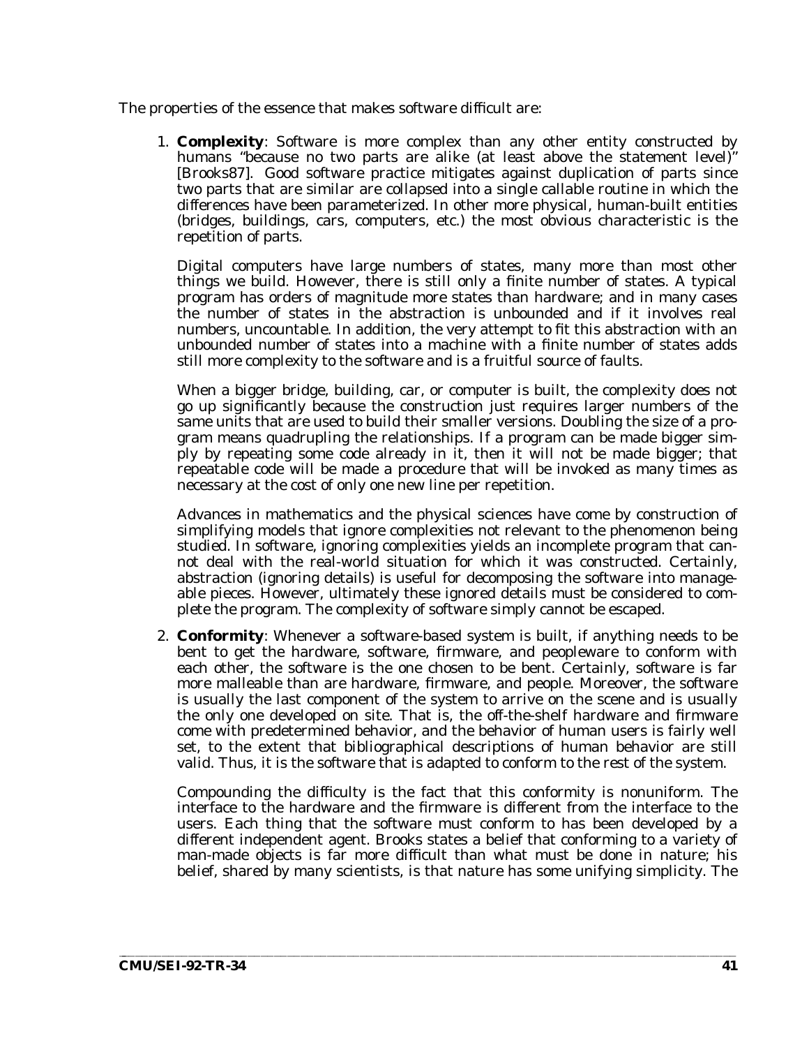The properties of the essence that makes software difficult are:

1. **Complexity**: Software is more complex than any other entity constructed by humans "because no two parts are alike (at least above the statement level)" [Brooks87]. Good software practice mitigates against duplication of parts since two parts that are similar are collapsed into a single callable routine in which the differences have been parameterized. In other more physical, human-built entities (bridges, buildings, cars, computers, etc.) the most obvious characteristic is the repetition of parts.

   Digital computers have large numbers of states, many more than most other things we build. However, there is still only a finite number of states. A typical program has orders of magnitude more states than hardware; and in many cases the number of states in the abstraction is unbounded and if it involves real numbers, uncountable. In addition, the very attempt to fit this abstraction with an unbounded number of states into a machine with a finite number of states adds still more complexity to the software and is a fruitful source of faults.

   When a bigger bridge, building, car, or computer is built, the complexity does not go up significantly because the construction just requires larger numbers of the same units that are used to build their smaller versions. Doubling the size of a program means quadrupling the relationships. If a program can be made bigger simply by repeating some code already in it, then it will not be made bigger; that repeatable code will be made a procedure that will be invoked as many times as necessary at the cost of only one new line per repetition.

   Advances in mathematics and the physical sciences have come by construction of simplifying models that ignore complexities not relevant to the phenomenon being studied. In software, ignoring complexities yields an incomplete program that cannot deal with the real-world situation for which it was constructed. Certainly, abstraction (ignoring details) is useful for decomposing the software into manageable pieces. However, ultimately these ignored details must be considered to complete the program. The complexity of software simply cannot be escaped.

2. **Conformity**: Whenever a software-based system is built, if anything needs to be bent to get the hardware, software, firmware, and peopleware to conform with each other, the software is the one chosen to be bent. Certainly, software is far more malleable than are hardware, firmware, and people. Moreover, the software is usually the last component of the system to arrive on the scene and is usually the only one developed on site. That is, the off-the-shelf hardware and firmware come with predetermined behavior, and the behavior of human users is fairly well set, to the extent that bibliographical descriptions of human behavior are still valid. Thus, it is the software that is adapted to conform to the rest of the system.

   Compounding the difficulty is the fact that this conformity is nonuniform. The interface to the hardware and the firmware is different from the interface to the users. Each thing that the software must conform to has been developed by a different independent agent. Brooks states a belief that conforming to a variety of man-made objects is far more difficult than what must be done in nature; his belief, shared by many scientists, is that nature has some unifying simplicity. The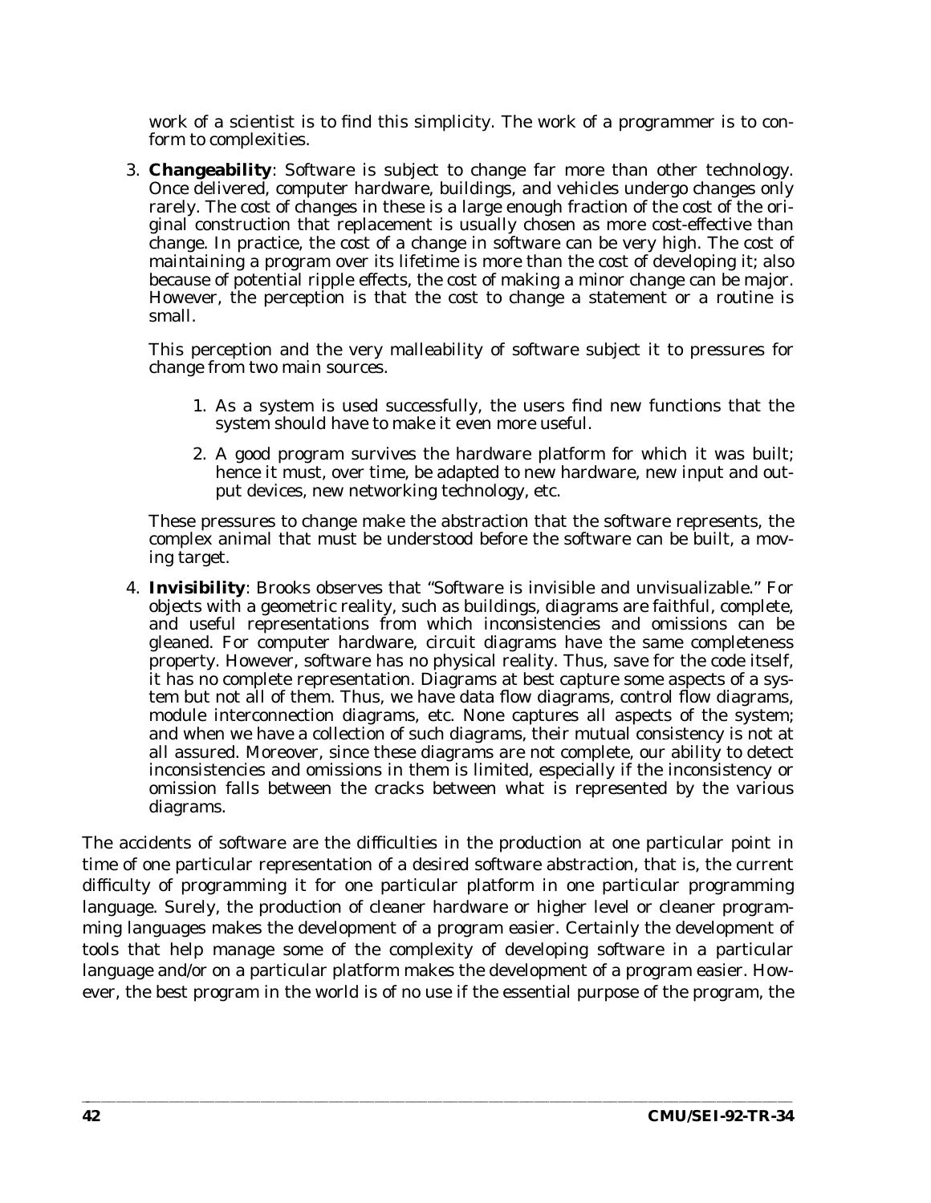work of a scientist is to find this simplicity. The work of a programmer is to conform to complexities.

3. **Changeability**: Software is subject to change far more than other technology. Once delivered, computer hardware, buildings, and vehicles undergo changes only rarely. The cost of changes in these is a large enough fraction of the cost of the original construction that replacement is usually chosen as more cost-effective than change. In practice, the cost of a change in software can be very high. The cost of maintaining a program over its lifetime is more than the cost of developing it; also because of potential ripple effects, the cost of making a minor change can be major. However, the perception is that the cost to change a statement or a routine is small.

   This perception and the very malleability of software subject it to pressures for change from two main sources.

   1. As a system is used successfully, the users find new functions that the system should have to make it even more useful.
   2. A good program survives the hardware platform for which it was built; hence it must, over time, be adapted to new hardware, new input and output devices, new networking technology, etc.

   These pressures to change make the abstraction that the software represents, the complex animal that must be understood before the software can be built, a moving target.

4. **Invisibility**: Brooks observes that "Software is invisible and unvisualizable." For objects with a geometric reality, such as buildings, diagrams are faithful, complete, and useful representations from which inconsistencies and omissions can be gleaned. For computer hardware, circuit diagrams have the same completeness property. However, software has no physical reality. Thus, save for the code itself, it has no complete representation. Diagrams at best capture some aspects of a system but not all of them. Thus, we have data flow diagrams, control flow diagrams, module interconnection diagrams, etc. None captures all aspects of the system; and when we have a collection of such diagrams, their mutual consistency is not at all assured. Moreover, since these diagrams are not complete, our ability to detect inconsistencies and omissions in them is limited, especially if the inconsistency or omission falls between the cracks between what is represented by the various diagrams.

The accidents of software are the difficulties in the production at one particular point in time of one particular representation of a desired software abstraction, that is, the current difficulty of programming it for one particular platform in one particular programming language. Surely, the production of cleaner hardware or higher level or cleaner programming languages makes the development of a program easier. Certainly the development of tools that help manage some of the complexity of developing software in a particular language and/or on a particular platform makes the development of a program easier. However, the best program in the world is of no use if the essential purpose of the program, the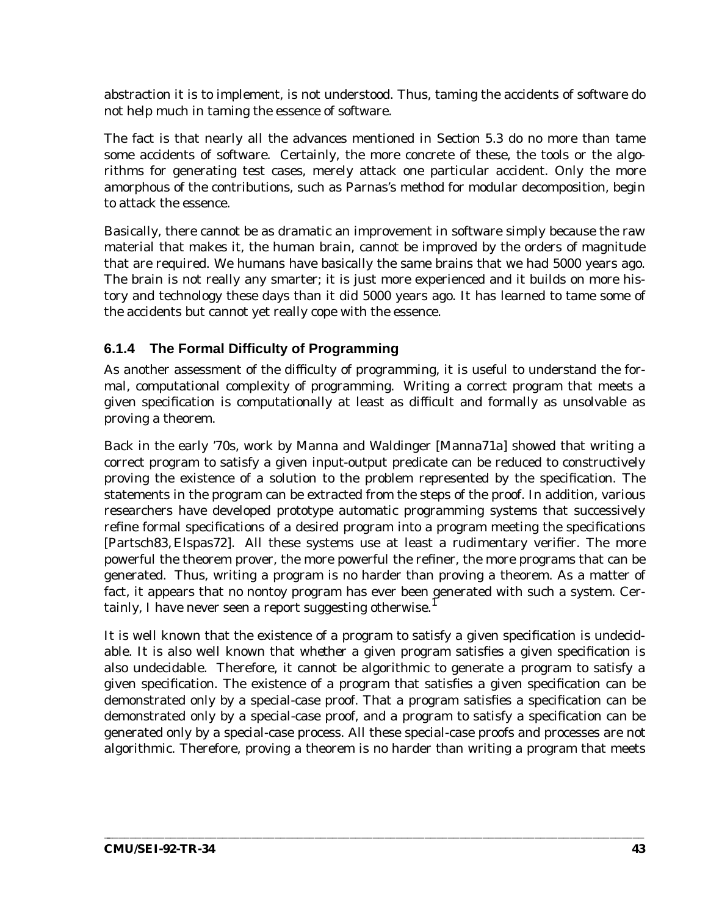abstraction it is to implement, is not understood. Thus, taming the accidents of software do not help much in taming the essence of software.

The fact is that nearly all the advances mentioned in Section 5.3 do no more than tame some accidents of software. Certainly, the more concrete of these, the tools or the algorithms for generating test cases, merely attack one particular accident. Only the more amorphous of the contributions, such as Parnas's method for modular decomposition, begin to attack the essence.

Basically, there cannot be as dramatic an improvement in software simply because the raw material that makes it, the human brain, cannot be improved by the orders of magnitude that are required. We humans have basically the same brains that we had 5000 years ago. The brain is not really any smarter; it is just more experienced and it builds on more history and technology these days than it did 5000 years ago. It has learned to tame some of the accidents but cannot yet really cope with the essence.

### 6.1.4 The Formal Difficulty of Programming

As another assessment of the difficulty of programming, it is useful to understand the formal, computational complexity of programming. Writing a correct program that meets a given specification is computationally at least as difficult and formally as unsolvable as proving a theorem.

Back in the early '70s, work by Manna and Waldinger [Manna71a] showed that writing a correct program to satisfy a given input-output predicate can be reduced to constructively proving the existence of a solution to the problem represented by the specification. The statements in the program can be extracted from the steps of the proof. In addition, various researchers have developed prototype automatic programming systems that successively refine formal specifications of a desired program into a program meeting the specifications [Partsch83, Elspas72]. All these systems use at least a rudimentary verifier. The more powerful the theorem prover, the more powerful the refiner, the more programs that can be generated. Thus, writing a program is no harder than proving a theorem. As a matter of fact, it appears that no nontoy program has ever been generated with such a system. Certainly, I have never seen a report suggesting otherwise.[1]

It is well known that the existence of a program to satisfy a given specification is undecidable. It is also well known that *whether* a given program satisfies a given specification is also undecidable. Therefore, it cannot be algorithmic to generate a program to satisfy a given specification. The existence of a program that satisfies a given specification can be demonstrated only by a special-case proof. That a program satisfies a specification can be demonstrated only by a special-case proof, and a program to satisfy a specification can be generated only by a special-case process. All these special-case proofs and processes are not algorithmic. Therefore, proving a theorem is no harder than writing a program that meets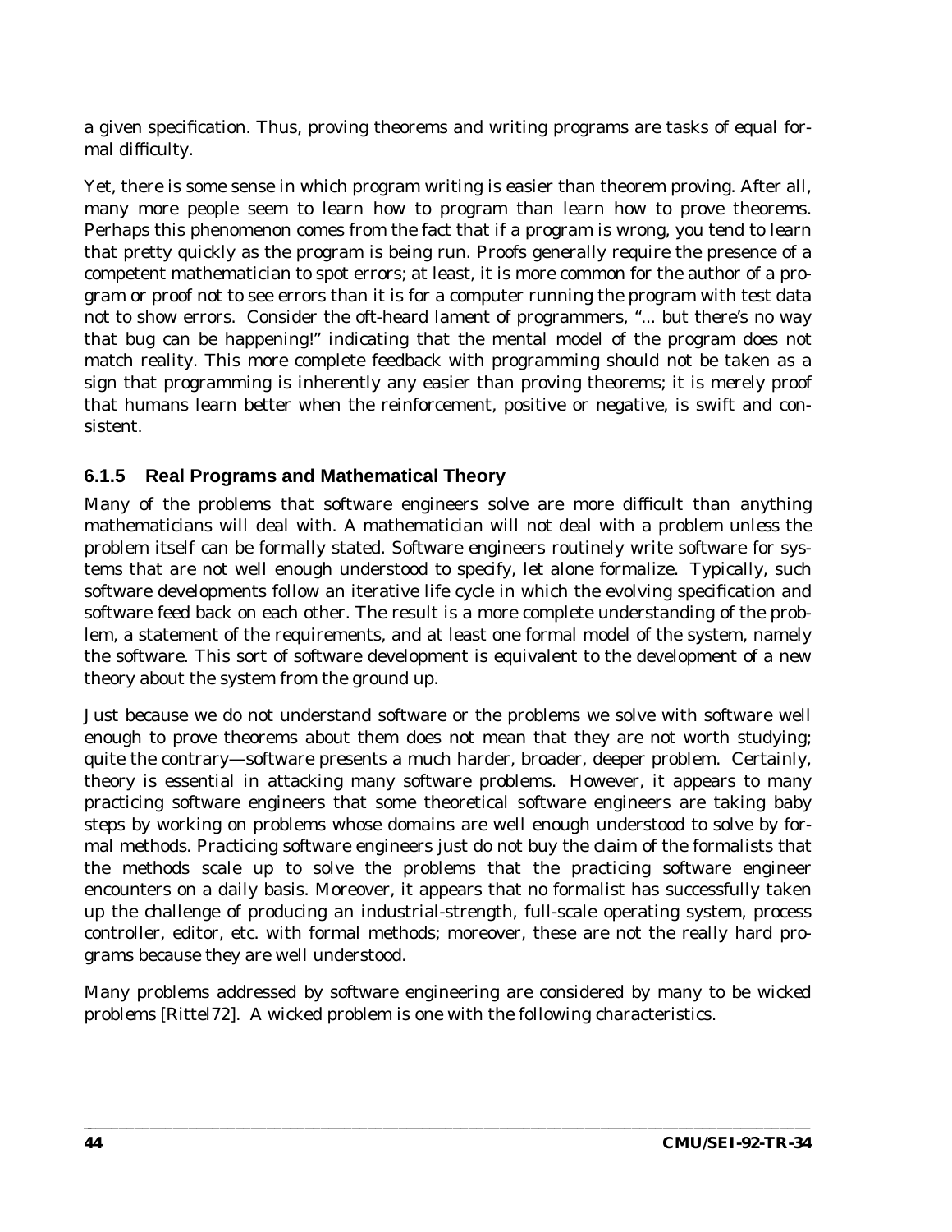a given specification. Thus, proving theorems and writing programs are tasks of equal formal difficulty.

Yet, there is some sense in which program writing is easier than theorem proving. After all, many more people seem to learn how to program than learn how to prove theorems. Perhaps this phenomenon comes from the fact that if a program is wrong, you tend to learn that pretty quickly as the program is being run. Proofs generally require the presence of a competent mathematician to spot errors; at least, it is more common for the author of a program or proof not to see errors than it is for a computer running the program with test data not to show errors. Consider the oft-heard lament of programmers, "... but there's no way that bug can be happening!" indicating that the mental model of the program does not match reality. This more complete feedback with programming should not be taken as a sign that programming is inherently any easier than proving theorems; it is merely proof that humans learn better when the reinforcement, positive or negative, is swift and consistent.

### 6.1.5 Real Programs and Mathematical Theory

Many of the problems that software engineers solve are more difficult than anything mathematicians will deal with. A mathematician will not deal with a problem unless the problem itself can be formally stated. Software engineers routinely write software for systems that are not well enough understood to specify, let alone formalize. Typically, such software developments follow an iterative life cycle in which the evolving specification and software feed back on each other. The result is a more complete understanding of the problem, a statement of the requirements, and at least one formal model of the system, namely the software. This sort of software development is equivalent to the development of a new theory about the system from the ground up.

Just because we do not understand software or the problems we solve with software well enough to prove theorems about them does not mean that they are not worth studying; quite the contrary—software presents a much harder, broader, deeper problem. Certainly, theory is essential in attacking many software problems. However, it appears to many practicing software engineers that some theoretical software engineers are taking baby steps by working on problems whose domains are well enough understood to solve by formal methods. Practicing software engineers just do not buy the claim of the formalists that the methods scale up to solve the problems that the practicing software engineer encounters on a daily basis. Moreover, it appears that no formalist has successfully taken up the challenge of producing an industrial-strength, full-scale operating system, process controller, editor, etc. with formal methods; moreover, these are not the really hard programs because they are well understood.

Many problems addressed by software engineering are considered by many to be *wicked problems* [Rittel72]. A wicked problem is one with the following characteristics.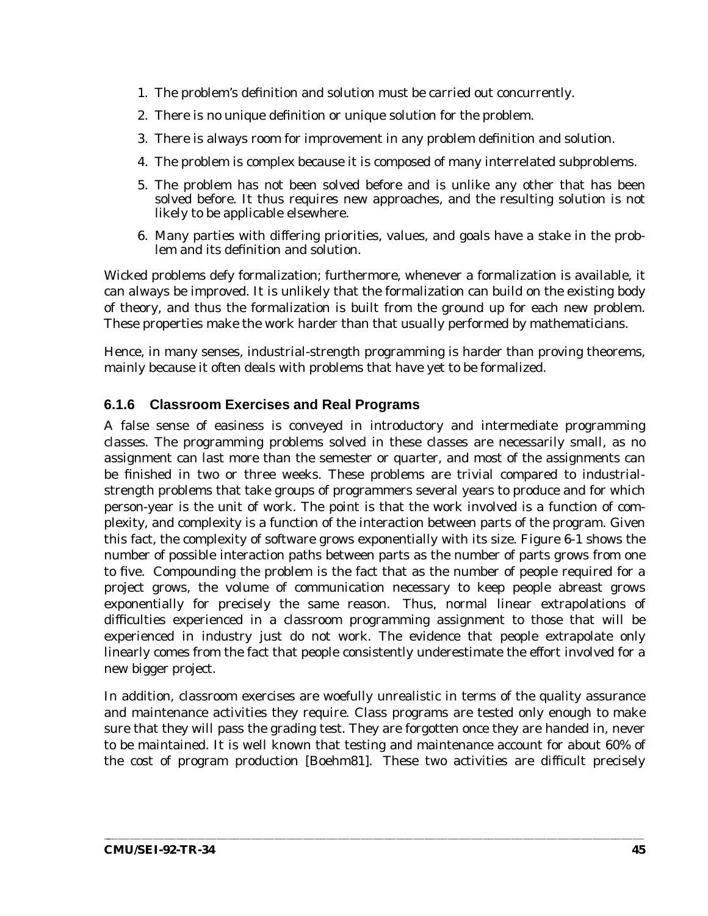1. The problem's definition and solution must be carried out concurrently.
2. There is no unique definition or unique solution for the problem.
3. There is always room for improvement in any problem definition and solution.
4. The problem is complex because it is composed of many interrelated subproblems.
5. The problem has not been solved before and is unlike any other that has been solved before. It thus requires new approaches, and the resulting solution is not likely to be applicable elsewhere.
6. Many parties with differing priorities, values, and goals have a stake in the problem and its definition and solution.

Wicked problems defy formalization; furthermore, whenever a formalization is available, it can always be improved. It is unlikely that the formalization can build on the existing body of theory, and thus the formalization is built from the ground up for each new problem. These properties make the work harder than that usually performed by mathematicians.

Hence, in many senses, industrial-strength programming is harder than proving theorems, mainly because it often deals with problems that have yet to be formalized.

### 6.1.6 Classroom Exercises and Real Programs

A false sense of easiness is conveyed in introductory and intermediate programming classes. The programming problems solved in these classes are necessarily small, as no assignment can last more than the semester or quarter, and most of the assignments can be finished in two or three weeks. These problems are trivial compared to industrial-strength problems that take groups of programmers several years to produce and for which person-year is the unit of work. The point is that the work involved is a function of complexity, and complexity is a function of the interaction between parts of the program. Given this fact, the complexity of software grows exponentially with its size. Figure 6-1 shows the number of possible interaction paths between parts as the number of parts grows from one to five. Compounding the problem is the fact that as the number of people required for a project grows, the volume of communication necessary to keep people abreast grows exponentially for precisely the same reason. Thus, normal linear extrapolations of difficulties experienced in a classroom programming assignment to those that will be experienced in industry just do not work. The evidence that people extrapolate only linearly comes from the fact that people consistently underestimate the effort involved for a new bigger project.

In addition, classroom exercises are woefully unrealistic in terms of the quality assurance and maintenance activities they require. Class programs are tested only enough to make sure that they will pass the grading test. They are forgotten once they are handed in, never to be maintained. It is well known that testing and maintenance account for about 60% of the cost of program production [Boehm81]. These two activities are difficult precisely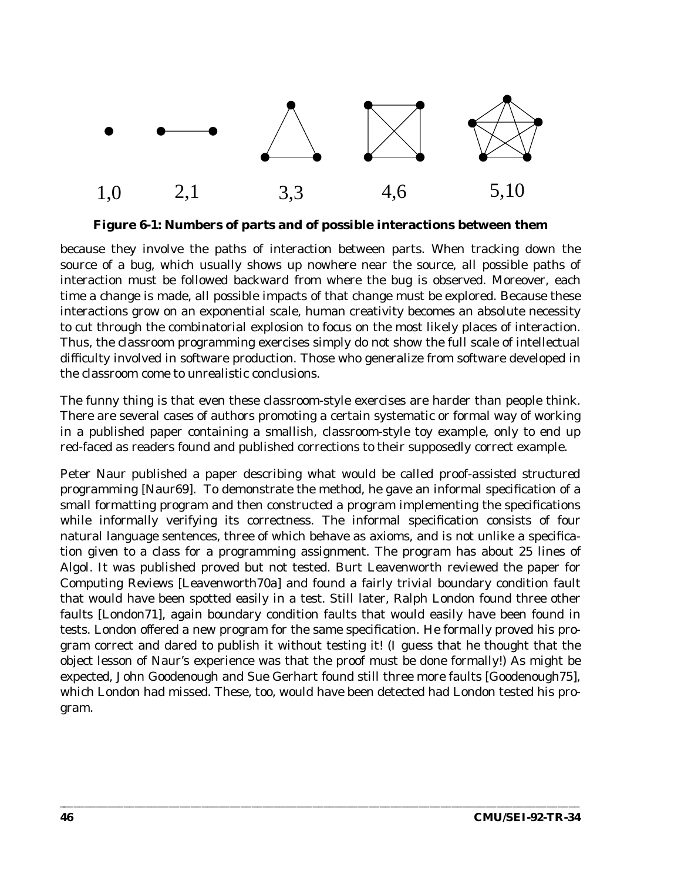1,0 2,1 3,3 4,6 5,10

**Figure 6-1: Numbers of parts and of possible interactions between them**

because they involve the paths of interaction between parts. When tracking down the source of a bug, which usually shows up nowhere near the source, all possible paths of interaction must be followed backward from where the bug is observed. Moreover, each time a change is made, all possible impacts of that change must be explored. Because these interactions grow on an exponential scale, human creativity becomes an absolute necessity to cut through the combinatorial explosion to focus on the most likely places of interaction. Thus, the classroom programming exercises simply do not show the full scale of intellectual difficulty involved in software production. Those who generalize from software developed in the classroom come to unrealistic conclusions.

The funny thing is that even these classroom-style exercises are harder than people think. There are several cases of authors promoting a certain systematic or formal way of working in a published paper containing a smallish, classroom-style toy example, only to end up red-faced as readers found and published corrections to their supposedly correct example.

Peter Naur published a paper describing what would be called proof-assisted structured programming [Naur69]. To demonstrate the method, he gave an informal specification of a small formatting program and then constructed a program implementing the specifications while informally verifying its correctness. The informal specification consists of four natural language sentences, three of which behave as axioms, and is not unlike a specification given to a class for a programming assignment. The program has about 25 lines of Algol. It was published proved but not tested. Burt Leavenworth reviewed the paper for *Computing Reviews* [Leavenworth70a] and found a fairly trivial boundary condition fault that would have been spotted easily in a test. Still later, Ralph London found three other faults [London71], again boundary condition faults that would easily have been found in tests. London offered a new program for the same specification. He formally proved his program correct and dared to publish it without testing it! (I guess that he thought that the object lesson of Naur's experience was that the proof must be done formally!) As might be expected, John Goodenough and Sue Gerhart found still three more faults [Goodenough75], which London had missed. These, too, would have been detected had London tested his program.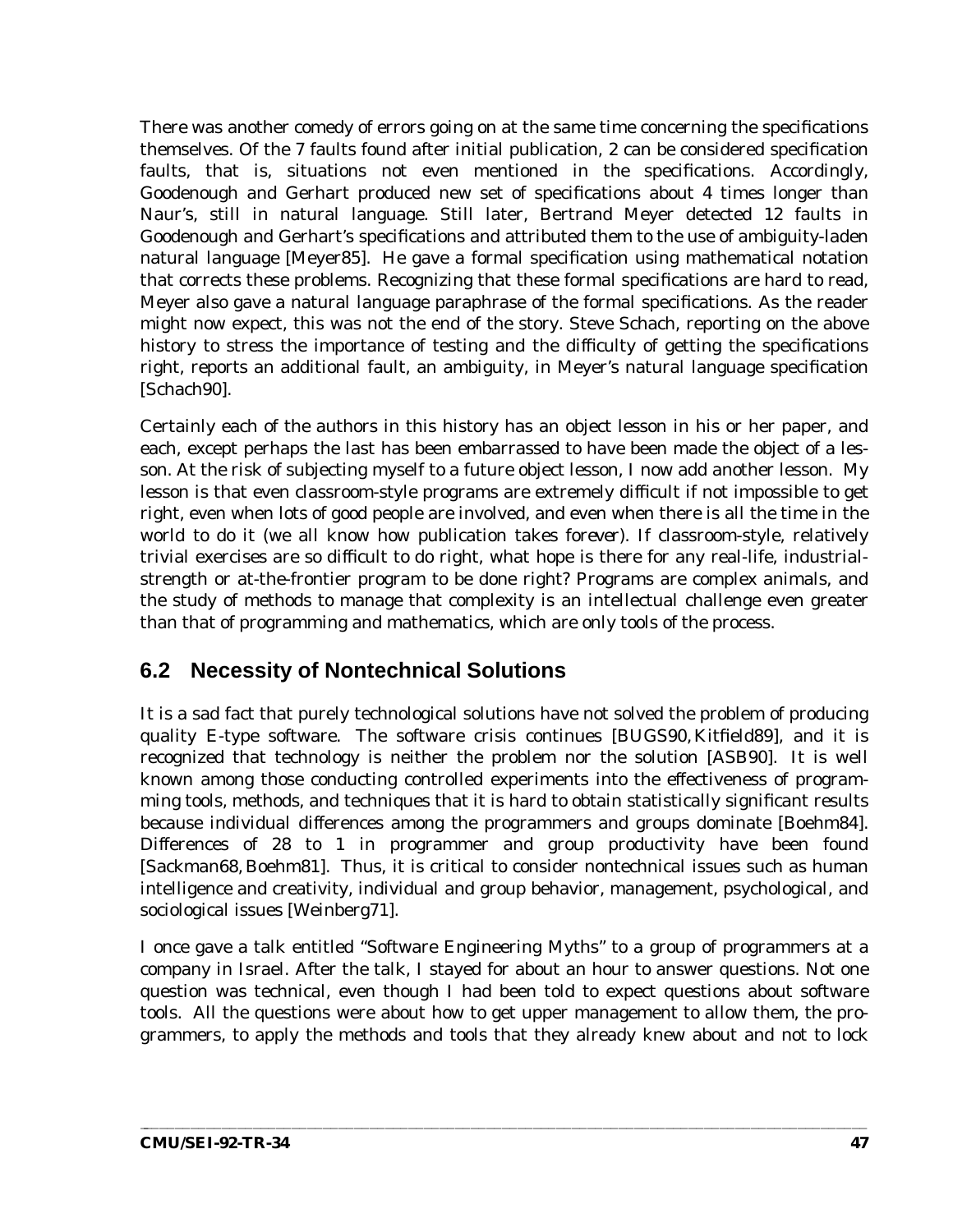There was another comedy of errors going on at the same time concerning the specifications themselves. Of the 7 faults found after initial publication, 2 can be considered specification faults, that is, situations not even mentioned in the specifications. Accordingly, Goodenough and Gerhart produced new set of specifications about 4 times longer than Naur's, still in natural language. Still later, Bertrand Meyer detected 12 faults in Goodenough and Gerhart's specifications and attributed them to the use of ambiguity-laden natural language [Meyer85]. He gave a formal specification using mathematical notation that corrects these problems. Recognizing that these formal specifications are hard to read, Meyer also gave a natural language paraphrase of the formal specifications. As the reader might now expect, this was not the end of the story. Steve Schach, reporting on the above history to stress the importance of testing and the difficulty of getting the specifications right, reports an additional fault, an ambiguity, in Meyer's natural language specification [Schach90].

Certainly each of the authors in this history has an object lesson in his or her paper, and each, except perhaps the last has been embarrassed to have been made the object of a lesson. At the risk of subjecting myself to a future object lesson, I now add another lesson. My lesson is that even classroom-style programs are extremely difficult if not impossible to get right, even when lots of good people are involved, and even when there is all the time in the world to do it (we all know how publication takes forever). If classroom-style, relatively trivial exercises are so difficult to do right, what hope is there for any real-life, industrial-strength or at-the-frontier program to be done right? Programs are complex animals, and the study of methods to manage that complexity is an intellectual challenge even greater than that of programming and mathematics, which are only tools of the process.

## 6.2 Necessity of Nontechnical Solutions

It is a sad fact that purely technological solutions have not solved the problem of producing quality E-type software. The software crisis continues [BUGS90, Kitfield89], and it is recognized that technology is neither the problem nor the solution [ASB90]. It is well known among those conducting controlled experiments into the effectiveness of programming tools, methods, and techniques that it is hard to obtain statistically significant results because individual differences among the programmers and groups dominate [Boehm84]. Differences of 28 to 1 in programmer and group productivity have been found [Sackman68, Boehm81]. Thus, it is critical to consider nontechnical issues such as human intelligence and creativity, individual and group behavior, management, psychological, and sociological issues [Weinberg71].

I once gave a talk entitled "Software Engineering Myths" to a group of programmers at a company in Israel. After the talk, I stayed for about an hour to answer questions. Not one question was technical, even though I had been told to expect questions about software tools. All the questions were about how to get upper management to allow them, the programmers, to apply the methods and tools that they already knew about and not to lock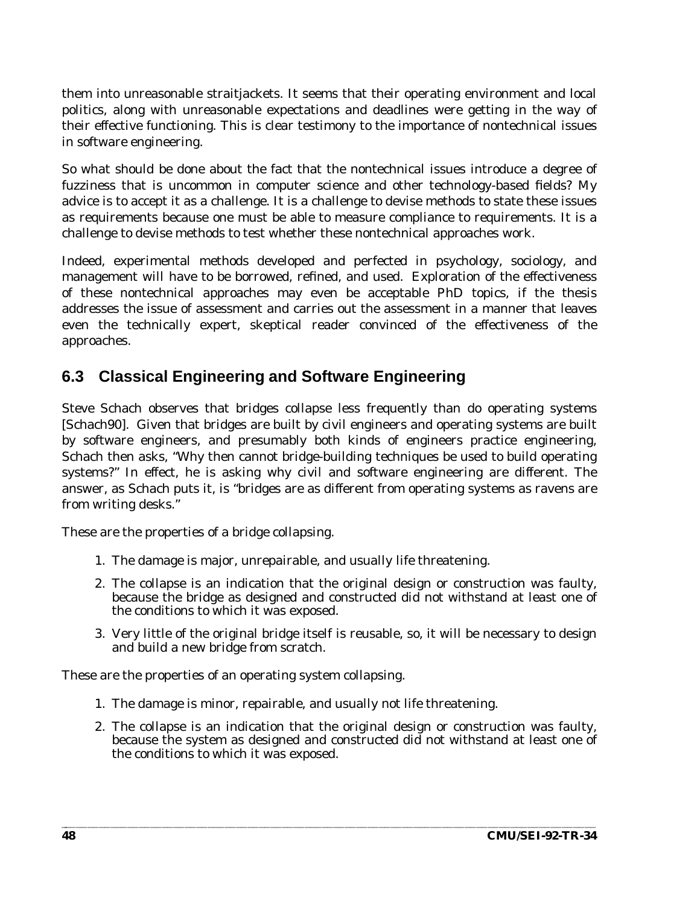them into unreasonable straitjackets. It seems that their operating environment and local politics, along with unreasonable expectations and deadlines were getting in the way of their effective functioning. This is clear testimony to the importance of nontechnical issues in software engineering.

So what should be done about the fact that the nontechnical issues introduce a degree of fuzziness that is uncommon in computer science and other technology-based fields? My advice is to accept it as a challenge. It is a challenge to devise methods to state these issues as requirements because one must be able to measure compliance to requirements. It is a challenge to devise methods to test whether these nontechnical approaches work.

Indeed, experimental methods developed and perfected in psychology, sociology, and management will have to be borrowed, refined, and used. Exploration of the effectiveness of these nontechnical approaches may even be acceptable PhD topics, if the thesis addresses the issue of assessment and carries out the assessment in a manner that leaves even the technically expert, skeptical reader convinced of the effectiveness of the approaches.

## 6.3 Classical Engineering and Software Engineering

Steve Schach observes that bridges collapse less frequently than do operating systems [Schach90]. Given that bridges are built by civil engineers and operating systems are built by software engineers, and presumably both kinds of engineers practice engineering, Schach then asks, "Why then cannot bridge-building techniques be used to build operating systems?" In effect, he is asking why civil and software engineering are different. The answer, as Schach puts it, is "bridges are as different from operating systems as ravens are from writing desks."

These are the properties of a bridge collapsing.

1. The damage is major, unrepairable, and usually life threatening.
2. The collapse is an indication that the original design or construction was faulty, because the bridge as designed and constructed did not withstand at least one of the conditions to which it was exposed.
3. Very little of the original bridge itself is reusable, so, it will be necessary to design and build a new bridge from scratch.

These are the properties of an operating system collapsing.

1. The damage is minor, repairable, and usually not life threatening.
2. The collapse is an indication that the original design or construction was faulty, because the system as designed and constructed did not withstand at least one of the conditions to which it was exposed.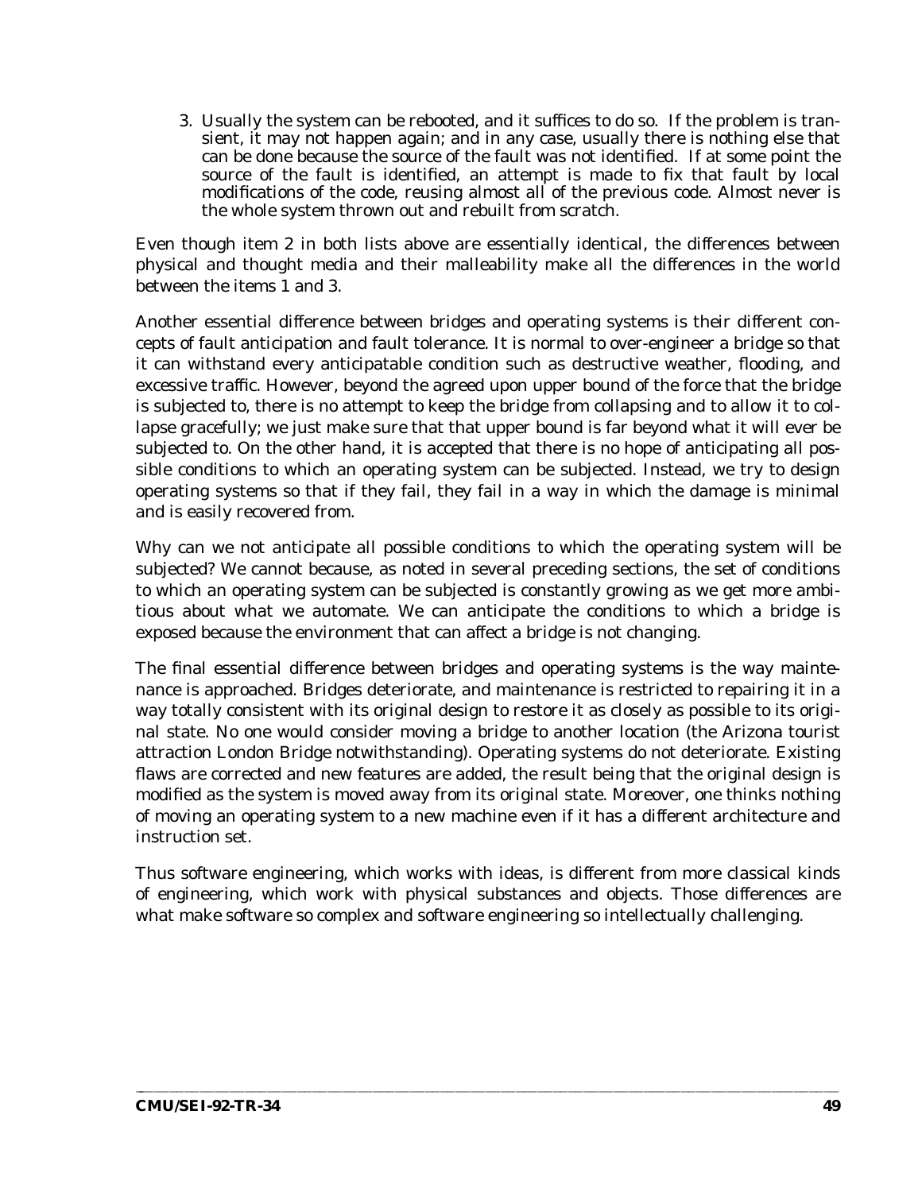3. Usually the system can be rebooted, and it suffices to do so. If the problem is transient, it may not happen again; and in any case, usually there is nothing else that can be done because the source of the fault was not identified. If at some point the source of the fault is identified, an attempt is made to fix that fault by local modifications of the code, reusing almost all of the previous code. Almost never is the whole system thrown out and rebuilt from scratch.

Even though item 2 in both lists above are essentially identical, the differences between physical and thought media and their malleability make all the differences in the world between the items 1 and 3.

Another essential difference between bridges and operating systems is their different concepts of fault anticipation and fault tolerance. It is normal to over-engineer a bridge so that it can withstand every anticipatable condition such as destructive weather, flooding, and excessive traffic. However, beyond the agreed upon upper bound of the force that the bridge is subjected to, there is no attempt to keep the bridge from collapsing and to allow it to collapse gracefully; we just make sure that that upper bound is far beyond what it will ever be subjected to. On the other hand, it is accepted that there is no hope of anticipating all possible conditions to which an operating system can be subjected. Instead, we try to design operating systems so that if they fail, they fail in a way in which the damage is minimal and is easily recovered from.

Why can we not anticipate all possible conditions to which the operating system will be subjected? We cannot because, as noted in several preceding sections, the set of conditions to which an operating system can be subjected is constantly growing as we get more ambitious about what we automate. We can anticipate the conditions to which a bridge is exposed because the environment that can affect a bridge is not changing.

The final essential difference between bridges and operating systems is the way maintenance is approached. Bridges deteriorate, and maintenance is restricted to repairing it in a way totally consistent with its original design to restore it as closely as possible to its original state. No one would consider moving a bridge to another location (the Arizona tourist attraction London Bridge notwithstanding). Operating systems do not deteriorate. Existing flaws are corrected and new features are added, the result being that the original design is modified as the system is moved away from its original state. Moreover, one thinks nothing of moving an operating system to a new machine even if it has a different architecture and instruction set.

Thus software engineering, which works with ideas, is different from more classical kinds of engineering, which work with physical substances and objects. Those differences are what make software so complex and software engineering so intellectually challenging.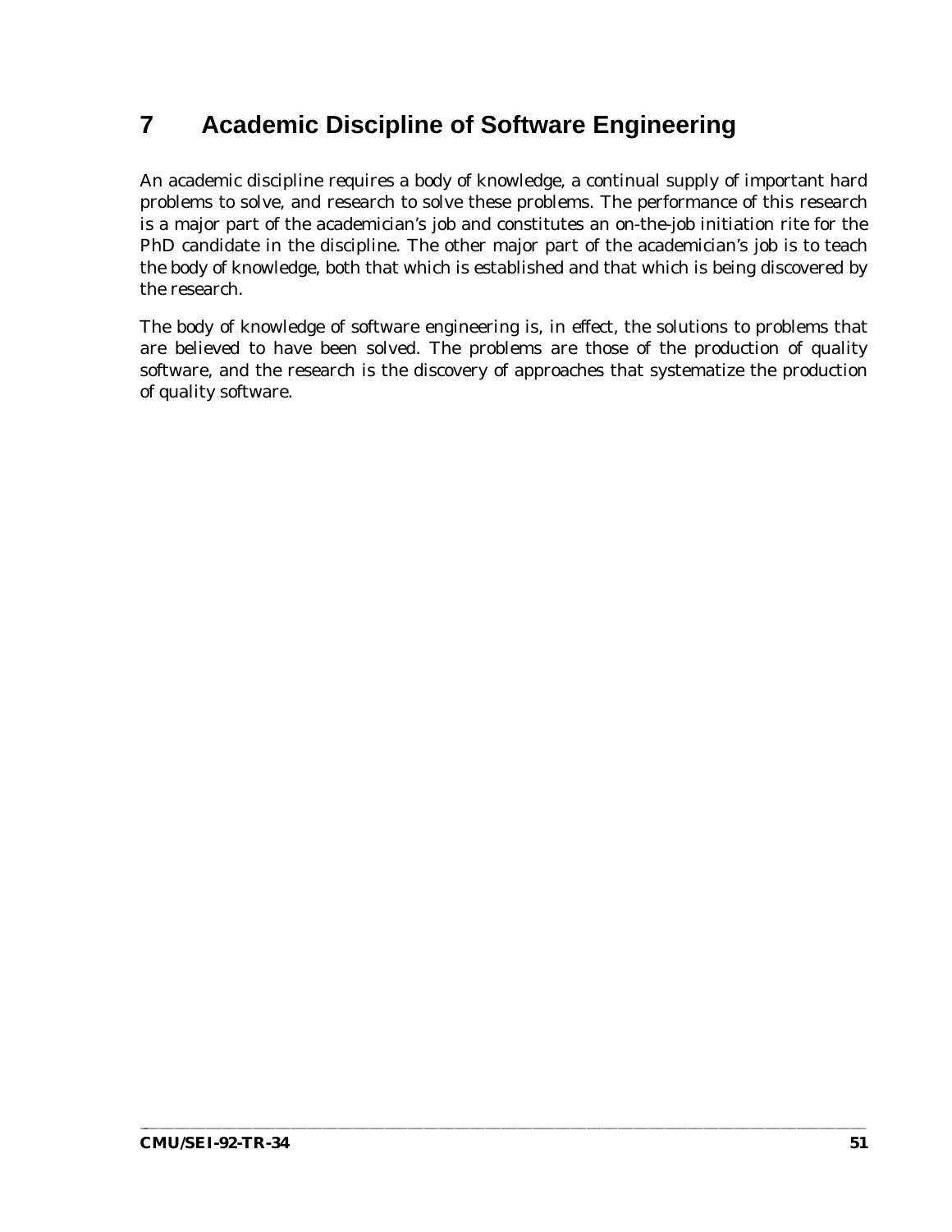# 7 Academic Discipline of Software Engineering

An academic discipline requires a body of knowledge, a continual supply of important hard problems to solve, and research to solve these problems. The performance of this research is a major part of the academician's job and constitutes an on-the-job initiation rite for the PhD candidate in the discipline. The other major part of the academician's job is to teach the body of knowledge, both that which is established and that which is being discovered by the research.

The body of knowledge of software engineering is, in effect, the solutions to problems that are believed to have been solved. The problems are those of the production of quality software, and the research is the discovery of approaches that systematize the production of quality software.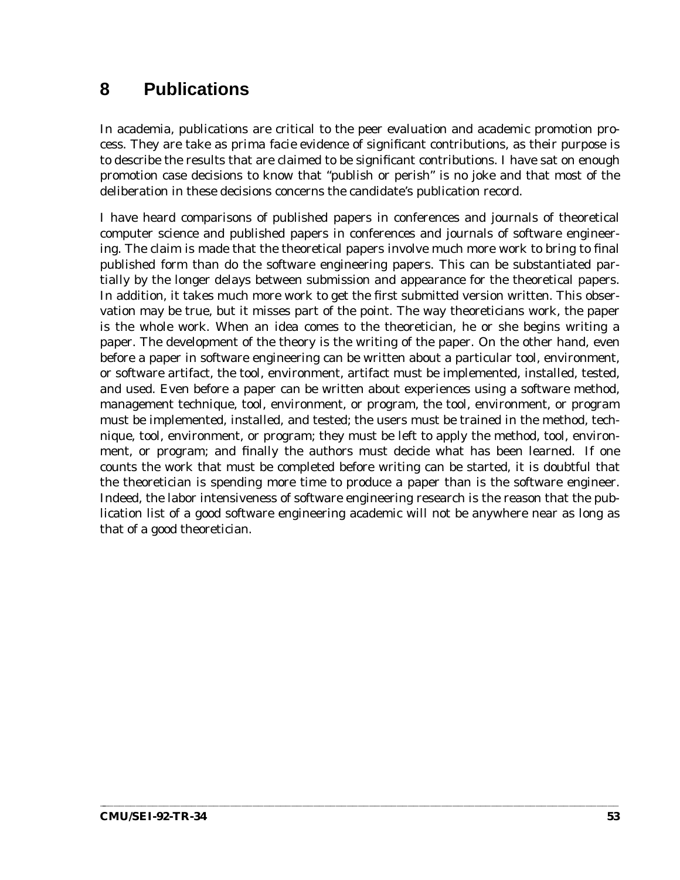# 8 Publications

In academia, publications are critical to the peer evaluation and academic promotion process. They are take as prima facie evidence of significant contributions, as their purpose is to describe the results that are claimed to be significant contributions. I have sat on enough promotion case decisions to know that "publish or perish" is no joke and that most of the deliberation in these decisions concerns the candidate's publication record.

I have heard comparisons of published papers in conferences and journals of theoretical computer science and published papers in conferences and journals of software engineering. The claim is made that the theoretical papers involve much more work to bring to final published form than do the software engineering papers. This can be substantiated partially by the longer delays between submission and appearance for the theoretical papers. In addition, it takes much more work to get the first submitted version written. This observation may be true, but it misses part of the point. The way theoreticians work, the paper is the whole work. When an idea comes to the theoretician, he or she begins writing a paper. The development of the theory is the writing of the paper. On the other hand, even before a paper in software engineering can be written about a particular tool, environment, or software artifact, the tool, environment, artifact must be implemented, installed, tested, and used. Even before a paper can be written about experiences using a software method, management technique, tool, environment, or program, the tool, environment, or program must be implemented, installed, and tested; the users must be trained in the method, technique, tool, environment, or program; they must be left to apply the method, tool, environment, or program; and finally the authors must decide what has been learned. If one counts the work that must be completed before writing can be started, it is doubtful that the theoretician is spending more time to produce a paper than is the software engineer. Indeed, the labor intensiveness of software engineering research is the reason that the publication list of a good software engineering academic will not be anywhere near as long as that of a good theoretician.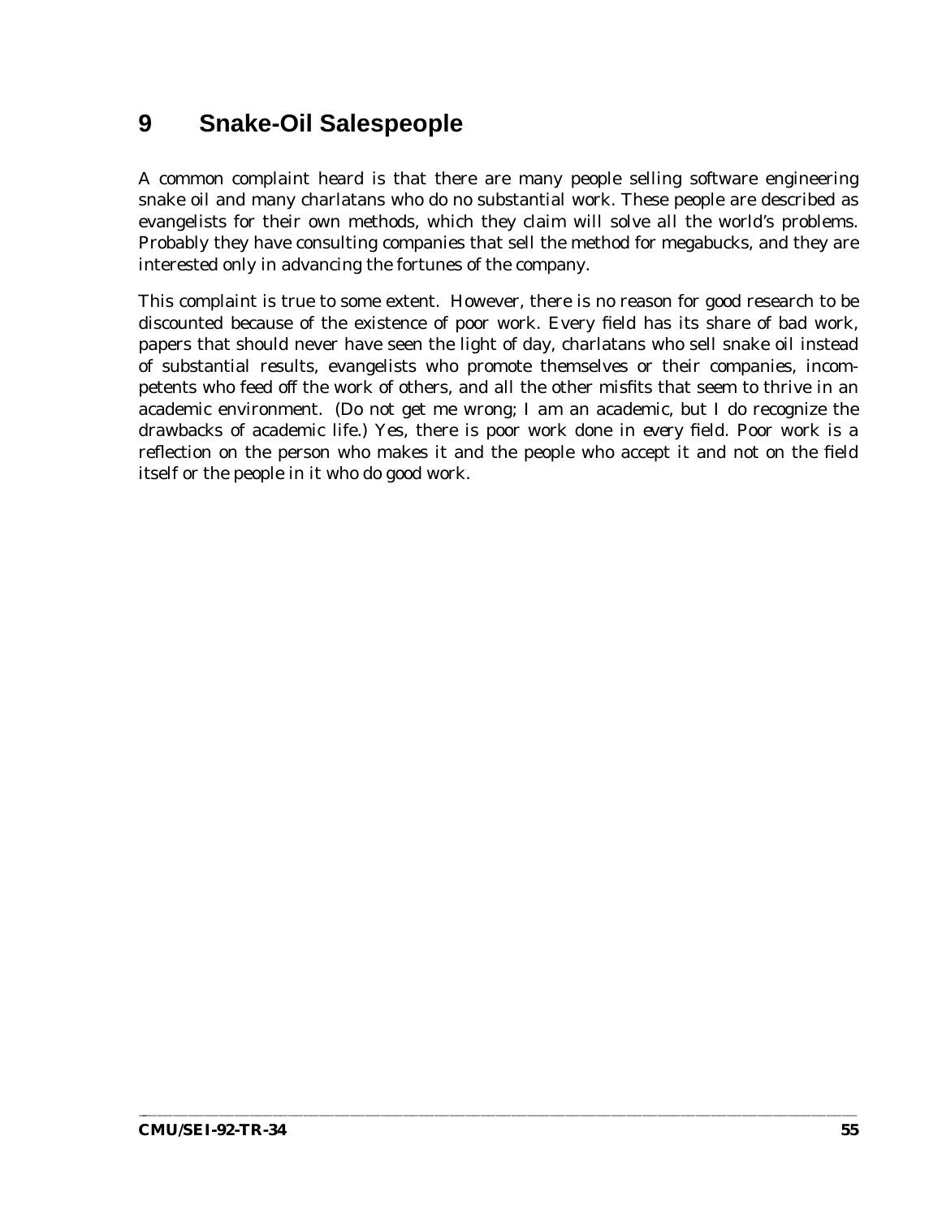# 9 Snake-Oil Salespeople

A common complaint heard is that there are many people selling software engineering snake oil and many charlatans who do no substantial work. These people are described as evangelists for their own methods, which they claim will solve all the world's problems. Probably they have consulting companies that sell the method for megabucks, and they are interested only in advancing the fortunes of the company.

This complaint is true to some extent. However, there is no reason for good research to be discounted because of the existence of poor work. Every field has its share of bad work, papers that should never have seen the light of day, charlatans who sell snake oil instead of substantial results, evangelists who promote themselves or their companies, incompetents who feed off the work of others, and all the other misfits that seem to thrive in an academic environment. (Do not get me wrong; I am an academic, but I do recognize the drawbacks of academic life.) Yes, there is poor work done in *every* field. Poor work is a reflection on the person who makes it and the people who accept it and not on the field itself or the people in it who do good work.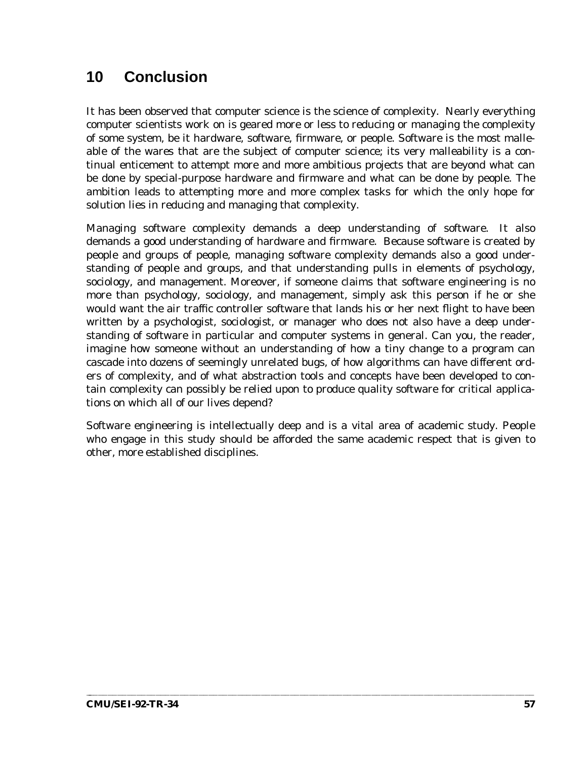# 10 Conclusion

It has been observed that computer science is the science of complexity. Nearly everything computer scientists work on is geared more or less to reducing or managing the complexity of some system, be it hardware, software, firmware, or people. Software is the most malleable of the wares that are the subject of computer science; its very malleability is a continual enticement to attempt more and more ambitious projects that are beyond what can be done by special-purpose hardware and firmware and what can be done by people. The ambition leads to attempting more and more complex tasks for which the only hope for solution lies in reducing and managing that complexity.

Managing software complexity demands a deep understanding of software. It also demands a good understanding of hardware and firmware. Because software is created by people and groups of people, managing software complexity demands also a good understanding of people and groups, and that understanding pulls in elements of psychology, sociology, and management. Moreover, if someone claims that software engineering is no more than psychology, sociology, and management, simply ask this person if he or she would want the air traffic controller software that lands his or her next flight to have been written by a psychologist, sociologist, or manager who does not also have a deep understanding of software in particular and computer systems in general. Can you, the reader, imagine how someone without an understanding of how a tiny change to a program can cascade into dozens of seemingly unrelated bugs, of how algorithms can have different orders of complexity, and of what abstraction tools and concepts have been developed to contain complexity can possibly be relied upon to produce quality software for critical applications on which all of our lives depend?

Software engineering is intellectually deep and is a vital area of academic study. People who engage in this study should be afforded the same academic respect that is given to other, more established disciplines.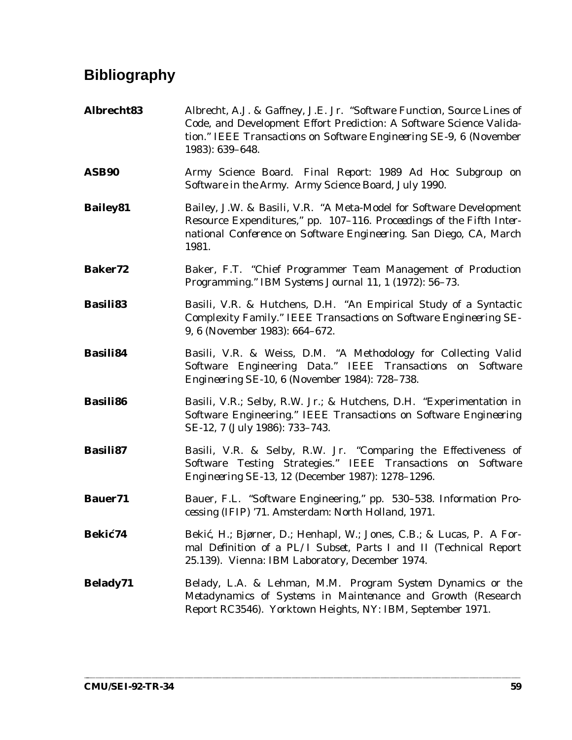# Bibliography

**Albrecht83** Albrecht, A.J. & Gaffney, J.E. Jr. "Software Function, Source Lines of Code, and Development Effort Prediction: A Software Science Validation." *IEEE Transactions on Software Engineering SE-9*, 6 (November 1983): 639–648.

**ASB90** Army Science Board. *Final Report: 1989 Ad Hoc Subgroup on Software in the Army*. Army Science Board, July 1990.

**Bailey81** Bailey, J.W. & Basili, V.R. "A Meta-Model for Software Development Resource Expenditures," pp. 107–116. *Proceedings of the Fifth International Conference on Software Engineering*. San Diego, CA, March 1981.

**Baker72** Baker, F.T. "Chief Programmer Team Management of Production Programming." *IBM Systems Journal 11*, 1 (1972): 56–73.

**Basili83** Basili, V.R. & Hutchens, D.H. "An Empirical Study of a Syntactic Complexity Family." *IEEE Transactions on Software Engineering SE-9*, 6 (November 1983): 664–672.

**Basili84** Basili, V.R. & Weiss, D.M. "A Methodology for Collecting Valid Software Engineering Data." *IEEE Transactions on Software Engineering SE-10*, 6 (November 1984): 728–738.

**Basili86** Basili, V.R.; Selby, R.W. Jr.; & Hutchens, D.H. "Experimentation in Software Engineering." *IEEE Transactions on Software Engineering SE-12*, 7 (July 1986): 733–743.

**Basili87** Basili, V.R. & Selby, R.W. Jr. "Comparing the Effectiveness of Software Testing Strategies." *IEEE Transactions on Software Engineering SE-13*, 12 (December 1987): 1278–1296.

**Bauer71** Bauer, F.L. "Software Engineering," pp. 530–538. *Information Processing (IFIP) '71*. Amsterdam: North Holland, 1971.

**Bekić74** Bekić, H.; Bjørner, D.; Henhapl, W.; Jones, C.B.; & Lucas, P. *A Formal Definition of a PL/I Subset, Parts I and II* (Technical Report 25.139). Vienna: IBM Laboratory, December 1974.

**Belady71** Belady, L.A. & Lehman, M.M. *Program System Dynamics or the Metadynamics of Systems in Maintenance and Growth* (Research Report RC3546). Yorktown Heights, NY: IBM, September 1971.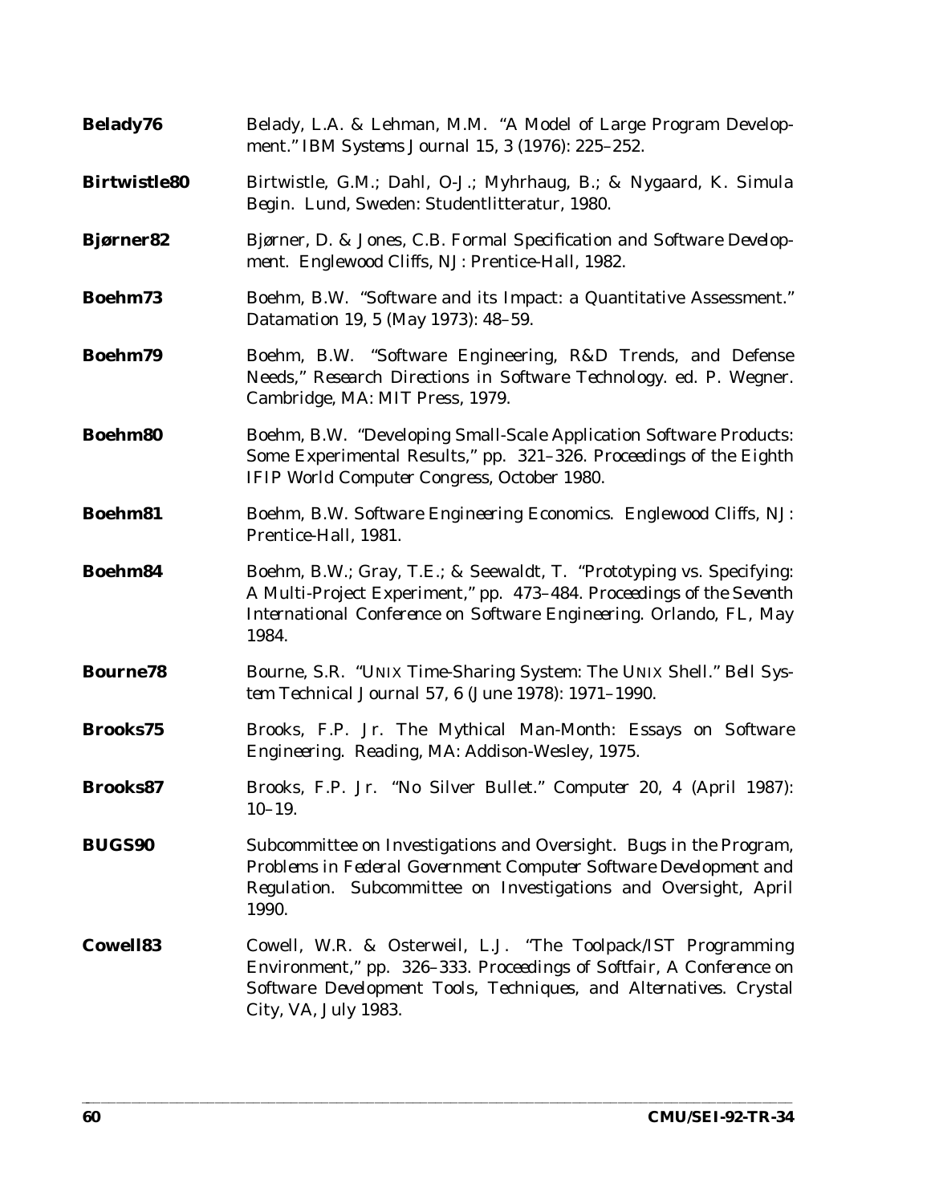**Belady76** Belady, L.A. & Lehman, M.M. "A Model of Large Program Development." *IBM Systems Journal 15*, 3 (1976): 225–252.

**Birtwistle80** Birtwistle, G.M.; Dahl, O-J.; Myhrhaug, B.; & Nygaard, K. *Simula Begin*. Lund, Sweden: Studentlitteratur, 1980.

**Bjørner82** Bjørner, D. & Jones, C.B. *Formal Specification and Software Development*. Englewood Cliffs, NJ: Prentice-Hall, 1982.

**Boehm73** Boehm, B.W. "Software and its Impact: a Quantitative Assessment." *Datamation 19*, 5 (May 1973): 48–59.

**Boehm79** Boehm, B.W. "Software Engineering, R&D Trends, and Defense Needs," *Research Directions in Software Technology*. ed. P. Wegner. Cambridge, MA: MIT Press, 1979.

**Boehm80** Boehm, B.W. "Developing Small-Scale Application Software Products: Some Experimental Results," pp. 321–326. *Proceedings of the Eighth IFIP World Computer Congress*, October 1980.

**Boehm81** Boehm, B.W. *Software Engineering Economics*. Englewood Cliffs, NJ: Prentice-Hall, 1981.

**Boehm84** Boehm, B.W.; Gray, T.E.; & Seewaldt, T. "Prototyping vs. Specifying: A Multi-Project Experiment," pp. 473–484. *Proceedings of the Seventh International Conference on Software Engineering*. Orlando, FL, May 1984.

**Bourne78** Bourne, S.R. "UNIX Time-Sharing System: The UNIX Shell." *Bell System Technical Journal 57*, 6 (June 1978): 1971–1990.

**Brooks75** Brooks, F.P. Jr. *The Mythical Man-Month: Essays on Software Engineering*. Reading, MA: Addison-Wesley, 1975.

**Brooks87** Brooks, F.P. Jr. "No Silver Bullet." *Computer 20*, 4 (April 1987): 10–19.

**BUGS90** Subcommittee on Investigations and Oversight. *Bugs in the Program, Problems in Federal Government Computer Software Development and Regulation*. Subcommittee on Investigations and Oversight, April 1990.

**Cowell83** Cowell, W.R. & Osterweil, L.J. "The Toolpack/IST Programming Environment," pp. 326–333. *Proceedings of Softfair, A Conference on Software Development Tools, Techniques, and Alternatives*. Crystal City, VA, July 1983.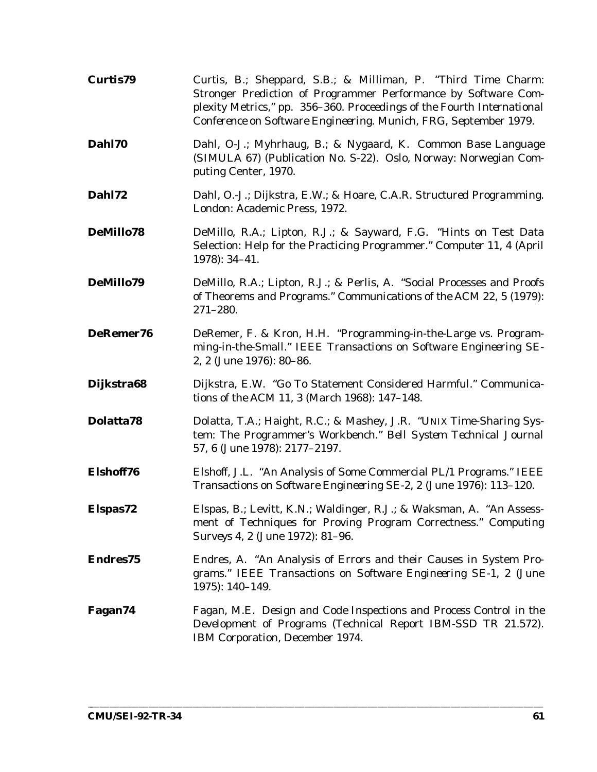**Curtis79** Curtis, B.; Sheppard, S.B.; & Milliman, P. "Third Time Charm: Stronger Prediction of Programmer Performance by Software Complexity Metrics," pp. 356–360. *Proceedings of the Fourth International Conference on Software Engineering*. Munich, FRG, September 1979.

**Dahl70** Dahl, O-J.; Myhrhaug, B.; & Nygaard, K. *Common Base Language (SIMULA 67)* (Publication No. S-22). Oslo, Norway: Norwegian Computing Center, 1970.

**Dahl72** Dahl, O.-J.; Dijkstra, E.W.; & Hoare, C.A.R. *Structured Programming*. London: Academic Press, 1972.

**DeMillo78** DeMillo, R.A.; Lipton, R.J.; & Sayward, F.G. "Hints on Test Data Selection: Help for the Practicing Programmer." *Computer 11*, 4 (April 1978): 34–41.

**DeMillo79** DeMillo, R.A.; Lipton, R.J.; & Perlis, A. "Social Processes and Proofs of Theorems and Programs." *Communications of the ACM 22*, 5 (1979): 271–280.

**DeRemer76** DeRemer, F. & Kron, H.H. "Programming-in-the-Large vs. Programming-in-the-Small." *IEEE Transactions on Software Engineering SE-2*, 2 (June 1976): 80–86.

**Dijkstra68** Dijkstra, E.W. "Go To Statement Considered Harmful." *Communications of the ACM 11*, 3 (March 1968): 147–148.

**Dolatta78** Dolatta, T.A.; Haight, R.C.; & Mashey, J.R. "UNIX Time-Sharing System: The Programmer's Workbench." *Bell System Technical Journal 57*, 6 (June 1978): 2177–2197.

**Elshoff76** Elshoff, J.L. "An Analysis of Some Commercial PL/1 Programs." *IEEE Transactions on Software Engineering SE-2*, 2 (June 1976): 113–120.

**Elspas72** Elspas, B.; Levitt, K.N.; Waldinger, R.J.; & Waksman, A. "An Assessment of Techniques for Proving Program Correctness." *Computing Surveys 4*, 2 (June 1972): 81–96.

**Endres75** Endres, A. "An Analysis of Errors and their Causes in System Programs." *IEEE Transactions on Software Engineering SE-1*, 2 (June 1975): 140–149.

**Fagan74** Fagan, M.E. *Design and Code Inspections and Process Control in the Development of Programs* (Technical Report IBM-SSD TR 21.572). IBM Corporation, December 1974.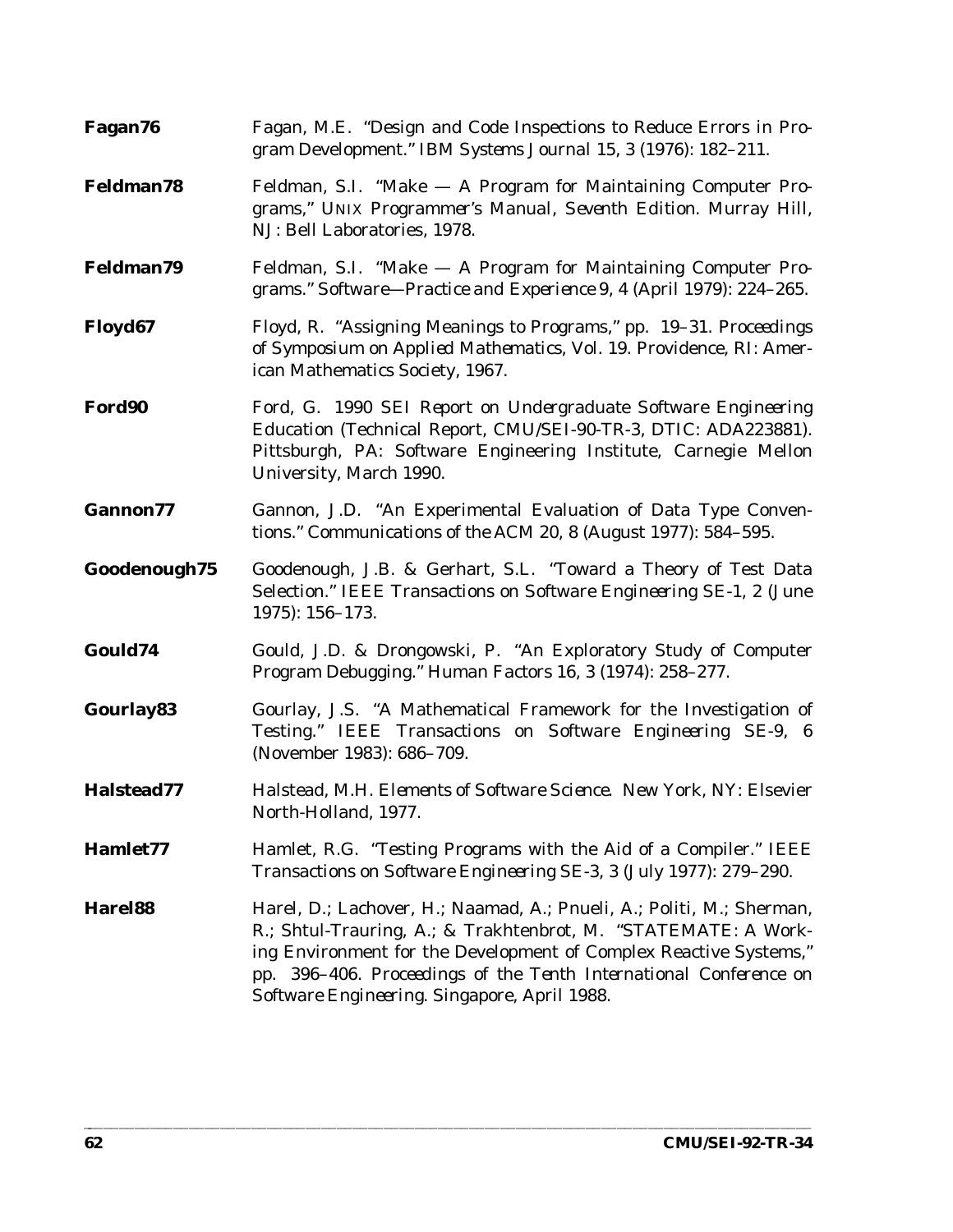**Fagan76** Fagan, M.E. "Design and Code Inspections to Reduce Errors in Program Development." *IBM Systems Journal 15*, 3 (1976): 182–211.

**Feldman78** Feldman, S.I. "Make — A Program for Maintaining Computer Programs," *UNIX Programmer's Manual, Seventh Edition*. Murray Hill, NJ: Bell Laboratories, 1978.

**Feldman79** Feldman, S.I. "Make — A Program for Maintaining Computer Programs." *Software—Practice and Experience 9*, 4 (April 1979): 224–265.

**Floyd67** Floyd, R. "Assigning Meanings to Programs," pp. 19–31. *Proceedings of Symposium on Applied Mathematics*, Vol. 19. Providence, RI: American Mathematics Society, 1967.

**Ford90** Ford, G. *1990 SEI Report on Undergraduate Software Engineering Education* (Technical Report, CMU/SEI-90-TR-3, DTIC: ADA223881). Pittsburgh, PA: Software Engineering Institute, Carnegie Mellon University, March 1990.

**Gannon77** Gannon, J.D. "An Experimental Evaluation of Data Type Conventions." *Communications of the ACM 20*, 8 (August 1977): 584–595.

**Goodenough75** Goodenough, J.B. & Gerhart, S.L. "Toward a Theory of Test Data Selection." *IEEE Transactions on Software Engineering SE-1*, 2 (June 1975): 156–173.

**Gould74** Gould, J.D. & Drongowski, P. "An Exploratory Study of Computer Program Debugging." *Human Factors 16*, 3 (1974): 258–277.

**Gourlay83** Gourlay, J.S. "A Mathematical Framework for the Investigation of Testing." *IEEE Transactions on Software Engineering SE-9*, 6 (November 1983): 686–709.

**Halstead77** Halstead, M.H. *Elements of Software Science.* New York, NY: Elsevier North-Holland, 1977.

**Hamlet77** Hamlet, R.G. "Testing Programs with the Aid of a Compiler." *IEEE Transactions on Software Engineering SE-3*, 3 (July 1977): 279–290.

**Harel88** Harel, D.; Lachover, H.; Naamad, A.; Pnueli, A.; Politi, M.; Sherman, R.; Shtul-Trauring, A.; & Trakhtenbrot, M. "STATEMATE: A Working Environment for the Development of Complex Reactive Systems," pp. 396–406. *Proceedings of the Tenth International Conference on Software Engineering*. Singapore, April 1988.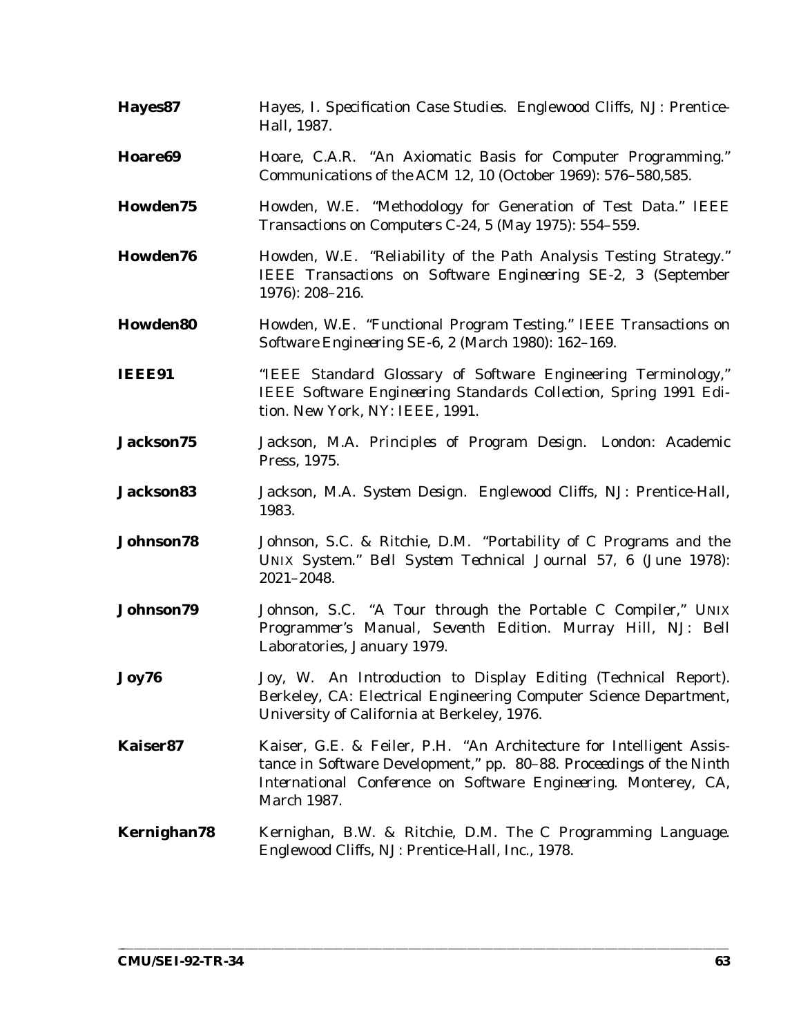**Hayes87** Hayes, I. *Specification Case Studies*. Englewood Cliffs, NJ: Prentice-Hall, 1987.

**Hoare69** Hoare, C.A.R. "An Axiomatic Basis for Computer Programming." *Communications of the ACM 12*, 10 (October 1969): 576–580,585.

**Howden75** Howden, W.E. "Methodology for Generation of Test Data." *IEEE Transactions on Computers C-24*, 5 (May 1975): 554–559.

**Howden76** Howden, W.E. "Reliability of the Path Analysis Testing Strategy." *IEEE Transactions on Software Engineering SE-2*, 3 (September 1976): 208–216.

**Howden80** Howden, W.E. "Functional Program Testing." *IEEE Transactions on Software Engineering SE-6*, 2 (March 1980): 162–169.

**IEEE91** "IEEE Standard Glossary of Software Engineering Terminology," *IEEE Software Engineering Standards Collection, Spring 1991 Edition*. New York, NY: IEEE, 1991.

**Jackson75** Jackson, M.A. *Principles of Program Design*. London: Academic Press, 1975.

**Jackson83** Jackson, M.A. *System Design*. Englewood Cliffs, NJ: Prentice-Hall, 1983.

**Johnson78** Johnson, S.C. & Ritchie, D.M. "Portability of C Programs and the UNIX System." *Bell System Technical Journal 57*, 6 (June 1978): 2021–2048.

**Johnson79** Johnson, S.C. "A Tour through the Portable C Compiler," *UNIX Programmer's Manual, Seventh Edition*. Murray Hill, NJ: Bell Laboratories, January 1979.

**Joy76** Joy, W. *An Introduction to Display Editing* (Technical Report). Berkeley, CA: Electrical Engineering Computer Science Department, University of California at Berkeley, 1976.

**Kaiser87** Kaiser, G.E. & Feiler, P.H. "An Architecture for Intelligent Assistance in Software Development," pp. 80–88. *Proceedings of the Ninth International Conference on Software Engineering*. Monterey, CA, March 1987.

**Kernighan78** Kernighan, B.W. & Ritchie, D.M. *The C Programming Language*. Englewood Cliffs, NJ: Prentice-Hall, Inc., 1978.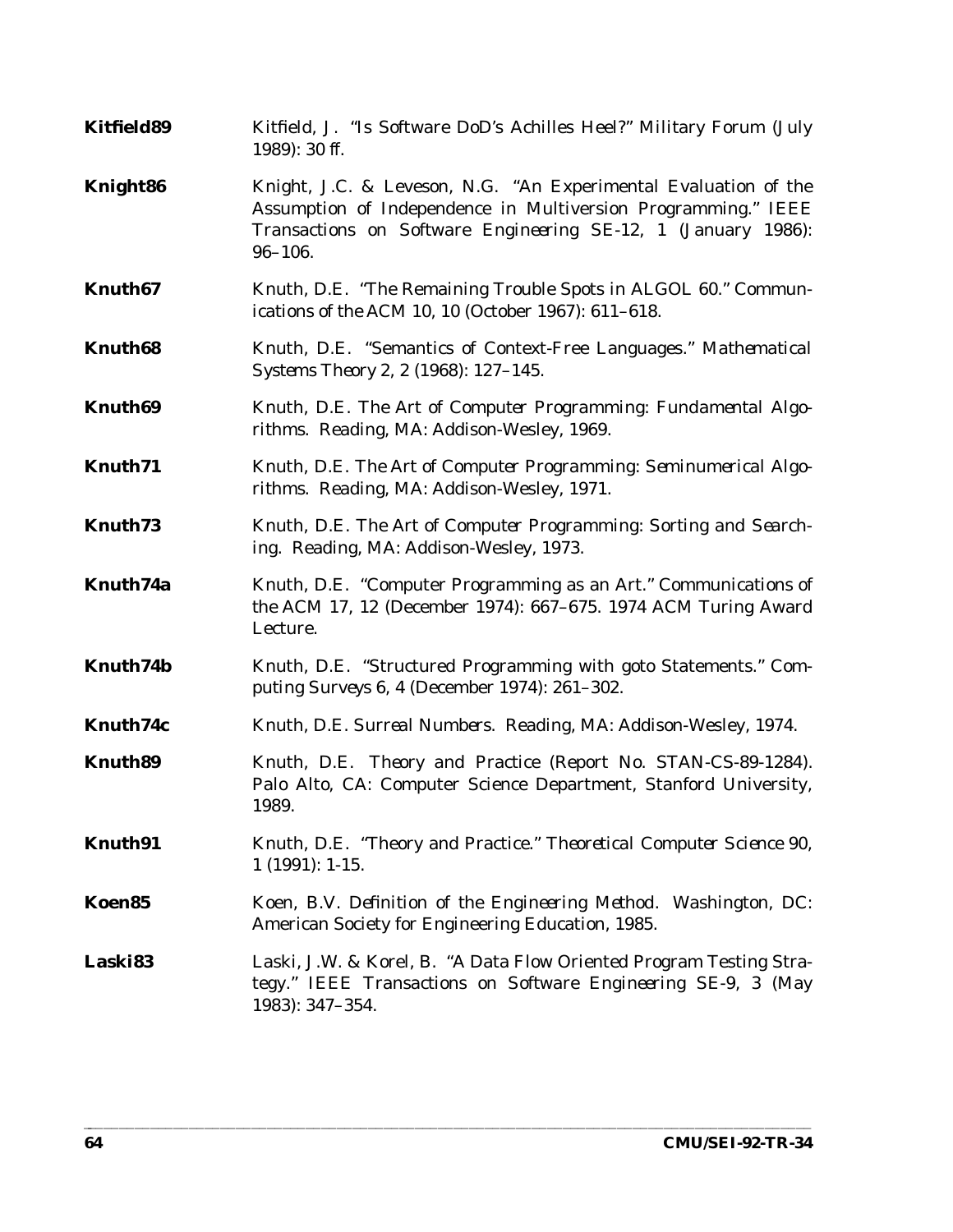**Kitfield89** Kitfield, J. "Is Software DoD's Achilles Heel?" *Military Forum* (July 1989): 30 ff.

**Knight86** Knight, J.C. & Leveson, N.G. "An Experimental Evaluation of the Assumption of Independence in Multiversion Programming." *IEEE Transactions on Software Engineering SE-12*, 1 (January 1986): 96–106.

**Knuth67** Knuth, D.E. "The Remaining Trouble Spots in ALGOL 60." *Communications of the ACM 10*, 10 (October 1967): 611–618.

**Knuth68** Knuth, D.E. "Semantics of Context-Free Languages." *Mathematical Systems Theory 2*, 2 (1968): 127–145.

**Knuth69** Knuth, D.E. *The Art of Computer Programming: Fundamental Algorithms.* Reading, MA: Addison-Wesley, 1969.

**Knuth71** Knuth, D.E. *The Art of Computer Programming: Seminumerical Algorithms.* Reading, MA: Addison-Wesley, 1971.

**Knuth73** Knuth, D.E. *The Art of Computer Programming: Sorting and Searching.* Reading, MA: Addison-Wesley, 1973.

**Knuth74a** Knuth, D.E. "Computer Programming as an Art." *Communications of the ACM 17*, 12 (December 1974): 667–675. 1974 ACM Turing Award Lecture.

**Knuth74b** Knuth, D.E. "Structured Programming with goto Statements." *Computing Surveys 6*, 4 (December 1974): 261–302.

**Knuth74c** Knuth, D.E. *Surreal Numbers.* Reading, MA: Addison-Wesley, 1974.

**Knuth89** Knuth, D.E. *Theory and Practice* (Report No. STAN-CS-89-1284). Palo Alto, CA: Computer Science Department, Stanford University, 1989.

**Knuth91** Knuth, D.E. "Theory and Practice." *Theoretical Computer Science 90*, 1 (1991): 1-15.

**Koen85** Koen, B.V. *Definition of the Engineering Method.* Washington, DC: American Society for Engineering Education, 1985.

**Laski83** Laski, J.W. & Korel, B. "A Data Flow Oriented Program Testing Strategy." *IEEE Transactions on Software Engineering SE-9*, 3 (May 1983): 347–354.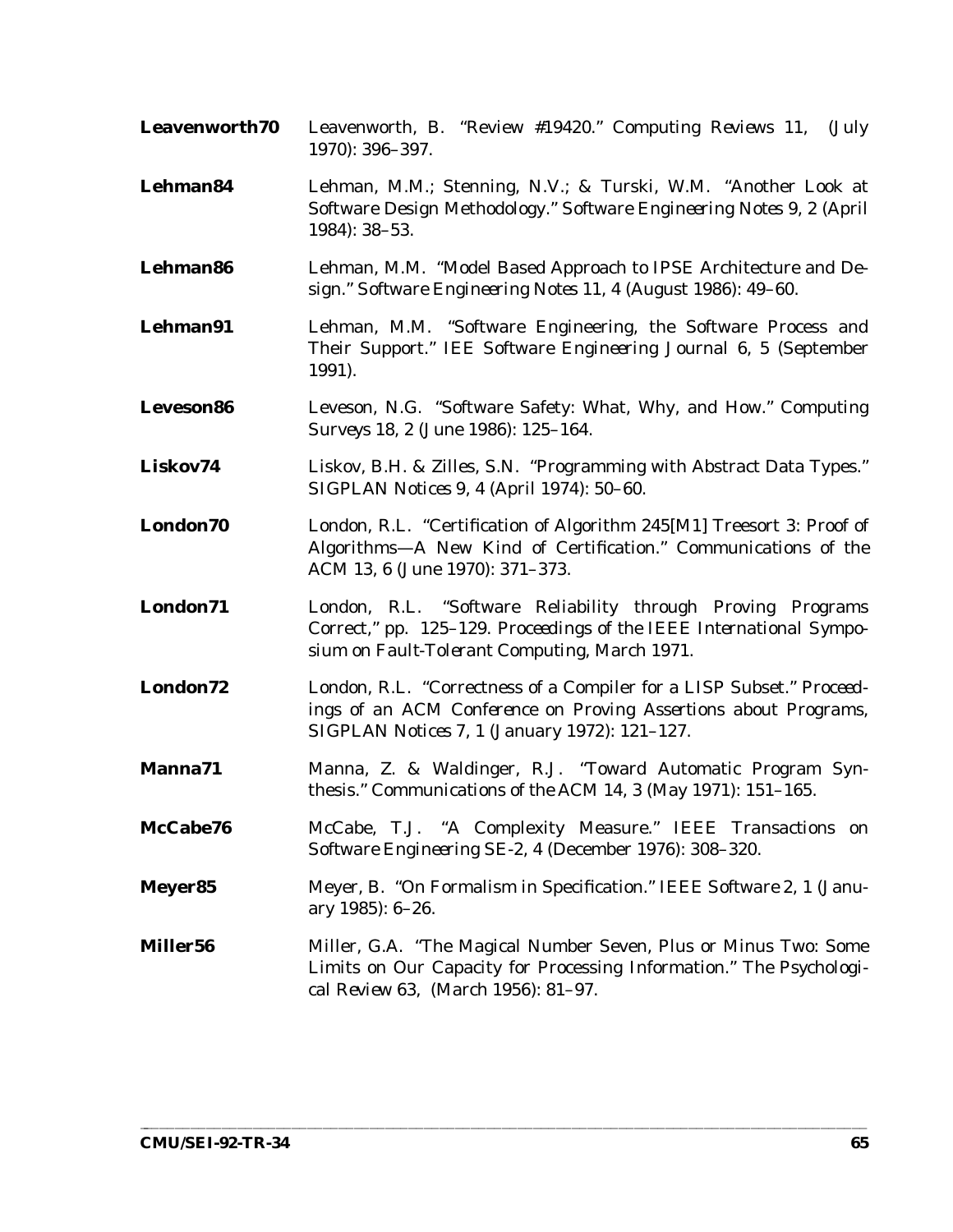**Leavenworth70** Leavenworth, B. "Review #19420." *Computing Reviews 11*, (July 1970): 396–397.

**Lehman84** Lehman, M.M.; Stenning, N.V.; & Turski, W.M. "Another Look at Software Design Methodology." *Software Engineering Notes 9*, 2 (April 1984): 38–53.

**Lehman86** Lehman, M.M. "Model Based Approach to IPSE Architecture and Design." *Software Engineering Notes 11*, 4 (August 1986): 49–60.

**Lehman91** Lehman, M.M. "Software Engineering, the Software Process and Their Support." *IEE Software Engineering Journal 6*, 5 (September 1991).

**Leveson86** Leveson, N.G. "Software Safety: What, Why, and How." *Computing Surveys 18*, 2 (June 1986): 125–164.

**Liskov74** Liskov, B.H. & Zilles, S.N. "Programming with Abstract Data Types." *SIGPLAN Notices 9*, 4 (April 1974): 50–60.

**London70** London, R.L. "Certification of Algorithm 245[M1] Treesort 3: Proof of Algorithms—A New Kind of Certification." *Communications of the ACM 13*, 6 (June 1970): 371–373.

**London71** London, R.L. "Software Reliability through Proving Programs Correct," pp. 125–129. *Proceedings of the IEEE International Symposium on Fault-Tolerant Computing*, March 1971.

**London72** London, R.L. "Correctness of a Compiler for a LISP Subset." *Proceedings of an ACM Conference on Proving Assertions about Programs, SIGPLAN Notices 7*, 1 (January 1972): 121–127.

**Manna71** Manna, Z. & Waldinger, R.J. "Toward Automatic Program Synthesis." *Communications of the ACM 14*, 3 (May 1971): 151–165.

**McCabe76** McCabe, T.J. "A Complexity Measure." *IEEE Transactions on Software Engineering SE-2*, 4 (December 1976): 308–320.

**Meyer85** Meyer, B. "On Formalism in Specification." *IEEE Software 2*, 1 (January 1985): 6–26.

**Miller56** Miller, G.A. "The Magical Number Seven, Plus or Minus Two: Some Limits on Our Capacity for Processing Information." *The Psychological Review 63*, (March 1956): 81–97.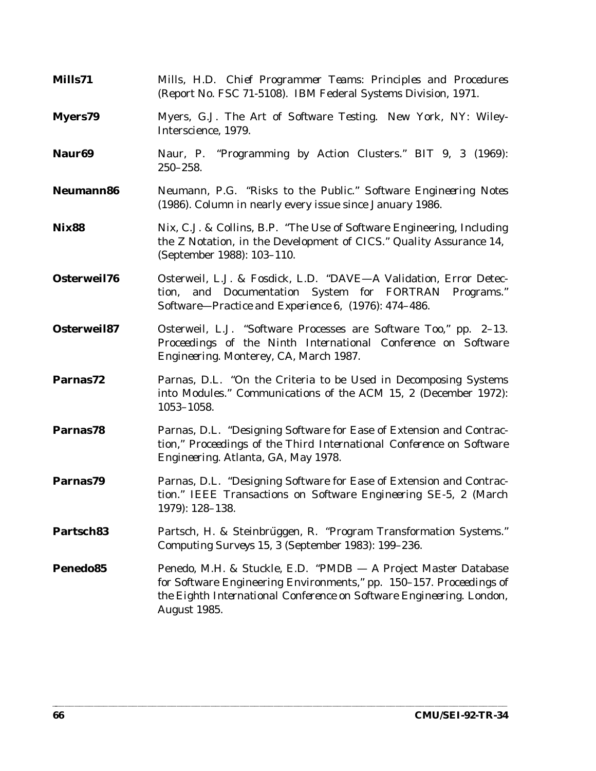**Mills71** Mills, H.D. *Chief Programmer Teams: Principles and Procedures* (Report No. FSC 71-5108). IBM Federal Systems Division, 1971.

**Myers79** Myers, G.J. *The Art of Software Testing*. New York, NY: Wiley-Interscience, 1979.

**Naur69** Naur, P. "Programming by Action Clusters." BIT 9, 3 (1969): 250–258.

**Neumann86** Neumann, P.G. "Risks to the Public." *Software Engineering Notes* (1986). Column in nearly every issue since January 1986.

**Nix88** Nix, C.J. & Collins, B.P. "The Use of Software Engineering, Including the Z Notation, in the Development of CICS." Quality Assurance 14, (September 1988): 103–110.

**Osterweil76** Osterweil, L.J. & Fosdick, L.D. "DAVE—A Validation, Error Detection, and Documentation System for FORTRAN Programs." *Software—Practice and Experience* 6, (1976): 474–486.

**Osterweil87** Osterweil, L.J. "Software Processes are Software Too," pp. 2–13. *Proceedings of the Ninth International Conference on Software Engineering*. Monterey, CA, March 1987.

**Parnas72** Parnas, D.L. "On the Criteria to be Used in Decomposing Systems into Modules." Communications of the ACM 15, 2 (December 1972): 1053–1058.

**Parnas78** Parnas, D.L. "Designing Software for Ease of Extension and Contraction," *Proceedings of the Third International Conference on Software Engineering*. Atlanta, GA, May 1978.

**Parnas79** Parnas, D.L. "Designing Software for Ease of Extension and Contraction." IEEE Transactions on Software Engineering SE-5, 2 (March 1979): 128–138.

**Partsch83** Partsch, H. & Steinbrüggen, R. "Program Transformation Systems." Computing Surveys 15, 3 (September 1983): 199–236.

**Penedo85** Penedo, M.H. & Stuckle, E.D. "PMDB — A Project Master Database for Software Engineering Environments," pp. 150–157. *Proceedings of the Eighth International Conference on Software Engineering*. London, August 1985.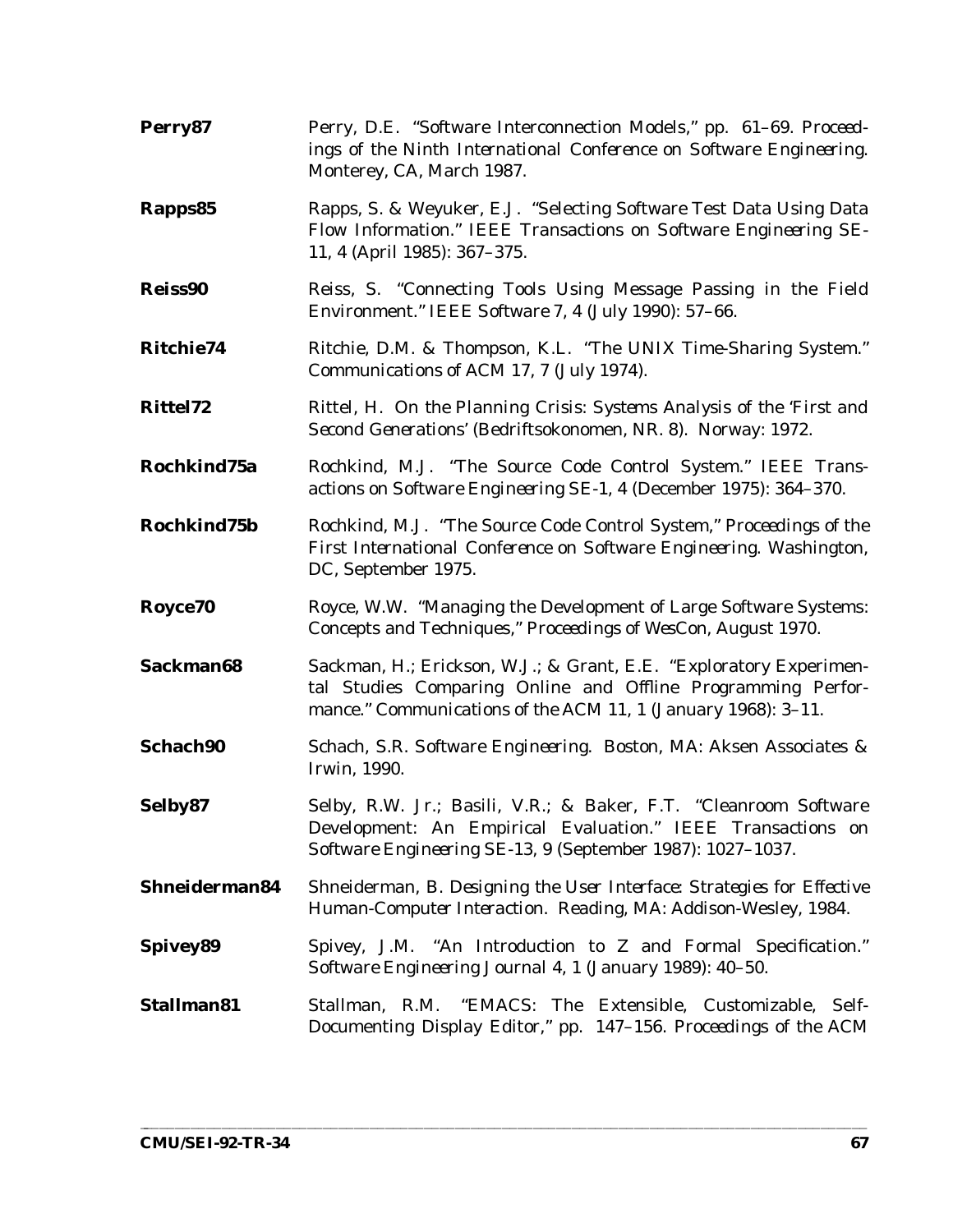**Perry87** Perry, D.E. "Software Interconnection Models," pp. 61–69. *Proceedings of the Ninth International Conference on Software Engineering*. Monterey, CA, March 1987.

**Rapps85** Rapps, S. & Weyuker, E.J. "Selecting Software Test Data Using Data Flow Information." *IEEE Transactions on Software Engineering SE-11*, 4 (April 1985): 367–375.

**Reiss90** Reiss, S. "Connecting Tools Using Message Passing in the Field Environment." *IEEE Software 7*, 4 (July 1990): 57–66.

**Ritchie74** Ritchie, D.M. & Thompson, K.L. "The UNIX Time-Sharing System." *Communications of ACM 17*, 7 (July 1974).

**Rittel72** Rittel, H. *On the Planning Crisis: Systems Analysis of the 'First and Second Generations'* (Bedriftsokonomen, NR. 8). Norway: 1972.

**Rochkind75a** Rochkind, M.J. "The Source Code Control System." *IEEE Transactions on Software Engineering SE-1*, 4 (December 1975): 364–370.

**Rochkind75b** Rochkind, M.J. "The Source Code Control System," *Proceedings of the First International Conference on Software Engineering*. Washington, DC, September 1975.

**Royce70** Royce, W.W. "Managing the Development of Large Software Systems: Concepts and Techniques," *Proceedings of WesCon*, August 1970.

**Sackman68** Sackman, H.; Erickson, W.J.; & Grant, E.E. "Exploratory Experimental Studies Comparing Online and Offline Programming Performance." *Communications of the ACM 11*, 1 (January 1968): 3–11.

**Schach90** Schach, S.R. *Software Engineering*. Boston, MA: Aksen Associates & Irwin, 1990.

**Selby87** Selby, R.W. Jr.; Basili, V.R.; & Baker, F.T. "Cleanroom Software Development: An Empirical Evaluation." *IEEE Transactions on Software Engineering SE-13*, 9 (September 1987): 1027–1037.

**Shneiderman84** Shneiderman, B. *Designing the User Interface: Strategies for Effective Human-Computer Interaction*. Reading, MA: Addison-Wesley, 1984.

**Spivey89** Spivey, J.M. "An Introduction to Z and Formal Specification." *Software Engineering Journal 4*, 1 (January 1989): 40–50.

**Stallman81** Stallman, R.M. "EMACS: The Extensible, Customizable, Self-Documenting Display Editor," pp. 147–156. *Proceedings of the ACM*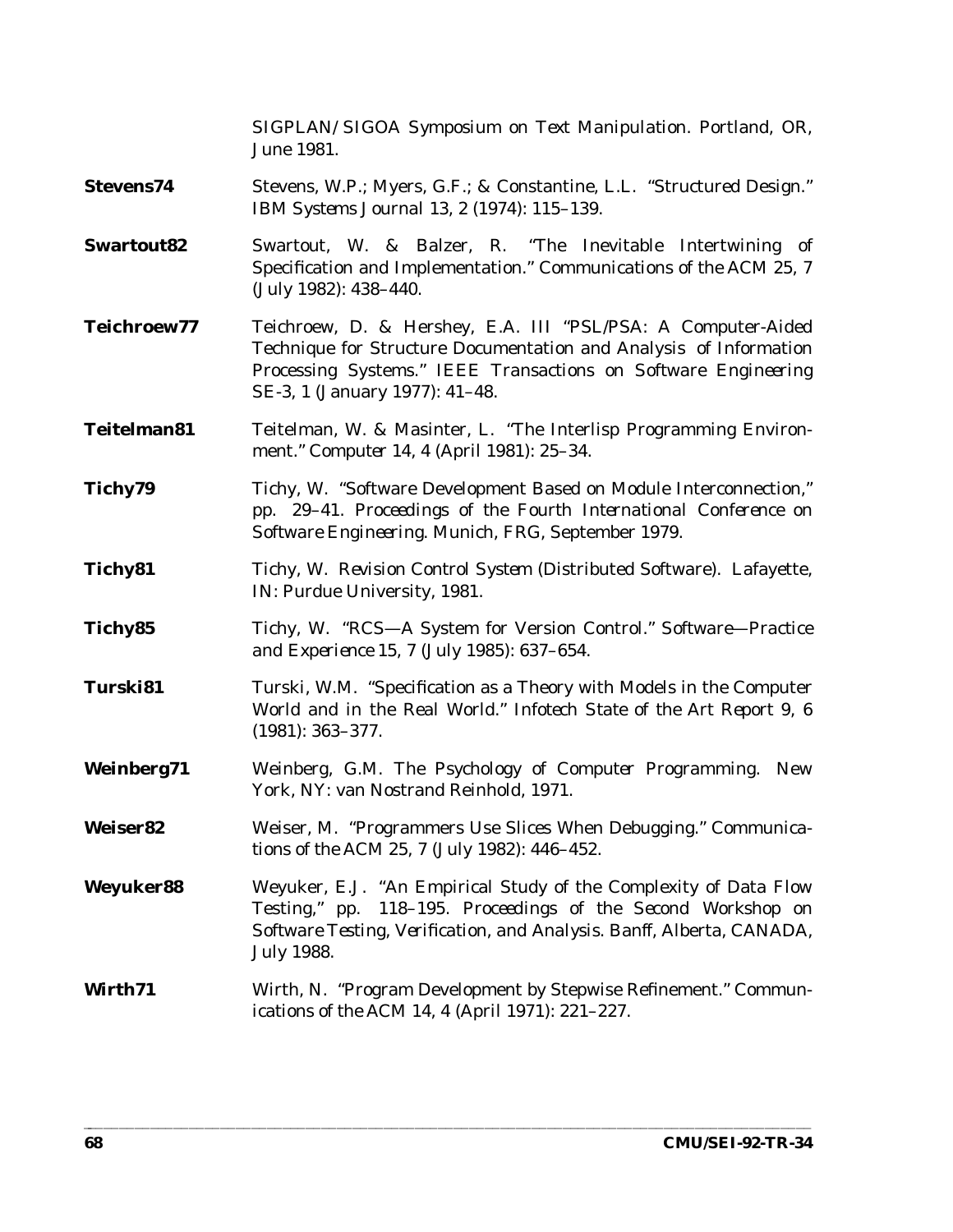SIGPLAN/SIGOA Symposium on Text Manipulation. Portland, OR, June 1981.

**Stevens74** Stevens, W.P.; Myers, G.F.; & Constantine, L.L. "Structured Design." *IBM Systems Journal 13*, 2 (1974): 115–139.

**Swartout82** Swartout, W. & Balzer, R. "The Inevitable Intertwining of Specification and Implementation." *Communications of the ACM 25*, 7 (July 1982): 438–440.

**Teichroew77** Teichroew, D. & Hershey, E.A. III "PSL/PSA: A Computer-Aided Technique for Structure Documentation and Analysis of Information Processing Systems." *IEEE Transactions on Software Engineering SE-3*, 1 (January 1977): 41–48.

**Teitelman81** Teitelman, W. & Masinter, L. "The Interlisp Programming Environment." *Computer 14*, 4 (April 1981): 25–34.

**Tichy79** Tichy, W. "Software Development Based on Module Interconnection," pp. 29–41. *Proceedings of the Fourth International Conference on Software Engineering*. Munich, FRG, September 1979.

**Tichy81** Tichy, W. *Revision Control System (Distributed Software)*. Lafayette, IN: Purdue University, 1981.

**Tichy85** Tichy, W. "RCS—A System for Version Control." *Software—Practice and Experience 15*, 7 (July 1985): 637–654.

**Turski81** Turski, W.M. "Specification as a Theory with Models in the Computer World and in the Real World." *Infotech State of the Art Report 9*, 6 (1981): 363–377.

**Weinberg71** Weinberg, G.M. *The Psychology of Computer Programming*. New York, NY: van Nostrand Reinhold, 1971.

**Weiser82** Weiser, M. "Programmers Use Slices When Debugging." *Communications of the ACM 25*, 7 (July 1982): 446–452.

**Weyuker88** Weyuker, E.J. "An Empirical Study of the Complexity of Data Flow Testing," pp. 118–195. *Proceedings of the Second Workshop on Software Testing, Verification, and Analysis*. Banff, Alberta, CANADA, July 1988.

**Wirth71** Wirth, N. "Program Development by Stepwise Refinement." *Communications of the ACM 14*, 4 (April 1971): 221–227.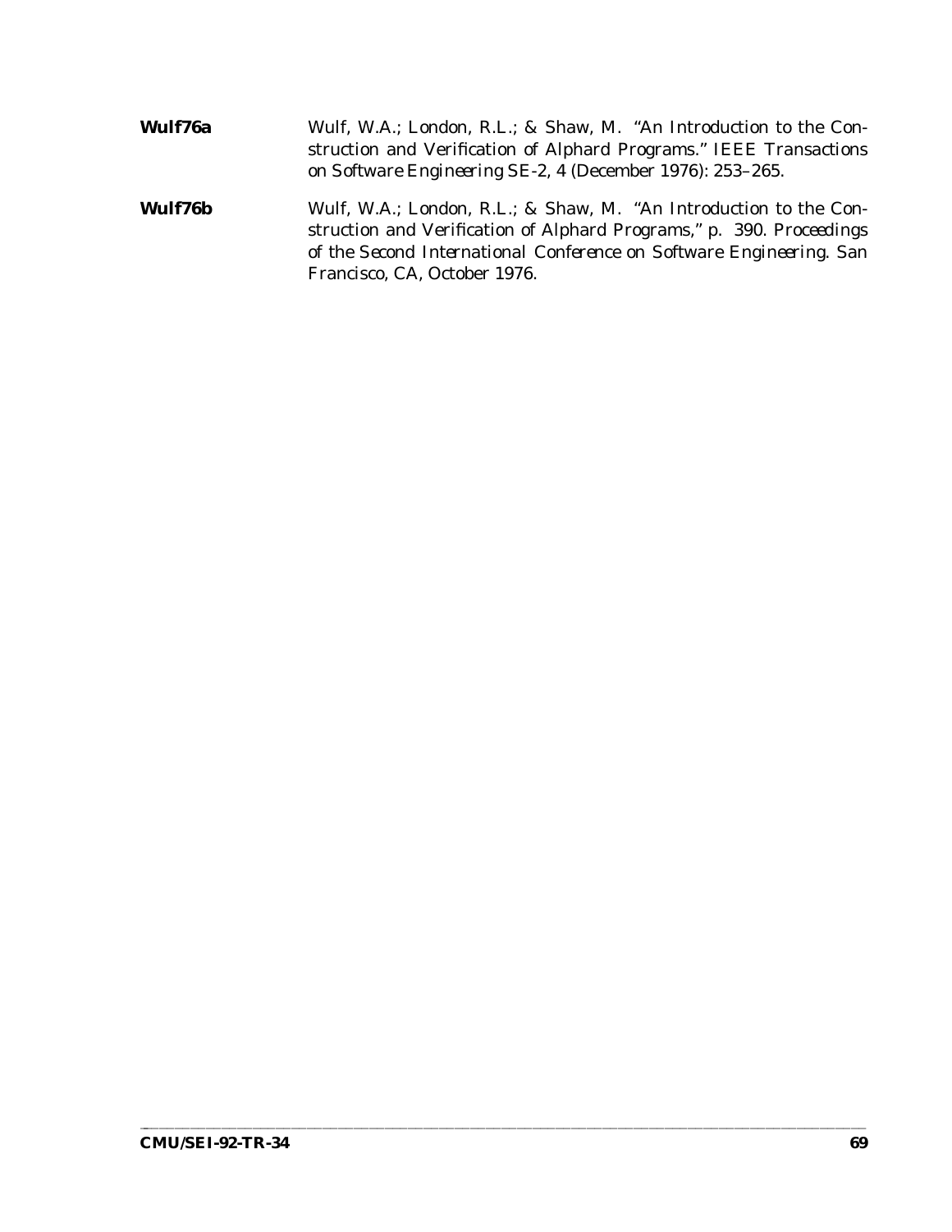**Wulf76a** Wulf, W.A.; London, R.L.; & Shaw, M. "An Introduction to the Construction and Verification of Alphard Programs." *IEEE Transactions on Software Engineering SE-2*, 4 (December 1976): 253–265.

**Wulf76b** Wulf, W.A.; London, R.L.; & Shaw, M. "An Introduction to the Construction and Verification of Alphard Programs," p. 390. *Proceedings of the Second International Conference on Software Engineering*. San Francisco, CA, October 1976.